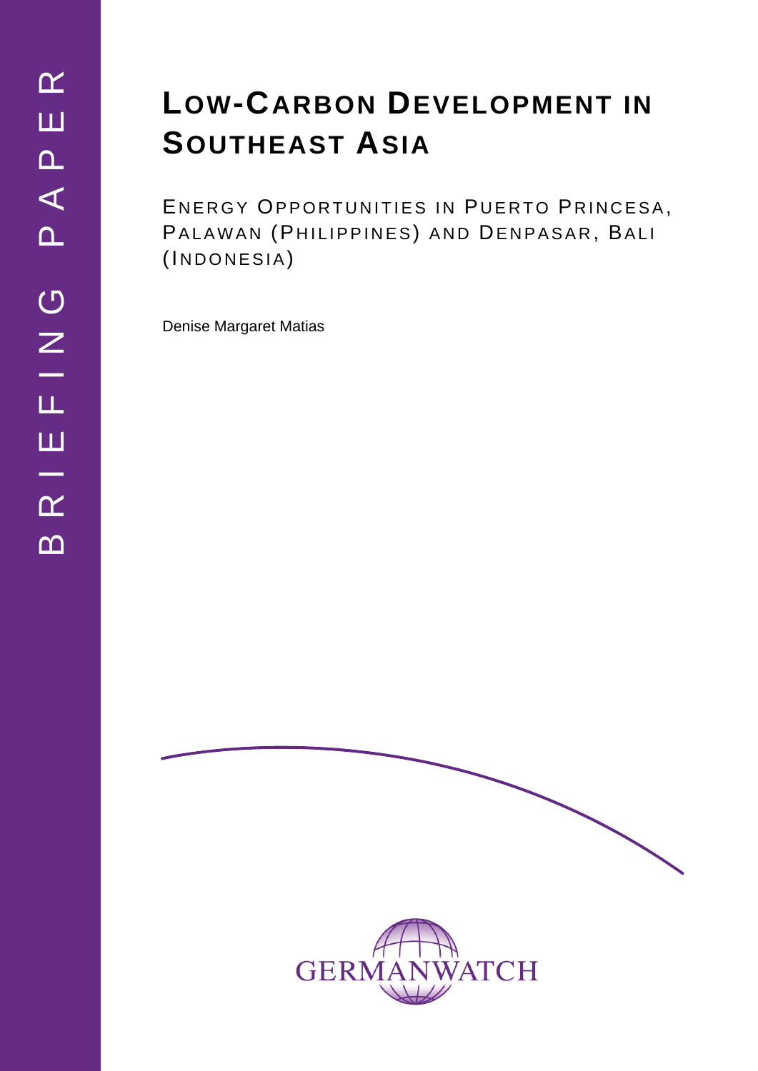BRIEFING PAPER

# Low-Carbon Development in Southeast Asia

## Energy Opportunities in Puerto Princesa, Palawan (Philippines) and Denpasar, Bali (Indonesia)

Denise Margaret Matias

GERMANWATCH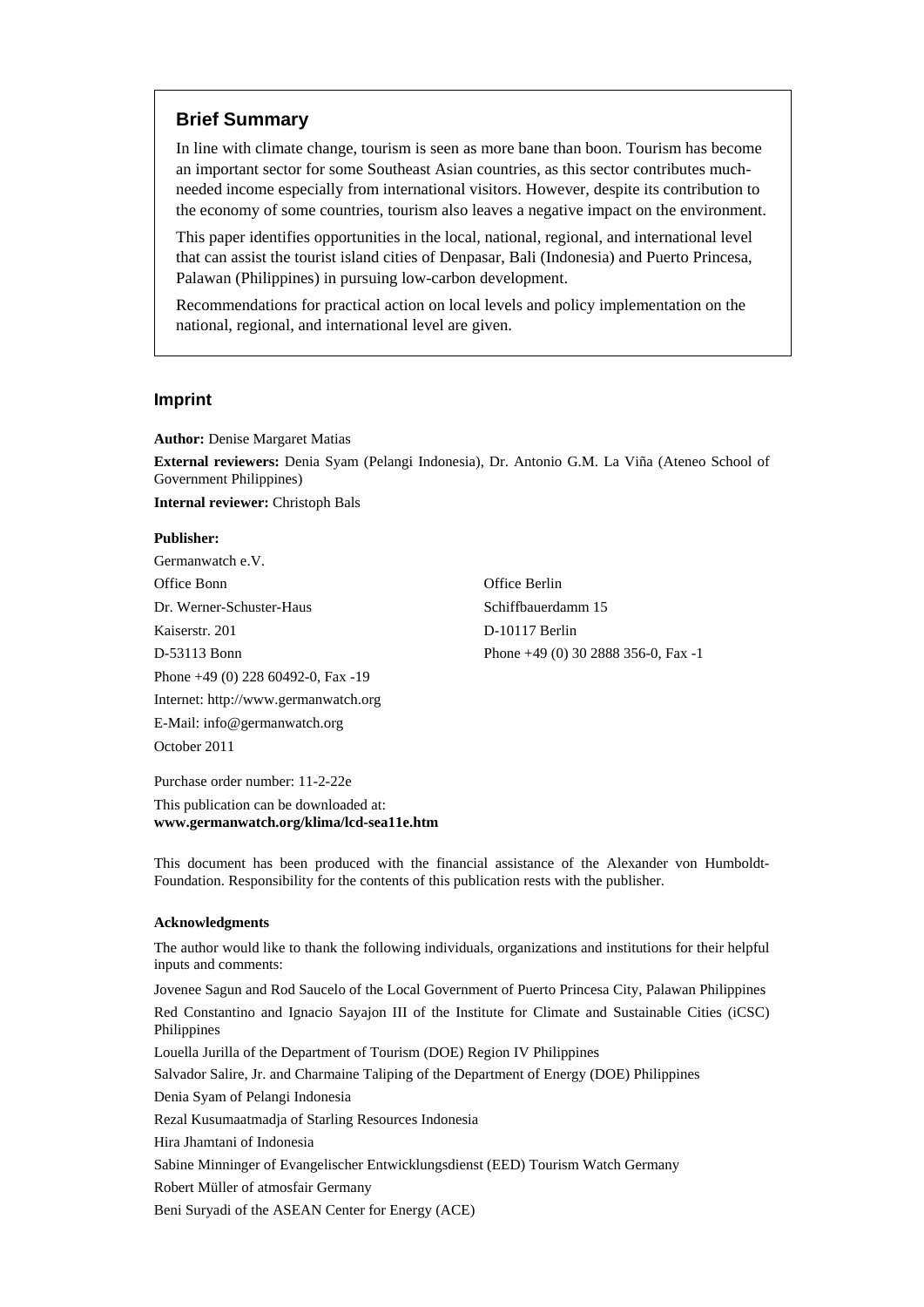## Brief Summary

In line with climate change, tourism is seen as more bane than boon. Tourism has become an important sector for some Southeast Asian countries, as this sector contributes much-needed income especially from international visitors. However, despite its contribution to the economy of some countries, tourism also leaves a negative impact on the environment.

This paper identifies opportunities in the local, national, regional, and international level that can assist the tourist island cities of Denpasar, Bali (Indonesia) and Puerto Princesa, Palawan (Philippines) in pursuing low-carbon development.

Recommendations for practical action on local levels and policy implementation on the national, regional, and international level are given.

## Imprint

**Author:** Denise Margaret Matias

**External reviewers:** Denia Syam (Pelangi Indonesia), Dr. Antonio G.M. La Viña (Ateneo School of Government Philippines)

**Internal reviewer:** Christoph Bals

**Publisher:**

Germanwatch e.V.

Office Bonn
Dr. Werner-Schuster-Haus
Kaiserstr. 201
D-53113 Bonn
Phone +49 (0) 228 60492-0, Fax -19

Office Berlin
Schiffbauerdamm 15
D-10117 Berlin
Phone +49 (0) 30 2888 356-0, Fax -1

Internet: http://www.germanwatch.org
E-Mail: info@germanwatch.org

October 2011

Purchase order number: 11-2-22e

This publication can be downloaded at:
**www.germanwatch.org/klima/lcd-sea11e.htm**

This document has been produced with the financial assistance of the Alexander von Humboldt-Foundation. Responsibility for the contents of this publication rests with the publisher.

**Acknowledgments**

The author would like to thank the following individuals, organizations and institutions for their helpful inputs and comments:

Jovenee Sagun and Rod Saucelo of the Local Government of Puerto Princesa City, Palawan Philippines

Red Constantino and Ignacio Sayajon III of the Institute for Climate and Sustainable Cities (iCSC) Philippines

Louella Jurilla of the Department of Tourism (DOE) Region IV Philippines

Salvador Salire, Jr. and Charmaine Taliping of the Department of Energy (DOE) Philippines

Denia Syam of Pelangi Indonesia

Rezal Kusumaatmadja of Starling Resources Indonesia

Hira Jhamtani of Indonesia

Sabine Minninger of Evangelischer Entwicklungsdienst (EED) Tourism Watch Germany

Robert Müller of atmosfair Germany

Beni Suryadi of the ASEAN Center for Energy (ACE)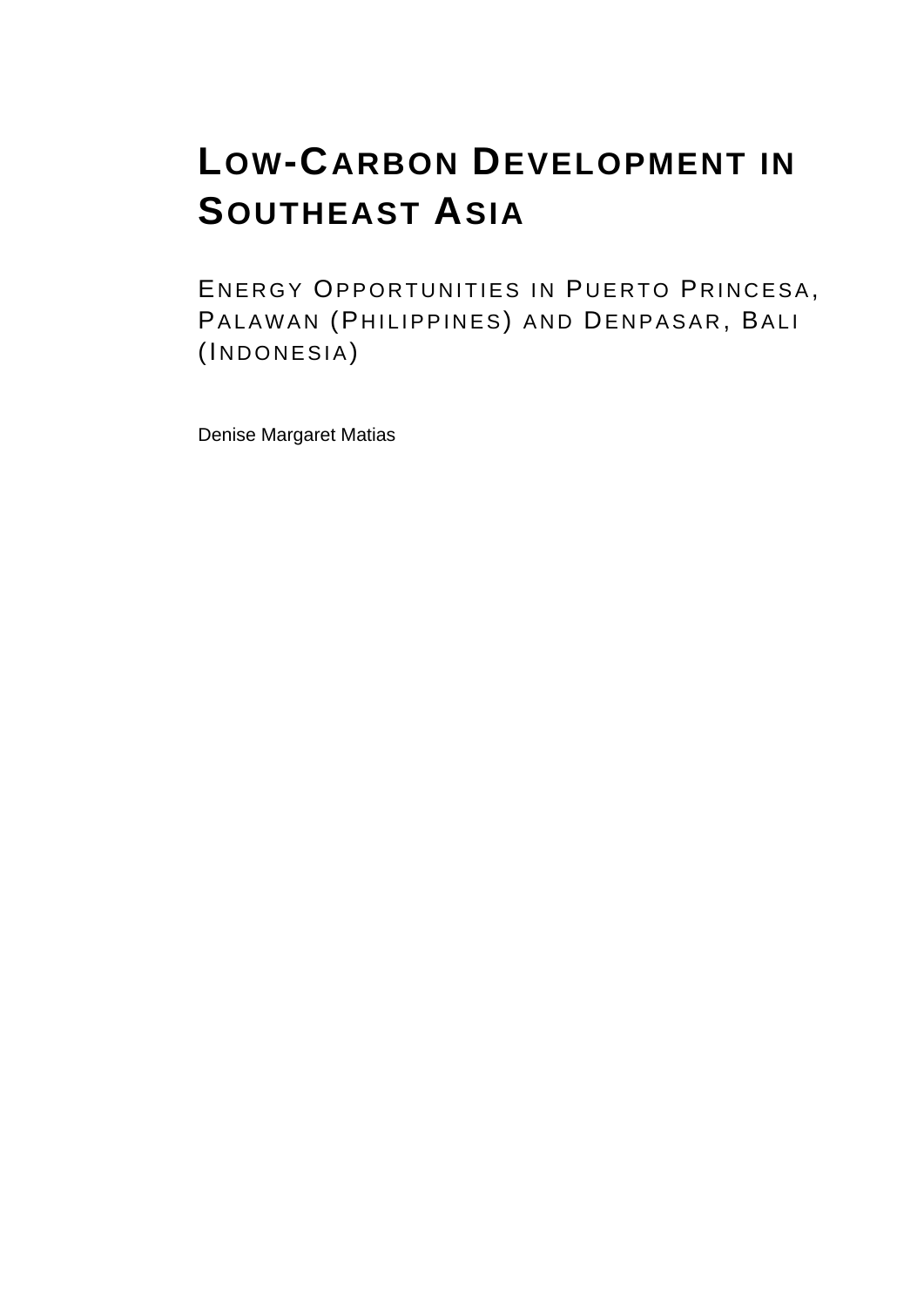# Low-Carbon Development in Southeast Asia

## Energy Opportunities in Puerto Princesa, Palawan (Philippines) and Denpasar, Bali (Indonesia)

Denise Margaret Matias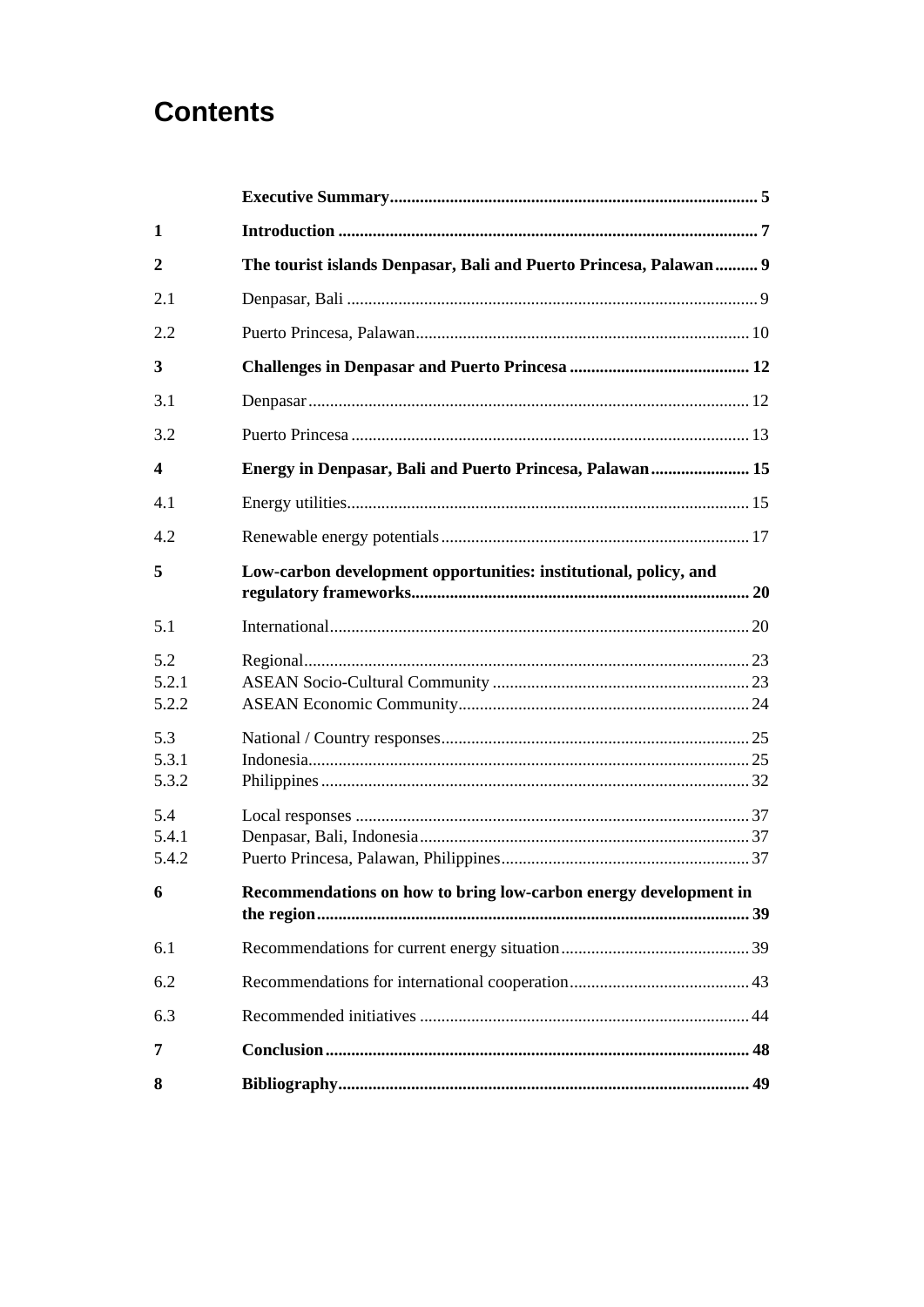# Contents

| | | |
|---|---|---|
| | **Executive Summary** | **5** |
| **1** | **Introduction** | **7** |
| **2** | **The tourist islands Denpasar, Bali and Puerto Princesa, Palawan** | **9** |
| 2.1 | Denpasar, Bali | 9 |
| 2.2 | Puerto Princesa, Palawan | 10 |
| **3** | **Challenges in Denpasar and Puerto Princesa** | **12** |
| 3.1 | Denpasar | 12 |
| 3.2 | Puerto Princesa | 13 |
| **4** | **Energy in Denpasar, Bali and Puerto Princesa, Palawan** | **15** |
| 4.1 | Energy utilities | 15 |
| 4.2 | Renewable energy potentials | 17 |
| **5** | **Low-carbon development opportunities: institutional, policy, and regulatory frameworks** | **20** |
| 5.1 | International | 20 |
| 5.2 | Regional | 23 |
| 5.2.1 | ASEAN Socio-Cultural Community | 23 |
| 5.2.2 | ASEAN Economic Community | 24 |
| 5.3 | National / Country responses | 25 |
| 5.3.1 | Indonesia | 25 |
| 5.3.2 | Philippines | 32 |
| 5.4 | Local responses | 37 |
| 5.4.1 | Denpasar, Bali, Indonesia | 37 |
| 5.4.2 | Puerto Princesa, Palawan, Philippines | 37 |
| **6** | **Recommendations on how to bring low-carbon energy development in the region** | **39** |
| 6.1 | Recommendations for current energy situation | 39 |
| 6.2 | Recommendations for international cooperation | 43 |
| 6.3 | Recommended initiatives | 44 |
| **7** | **Conclusion** | **48** |
| **8** | **Bibliography** | **49** |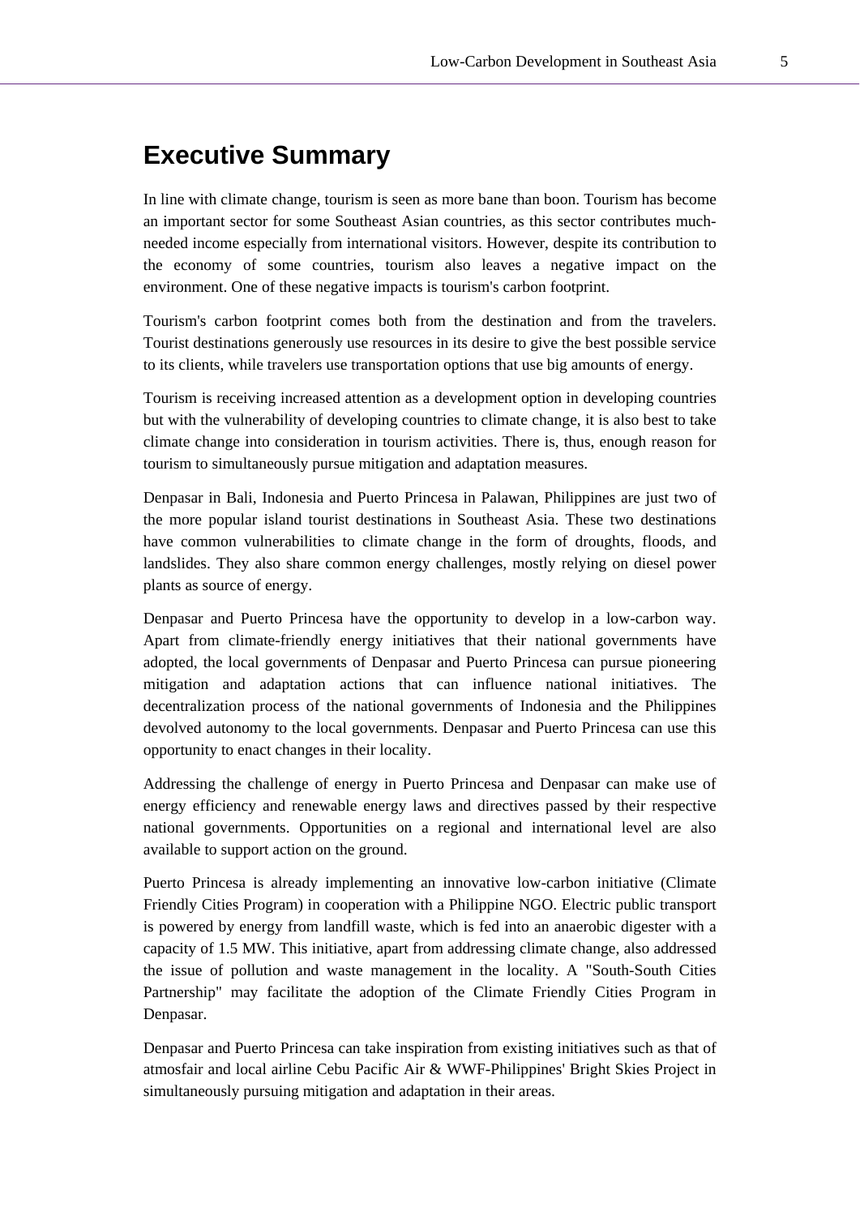# Executive Summary

In line with climate change, tourism is seen as more bane than boon. Tourism has become an important sector for some Southeast Asian countries, as this sector contributes much-needed income especially from international visitors. However, despite its contribution to the economy of some countries, tourism also leaves a negative impact on the environment. One of these negative impacts is tourism's carbon footprint.

Tourism's carbon footprint comes both from the destination and from the travelers. Tourist destinations generously use resources in its desire to give the best possible service to its clients, while travelers use transportation options that use big amounts of energy.

Tourism is receiving increased attention as a development option in developing countries but with the vulnerability of developing countries to climate change, it is also best to take climate change into consideration in tourism activities. There is, thus, enough reason for tourism to simultaneously pursue mitigation and adaptation measures.

Denpasar in Bali, Indonesia and Puerto Princesa in Palawan, Philippines are just two of the more popular island tourist destinations in Southeast Asia. These two destinations have common vulnerabilities to climate change in the form of droughts, floods, and landslides. They also share common energy challenges, mostly relying on diesel power plants as source of energy.

Denpasar and Puerto Princesa have the opportunity to develop in a low-carbon way. Apart from climate-friendly energy initiatives that their national governments have adopted, the local governments of Denpasar and Puerto Princesa can pursue pioneering mitigation and adaptation actions that can influence national initiatives. The decentralization process of the national governments of Indonesia and the Philippines devolved autonomy to the local governments. Denpasar and Puerto Princesa can use this opportunity to enact changes in their locality.

Addressing the challenge of energy in Puerto Princesa and Denpasar can make use of energy efficiency and renewable energy laws and directives passed by their respective national governments. Opportunities on a regional and international level are also available to support action on the ground.

Puerto Princesa is already implementing an innovative low-carbon initiative (Climate Friendly Cities Program) in cooperation with a Philippine NGO. Electric public transport is powered by energy from landfill waste, which is fed into an anaerobic digester with a capacity of 1.5 MW. This initiative, apart from addressing climate change, also addressed the issue of pollution and waste management in the locality. A "South-South Cities Partnership" may facilitate the adoption of the Climate Friendly Cities Program in Denpasar.

Denpasar and Puerto Princesa can take inspiration from existing initiatives such as that of atmosfair and local airline Cebu Pacific Air & WWF-Philippines' Bright Skies Project in simultaneously pursuing mitigation and adaptation in their areas.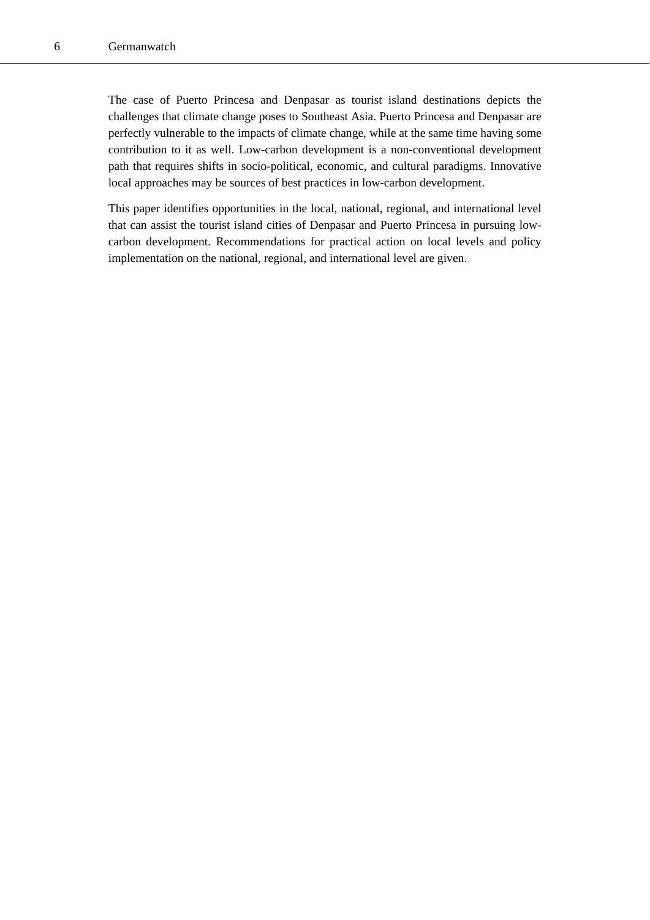The case of Puerto Princesa and Denpasar as tourist island destinations depicts the challenges that climate change poses to Southeast Asia. Puerto Princesa and Denpasar are perfectly vulnerable to the impacts of climate change, while at the same time having some contribution to it as well. Low-carbon development is a non-conventional development path that requires shifts in socio-political, economic, and cultural paradigms. Innovative local approaches may be sources of best practices in low-carbon development.

This paper identifies opportunities in the local, national, regional, and international level that can assist the tourist island cities of Denpasar and Puerto Princesa in pursuing low-carbon development. Recommendations for practical action on local levels and policy implementation on the national, regional, and international level are given.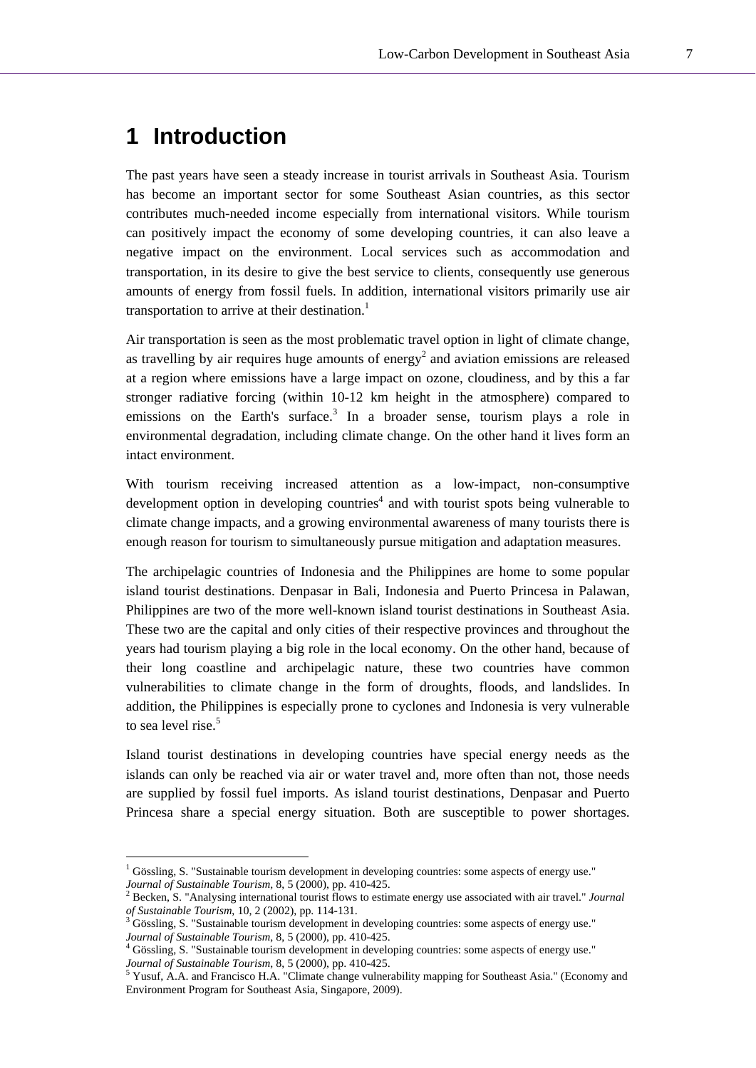# 1 Introduction

The past years have seen a steady increase in tourist arrivals in Southeast Asia. Tourism has become an important sector for some Southeast Asian countries, as this sector contributes much-needed income especially from international visitors. While tourism can positively impact the economy of some developing countries, it can also leave a negative impact on the environment. Local services such as accommodation and transportation, in its desire to give the best service to clients, consequently use generous amounts of energy from fossil fuels. In addition, international visitors primarily use air transportation to arrive at their destination.[1]

Air transportation is seen as the most problematic travel option in light of climate change, as travelling by air requires huge amounts of energy[2] and aviation emissions are released at a region where emissions have a large impact on ozone, cloudiness, and by this a far stronger radiative forcing (within 10-12 km height in the atmosphere) compared to emissions on the Earth's surface.[3] In a broader sense, tourism plays a role in environmental degradation, including climate change. On the other hand it lives form an intact environment.

With tourism receiving increased attention as a low-impact, non-consumptive development option in developing countries[4] and with tourist spots being vulnerable to climate change impacts, and a growing environmental awareness of many tourists there is enough reason for tourism to simultaneously pursue mitigation and adaptation measures.

The archipelagic countries of Indonesia and the Philippines are home to some popular island tourist destinations. Denpasar in Bali, Indonesia and Puerto Princesa in Palawan, Philippines are two of the more well-known island tourist destinations in Southeast Asia. These two are the capital and only cities of their respective provinces and throughout the years had tourism playing a big role in the local economy. On the other hand, because of their long coastline and archipelagic nature, these two countries have common vulnerabilities to climate change in the form of droughts, floods, and landslides. In addition, the Philippines is especially prone to cyclones and Indonesia is very vulnerable to sea level rise.[5]

Island tourist destinations in developing countries have special energy needs as the islands can only be reached via air or water travel and, more often than not, those needs are supplied by fossil fuel imports. As island tourist destinations, Denpasar and Puerto Princesa share a special energy situation. Both are susceptible to power shortages.

---

[1] Gössling, S. "Sustainable tourism development in developing countries: some aspects of energy use." *Journal of Sustainable Tourism*, 8, 5 (2000), pp. 410-425.

[2] Becken, S. "Analysing international tourist flows to estimate energy use associated with air travel." *Journal of Sustainable Tourism*, 10, 2 (2002), pp. 114-131.

[3] Gössling, S. "Sustainable tourism development in developing countries: some aspects of energy use." *Journal of Sustainable Tourism*, 8, 5 (2000), pp. 410-425.

[4] Gössling, S. "Sustainable tourism development in developing countries: some aspects of energy use." *Journal of Sustainable Tourism*, 8, 5 (2000), pp. 410-425.

[5] Yusuf, A.A. and Francisco H.A. "Climate change vulnerability mapping for Southeast Asia." (Economy and Environment Program for Southeast Asia, Singapore, 2009).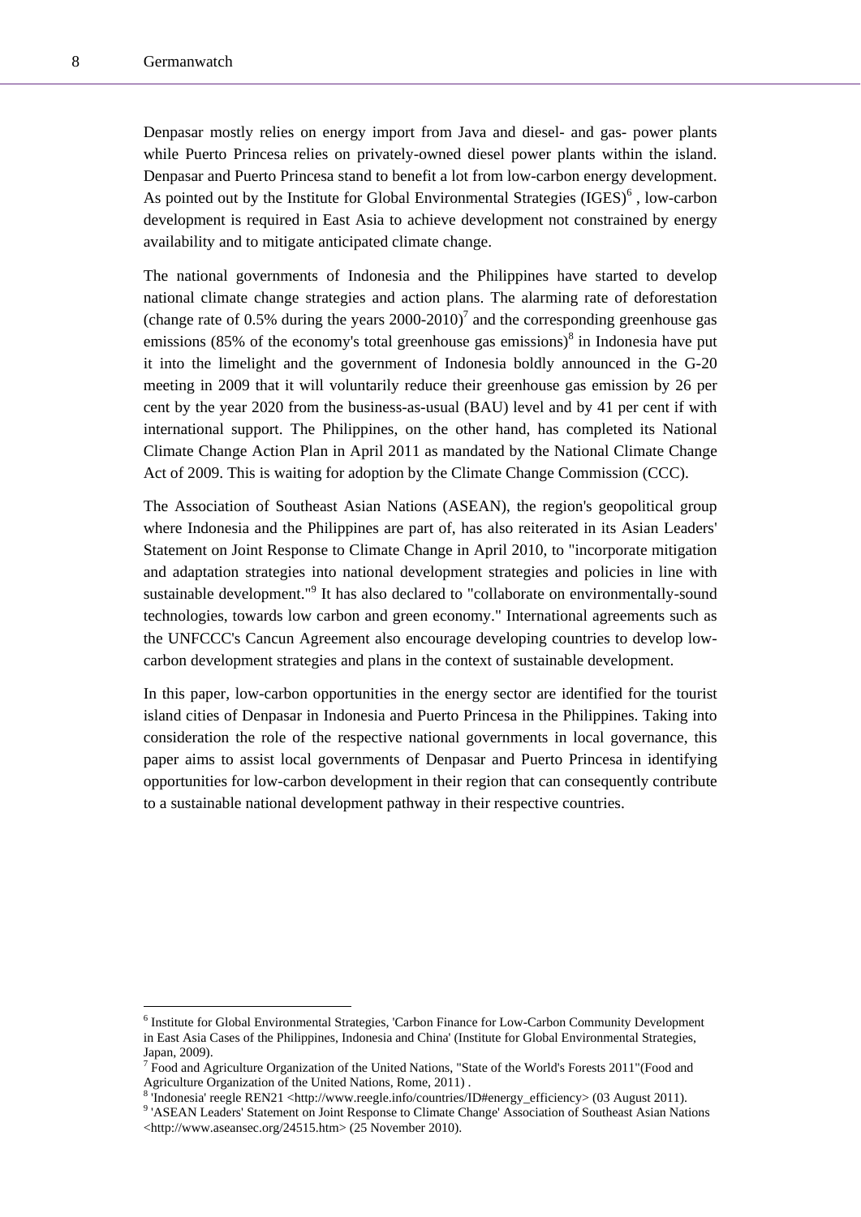Denpasar mostly relies on energy import from Java and diesel- and gas- power plants while Puerto Princesa relies on privately-owned diesel power plants within the island. Denpasar and Puerto Princesa stand to benefit a lot from low-carbon energy development. As pointed out by the Institute for Global Environmental Strategies (IGES)[6] , low-carbon development is required in East Asia to achieve development not constrained by energy availability and to mitigate anticipated climate change.

The national governments of Indonesia and the Philippines have started to develop national climate change strategies and action plans. The alarming rate of deforestation (change rate of 0.5% during the years 2000-2010)[7] and the corresponding greenhouse gas emissions (85% of the economy's total greenhouse gas emissions)[8] in Indonesia have put it into the limelight and the government of Indonesia boldly announced in the G-20 meeting in 2009 that it will voluntarily reduce their greenhouse gas emission by 26 per cent by the year 2020 from the business-as-usual (BAU) level and by 41 per cent if with international support. The Philippines, on the other hand, has completed its National Climate Change Action Plan in April 2011 as mandated by the National Climate Change Act of 2009. This is waiting for adoption by the Climate Change Commission (CCC).

The Association of Southeast Asian Nations (ASEAN), the region's geopolitical group where Indonesia and the Philippines are part of, has also reiterated in its Asian Leaders' Statement on Joint Response to Climate Change in April 2010, to "incorporate mitigation and adaptation strategies into national development strategies and policies in line with sustainable development."[9] It has also declared to "collaborate on environmentally-sound technologies, towards low carbon and green economy." International agreements such as the UNFCCC's Cancun Agreement also encourage developing countries to develop low-carbon development strategies and plans in the context of sustainable development.

In this paper, low-carbon opportunities in the energy sector are identified for the tourist island cities of Denpasar in Indonesia and Puerto Princesa in the Philippines. Taking into consideration the role of the respective national governments in local governance, this paper aims to assist local governments of Denpasar and Puerto Princesa in identifying opportunities for low-carbon development in their region that can consequently contribute to a sustainable national development pathway in their respective countries.

---

[6] Institute for Global Environmental Strategies, 'Carbon Finance for Low-Carbon Community Development in East Asia Cases of the Philippines, Indonesia and China' (Institute for Global Environmental Strategies, Japan, 2009).

[7] Food and Agriculture Organization of the United Nations, "State of the World's Forests 2011"(Food and Agriculture Organization of the United Nations, Rome, 2011) .

[8] 'Indonesia' reegle REN21 <http://www.reegle.info/countries/ID#energy_efficiency> (03 August 2011).

[9] 'ASEAN Leaders' Statement on Joint Response to Climate Change' Association of Southeast Asian Nations <http://www.aseansec.org/24515.htm> (25 November 2010).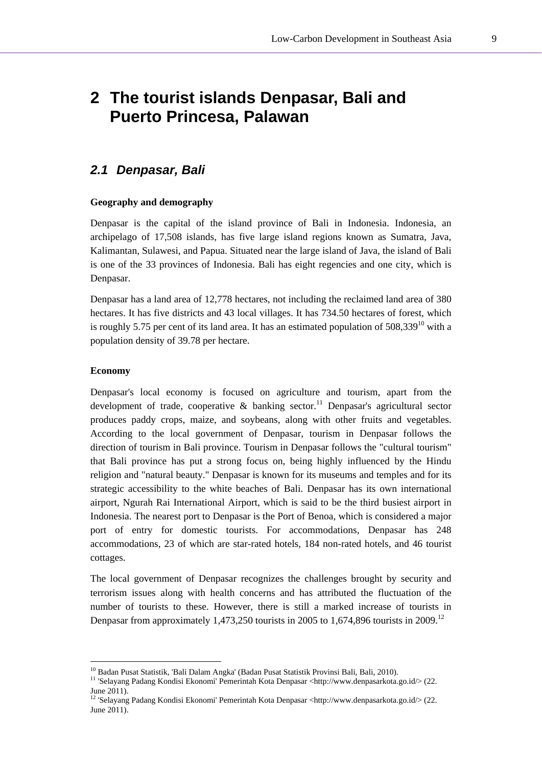# 2 The tourist islands Denpasar, Bali and Puerto Princesa, Palawan

## 2.1 *Denpasar, Bali*

**Geography and demography**

Denpasar is the capital of the island province of Bali in Indonesia. Indonesia, an archipelago of 17,508 islands, has five large island regions known as Sumatra, Java, Kalimantan, Sulawesi, and Papua. Situated near the large island of Java, the island of Bali is one of the 33 provinces of Indonesia. Bali has eight regencies and one city, which is Denpasar.

Denpasar has a land area of 12,778 hectares, not including the reclaimed land area of 380 hectares. It has five districts and 43 local villages. It has 734.50 hectares of forest, which is roughly 5.75 per cent of its land area. It has an estimated population of 508,339[10] with a population density of 39.78 per hectare.

**Economy**

Denpasar's local economy is focused on agriculture and tourism, apart from the development of trade, cooperative & banking sector.[11] Denpasar's agricultural sector produces paddy crops, maize, and soybeans, along with other fruits and vegetables. According to the local government of Denpasar, tourism in Denpasar follows the direction of tourism in Bali province. Tourism in Denpasar follows the "cultural tourism" that Bali province has put a strong focus on, being highly influenced by the Hindu religion and "natural beauty." Denpasar is known for its museums and temples and for its strategic accessibility to the white beaches of Bali. Denpasar has its own international airport, Ngurah Rai International Airport, which is said to be the third busiest airport in Indonesia. The nearest port to Denpasar is the Port of Benoa, which is considered a major port of entry for domestic tourists. For accommodations, Denpasar has 248 accommodations, 23 of which are star-rated hotels, 184 non-rated hotels, and 46 tourist cottages.

The local government of Denpasar recognizes the challenges brought by security and terrorism issues along with health concerns and has attributed the fluctuation of the number of tourists to these. However, there is still a marked increase of tourists in Denpasar from approximately 1,473,250 tourists in 2005 to 1,674,896 tourists in 2009.[12]

---

[10] Badan Pusat Statistik, 'Bali Dalam Angka' (Badan Pusat Statistik Provinsi Bali, Bali, 2010).

[11] 'Selayang Padang Kondisi Ekonomi' Pemerintah Kota Denpasar <http://www.denpasarkota.go.id/> (22. June 2011).

[12] 'Selayang Padang Kondisi Ekonomi' Pemerintah Kota Denpasar <http://www.denpasarkota.go.id/> (22. June 2011).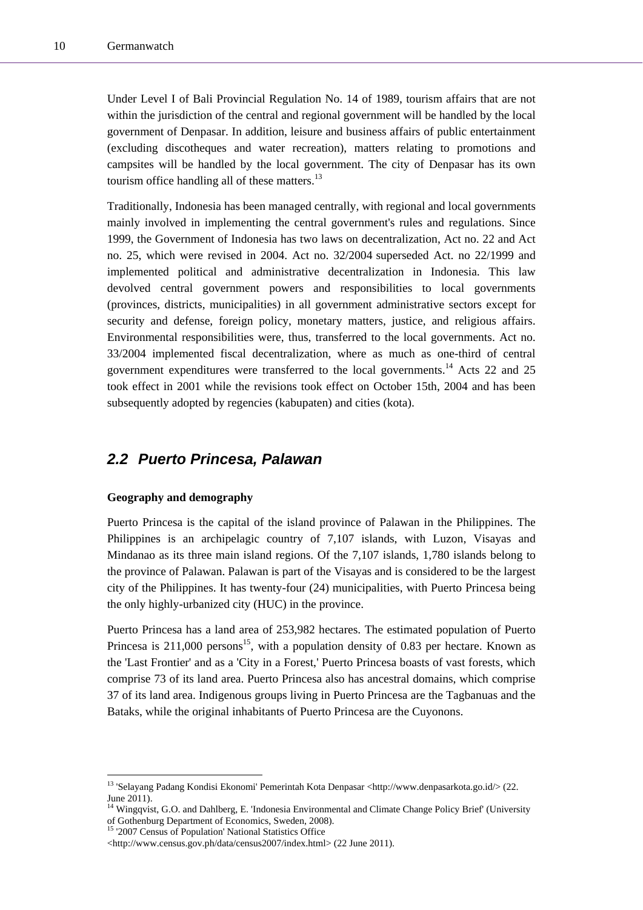Under Level I of Bali Provincial Regulation No. 14 of 1989, tourism affairs that are not within the jurisdiction of the central and regional government will be handled by the local government of Denpasar. In addition, leisure and business affairs of public entertainment (excluding discotheques and water recreation), matters relating to promotions and campsites will be handled by the local government. The city of Denpasar has its own tourism office handling all of these matters.[13]

Traditionally, Indonesia has been managed centrally, with regional and local governments mainly involved in implementing the central government's rules and regulations. Since 1999, the Government of Indonesia has two laws on decentralization, Act no. 22 and Act no. 25, which were revised in 2004. Act no. 32/2004 superseded Act. no 22/1999 and implemented political and administrative decentralization in Indonesia. This law devolved central government powers and responsibilities to local governments (provinces, districts, municipalities) in all government administrative sectors except for security and defense, foreign policy, monetary matters, justice, and religious affairs. Environmental responsibilities were, thus, transferred to the local governments. Act no. 33/2004 implemented fiscal decentralization, where as much as one-third of central government expenditures were transferred to the local governments.[14] Acts 22 and 25 took effect in 2001 while the revisions took effect on October 15th, 2004 and has been subsequently adopted by regencies (kabupaten) and cities (kota).

## *2.2 Puerto Princesa, Palawan*

**Geography and demography**

Puerto Princesa is the capital of the island province of Palawan in the Philippines. The Philippines is an archipelagic country of 7,107 islands, with Luzon, Visayas and Mindanao as its three main island regions. Of the 7,107 islands, 1,780 islands belong to the province of Palawan. Palawan is part of the Visayas and is considered to be the largest city of the Philippines. It has twenty-four (24) municipalities, with Puerto Princesa being the only highly-urbanized city (HUC) in the province.

Puerto Princesa has a land area of 253,982 hectares. The estimated population of Puerto Princesa is 211,000 persons[15], with a population density of 0.83 per hectare. Known as the 'Last Frontier' and as a 'City in a Forest,' Puerto Princesa boasts of vast forests, which comprise 73 of its land area. Puerto Princesa also has ancestral domains, which comprise 37 of its land area. Indigenous groups living in Puerto Princesa are the Tagbanuas and the Bataks, while the original inhabitants of Puerto Princesa are the Cuyonons.

---

[13] 'Selayang Padang Kondisi Ekonomi' Pemerintah Kota Denpasar <http://www.denpasarkota.go.id/> (22. June 2011).

[14] Wingqvist, G.O. and Dahlberg, E. 'Indonesia Environmental and Climate Change Policy Brief' (University of Gothenburg Department of Economics, Sweden, 2008).

[15] '2007 Census of Population' National Statistics Office <http://www.census.gov.ph/data/census2007/index.html> (22 June 2011).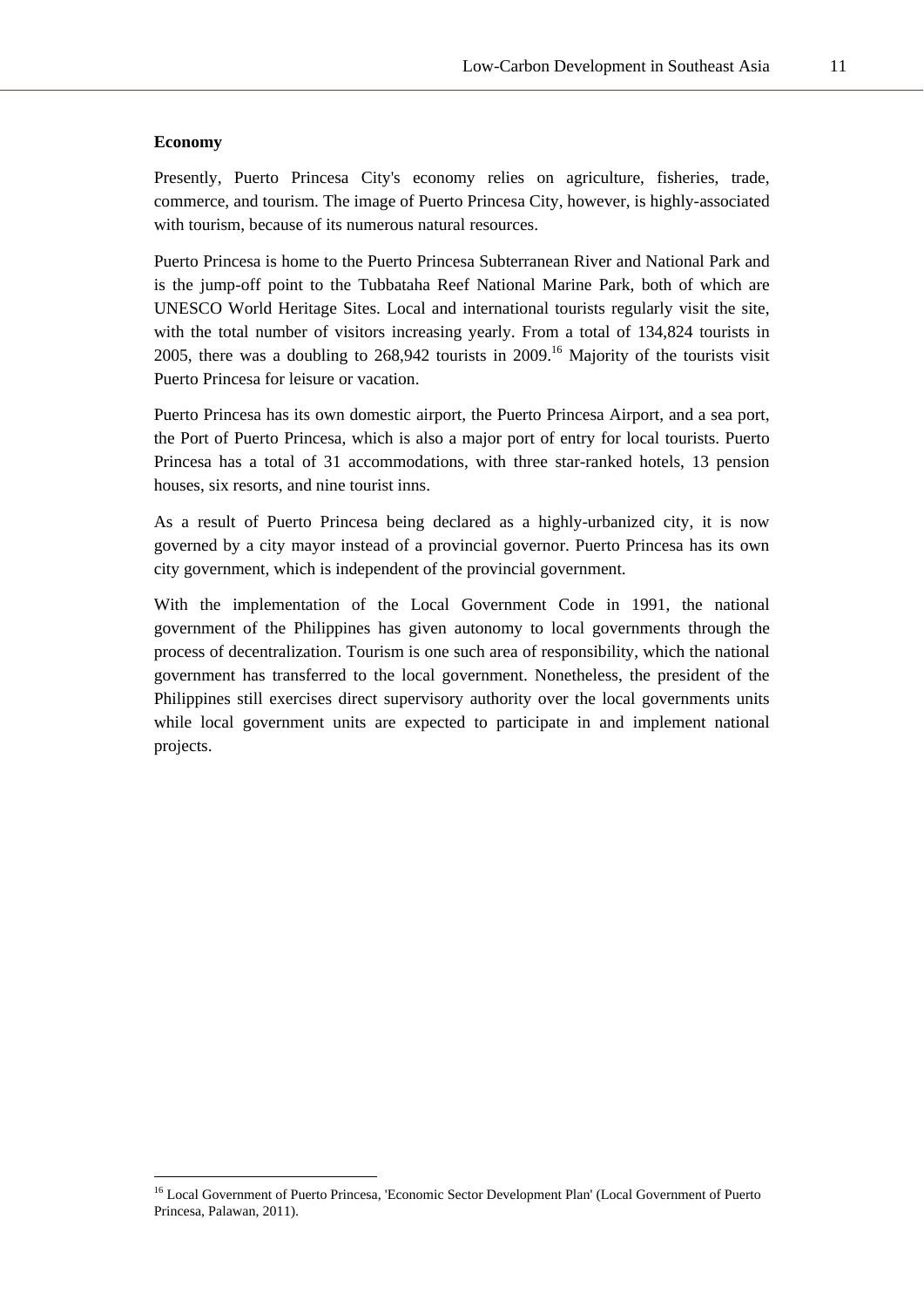### Economy

Presently, Puerto Princesa City's economy relies on agriculture, fisheries, trade, commerce, and tourism. The image of Puerto Princesa City, however, is highly-associated with tourism, because of its numerous natural resources.

Puerto Princesa is home to the Puerto Princesa Subterranean River and National Park and is the jump-off point to the Tubbataha Reef National Marine Park, both of which are UNESCO World Heritage Sites. Local and international tourists regularly visit the site, with the total number of visitors increasing yearly. From a total of 134,824 tourists in 2005, there was a doubling to 268,942 tourists in 2009.[16] Majority of the tourists visit Puerto Princesa for leisure or vacation.

Puerto Princesa has its own domestic airport, the Puerto Princesa Airport, and a sea port, the Port of Puerto Princesa, which is also a major port of entry for local tourists. Puerto Princesa has a total of 31 accommodations, with three star-ranked hotels, 13 pension houses, six resorts, and nine tourist inns.

As a result of Puerto Princesa being declared as a highly-urbanized city, it is now governed by a city mayor instead of a provincial governor. Puerto Princesa has its own city government, which is independent of the provincial government.

With the implementation of the Local Government Code in 1991, the national government of the Philippines has given autonomy to local governments through the process of decentralization. Tourism is one such area of responsibility, which the national government has transferred to the local government. Nonetheless, the president of the Philippines still exercises direct supervisory authority over the local governments units while local government units are expected to participate in and implement national projects.

[16] Local Government of Puerto Princesa, 'Economic Sector Development Plan' (Local Government of Puerto Princesa, Palawan, 2011).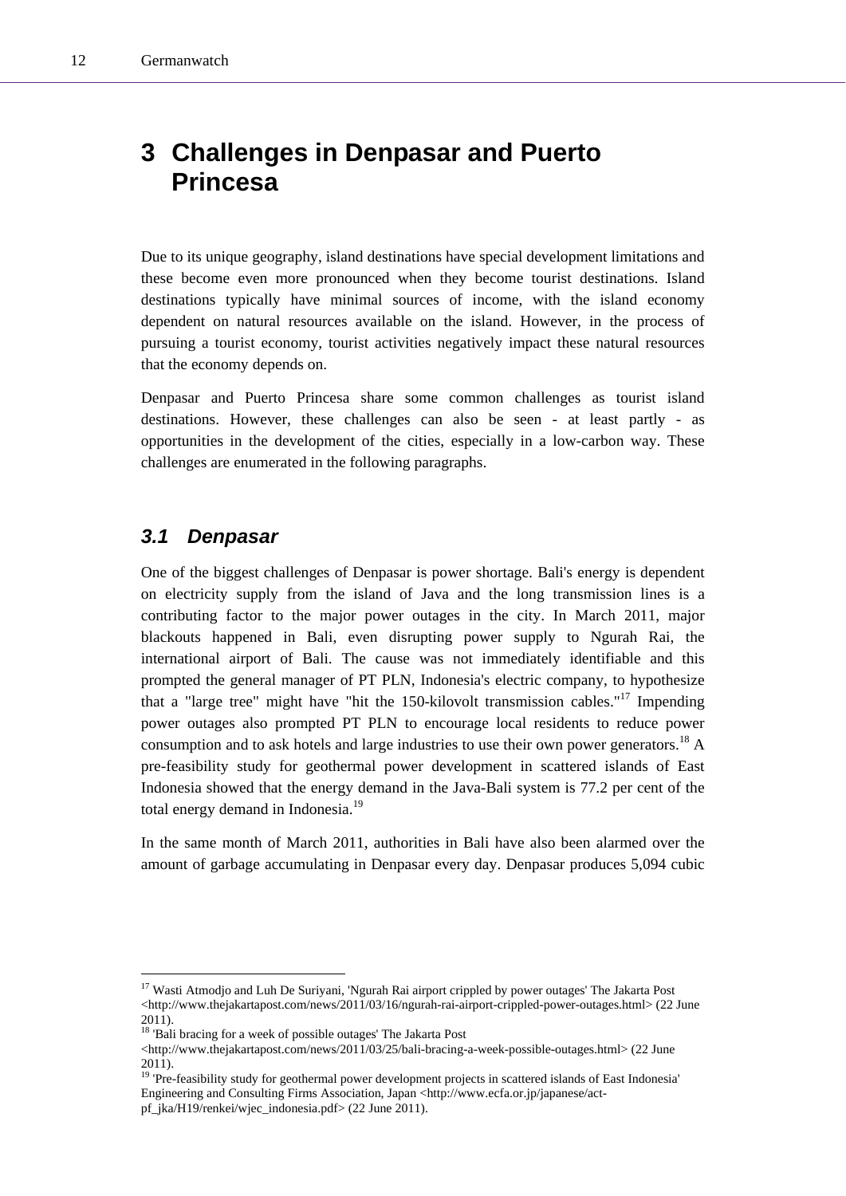# 3 Challenges in Denpasar and Puerto Princesa

Due to its unique geography, island destinations have special development limitations and these become even more pronounced when they become tourist destinations. Island destinations typically have minimal sources of income, with the island economy dependent on natural resources available on the island. However, in the process of pursuing a tourist economy, tourist activities negatively impact these natural resources that the economy depends on.

Denpasar and Puerto Princesa share some common challenges as tourist island destinations. However, these challenges can also be seen - at least partly - as opportunities in the development of the cities, especially in a low-carbon way. These challenges are enumerated in the following paragraphs.

## *3.1 Denpasar*

One of the biggest challenges of Denpasar is power shortage. Bali's energy is dependent on electricity supply from the island of Java and the long transmission lines is a contributing factor to the major power outages in the city. In March 2011, major blackouts happened in Bali, even disrupting power supply to Ngurah Rai, the international airport of Bali. The cause was not immediately identifiable and this prompted the general manager of PT PLN, Indonesia's electric company, to hypothesize that a "large tree" might have "hit the 150-kilovolt transmission cables."[17] Impending power outages also prompted PT PLN to encourage local residents to reduce power consumption and to ask hotels and large industries to use their own power generators.[18] A pre-feasibility study for geothermal power development in scattered islands of East Indonesia showed that the energy demand in the Java-Bali system is 77.2 per cent of the total energy demand in Indonesia.[19]

In the same month of March 2011, authorities in Bali have also been alarmed over the amount of garbage accumulating in Denpasar every day. Denpasar produces 5,094 cubic

---

[17] Wasti Atmodjo and Luh De Suriyani, 'Ngurah Rai airport crippled by power outages' The Jakarta Post <http://www.thejakartapost.com/news/2011/03/16/ngurah-rai-airport-crippled-power-outages.html> (22 June 2011).

[18] 'Bali bracing for a week of possible outages' The Jakarta Post <http://www.thejakartapost.com/news/2011/03/25/bali-bracing-a-week-possible-outages.html> (22 June 2011).

[19] 'Pre-feasibility study for geothermal power development projects in scattered islands of East Indonesia' Engineering and Consulting Firms Association, Japan <http://www.ecfa.or.jp/japanese/act-pf_jka/H19/renkei/wjec_indonesia.pdf> (22 June 2011).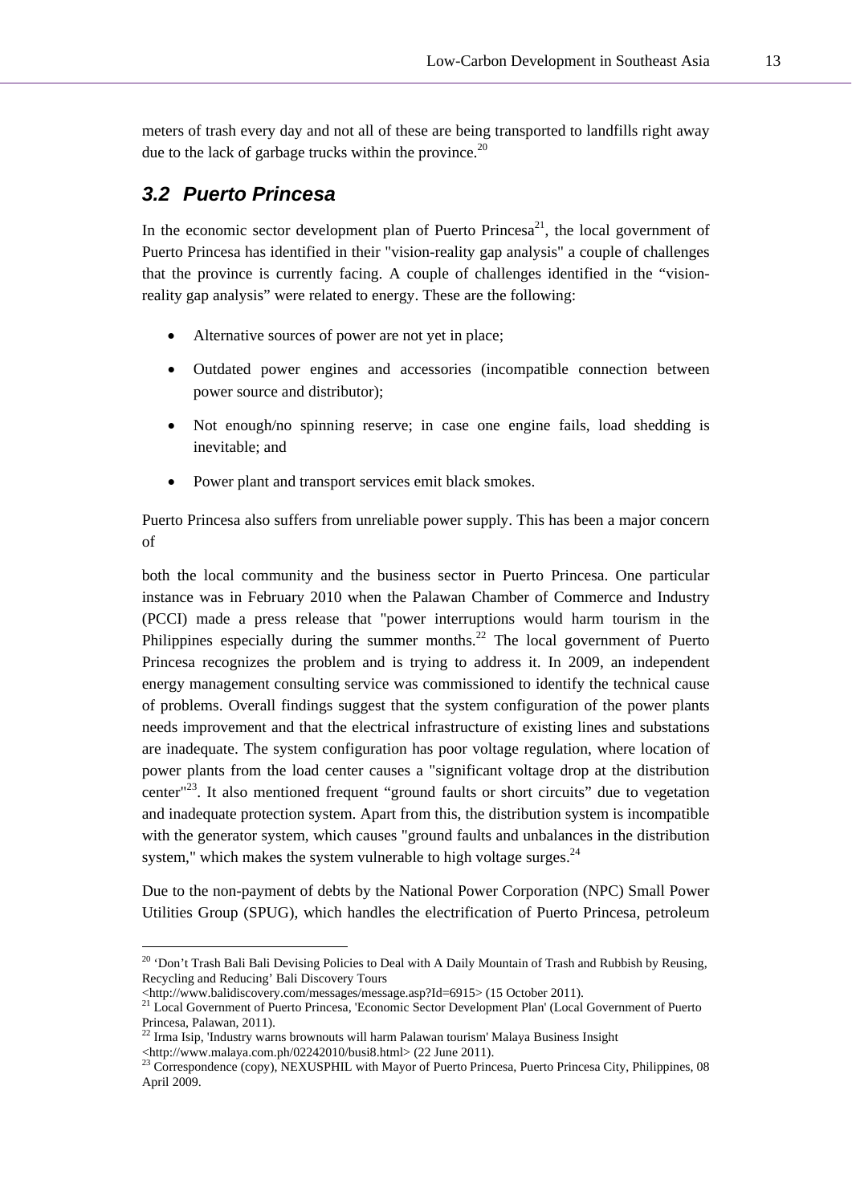meters of trash every day and not all of these are being transported to landfills right away due to the lack of garbage trucks within the province.[20]

## 3.2 Puerto Princesa

In the economic sector development plan of Puerto Princesa[21], the local government of Puerto Princesa has identified in their "vision-reality gap analysis" a couple of challenges that the province is currently facing. A couple of challenges identified in the "vision-reality gap analysis" were related to energy. These are the following:

- Alternative sources of power are not yet in place;
- Outdated power engines and accessories (incompatible connection between power source and distributor);
- Not enough/no spinning reserve; in case one engine fails, load shedding is inevitable; and
- Power plant and transport services emit black smokes.

Puerto Princesa also suffers from unreliable power supply. This has been a major concern of

both the local community and the business sector in Puerto Princesa. One particular instance was in February 2010 when the Palawan Chamber of Commerce and Industry (PCCI) made a press release that "power interruptions would harm tourism in the Philippines especially during the summer months.[22] The local government of Puerto Princesa recognizes the problem and is trying to address it. In 2009, an independent energy management consulting service was commissioned to identify the technical cause of problems. Overall findings suggest that the system configuration of the power plants needs improvement and that the electrical infrastructure of existing lines and substations are inadequate. The system configuration has poor voltage regulation, where location of power plants from the load center causes a "significant voltage drop at the distribution center"[23]. It also mentioned frequent "ground faults or short circuits" due to vegetation and inadequate protection system. Apart from this, the distribution system is incompatible with the generator system, which causes "ground faults and unbalances in the distribution system," which makes the system vulnerable to high voltage surges.[24]

Due to the non-payment of debts by the National Power Corporation (NPC) Small Power Utilities Group (SPUG), which handles the electrification of Puerto Princesa, petroleum

---

[20] 'Don't Trash Bali Bali Devising Policies to Deal with A Daily Mountain of Trash and Rubbish by Reusing, Recycling and Reducing' Bali Discovery Tours <http://www.balidiscovery.com/messages/message.asp?Id=6915> (15 October 2011).

[21] Local Government of Puerto Princesa, 'Economic Sector Development Plan' (Local Government of Puerto Princesa, Palawan, 2011).

[22] Irma Isip, 'Industry warns brownouts will harm Palawan tourism' Malaya Business Insight <http://www.malaya.com.ph/02242010/busi8.html> (22 June 2011).

[23] Correspondence (copy), NEXUSPHIL with Mayor of Puerto Princesa, Puerto Princesa City, Philippines, 08 April 2009.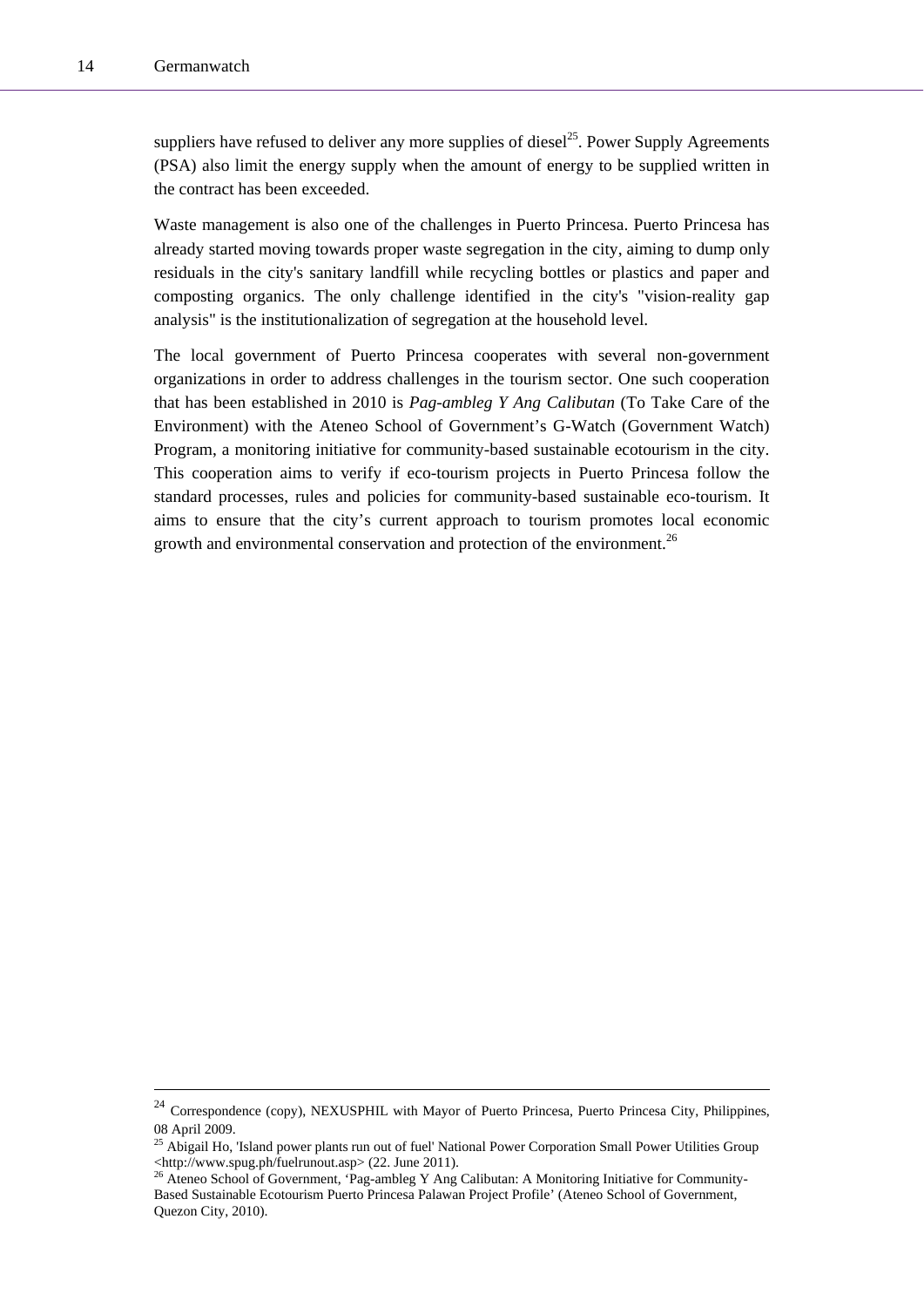suppliers have refused to deliver any more supplies of diesel[25]. Power Supply Agreements (PSA) also limit the energy supply when the amount of energy to be supplied written in the contract has been exceeded.

Waste management is also one of the challenges in Puerto Princesa. Puerto Princesa has already started moving towards proper waste segregation in the city, aiming to dump only residuals in the city's sanitary landfill while recycling bottles or plastics and paper and composting organics. The only challenge identified in the city's "vision-reality gap analysis" is the institutionalization of segregation at the household level.

The local government of Puerto Princesa cooperates with several non-government organizations in order to address challenges in the tourism sector. One such cooperation that has been established in 2010 is *Pag-ambleg Y Ang Calibutan* (To Take Care of the Environment) with the Ateneo School of Government's G-Watch (Government Watch) Program, a monitoring initiative for community-based sustainable ecotourism in the city. This cooperation aims to verify if eco-tourism projects in Puerto Princesa follow the standard processes, rules and policies for community-based sustainable eco-tourism. It aims to ensure that the city's current approach to tourism promotes local economic growth and environmental conservation and protection of the environment.[26]

---

[24] Correspondence (copy), NEXUSPHIL with Mayor of Puerto Princesa, Puerto Princesa City, Philippines, 08 April 2009.

[25] Abigail Ho, 'Island power plants run out of fuel' National Power Corporation Small Power Utilities Group <http://www.spug.ph/fuelrunout.asp> (22. June 2011).

[26] Ateneo School of Government, 'Pag-ambleg Y Ang Calibutan: A Monitoring Initiative for Community-Based Sustainable Ecotourism Puerto Princesa Palawan Project Profile' (Ateneo School of Government, Quezon City, 2010).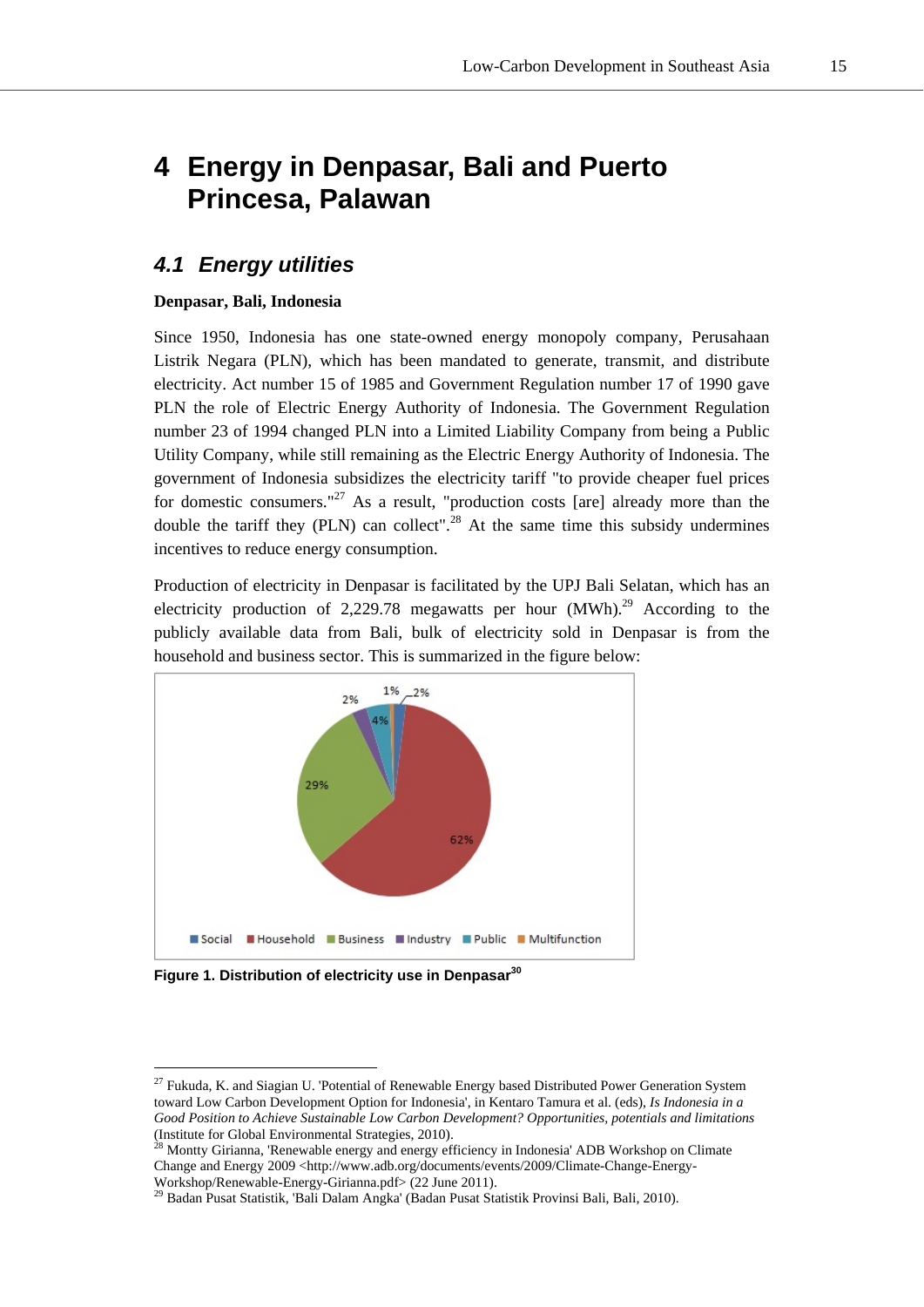# 4 Energy in Denpasar, Bali and Puerto Princesa, Palawan

## 4.1 Energy utilities

**Denpasar, Bali, Indonesia**

Since 1950, Indonesia has one state-owned energy monopoly company, Perusahaan Listrik Negara (PLN), which has been mandated to generate, transmit, and distribute electricity. Act number 15 of 1985 and Government Regulation number 17 of 1990 gave PLN the role of Electric Energy Authority of Indonesia. The Government Regulation number 23 of 1994 changed PLN into a Limited Liability Company from being a Public Utility Company, while still remaining as the Electric Energy Authority of Indonesia. The government of Indonesia subsidizes the electricity tariff "to provide cheaper fuel prices for domestic consumers."[27] As a result, "production costs [are] already more than the double the tariff they (PLN) can collect".[28] At the same time this subsidy undermines incentives to reduce energy consumption.

Production of electricity in Denpasar is facilitated by the UPJ Bali Selatan, which has an electricity production of 2,229.78 megawatts per hour (MWh).[29] According to the publicly available data from Bali, bulk of electricity sold in Denpasar is from the household and business sector. This is summarized in the figure below:

| Sector | Share |
|---|---|
| Social | 2% |
| Household | 62% |
| Business | 29% |
| Industry | 2% |
| Public | 4% |
| Multifunction | 1% |

**Figure 1. Distribution of electricity use in Denpasar[30]**

---

[27] Fukuda, K. and Siagian U. 'Potential of Renewable Energy based Distributed Power Generation System toward Low Carbon Development Option for Indonesia', in Kentaro Tamura et al. (eds), *Is Indonesia in a Good Position to Achieve Sustainable Low Carbon Development? Opportunities, potentials and limitations* (Institute for Global Environmental Strategies, 2010).

[28] Montty Girianna, 'Renewable energy and energy efficiency in Indonesia' ADB Workshop on Climate Change and Energy 2009 <http://www.adb.org/documents/events/2009/Climate-Change-Energy-Workshop/Renewable-Energy-Girianna.pdf> (22 June 2011).

[29] Badan Pusat Statistik, 'Bali Dalam Angka' (Badan Pusat Statistik Provinsi Bali, Bali, 2010).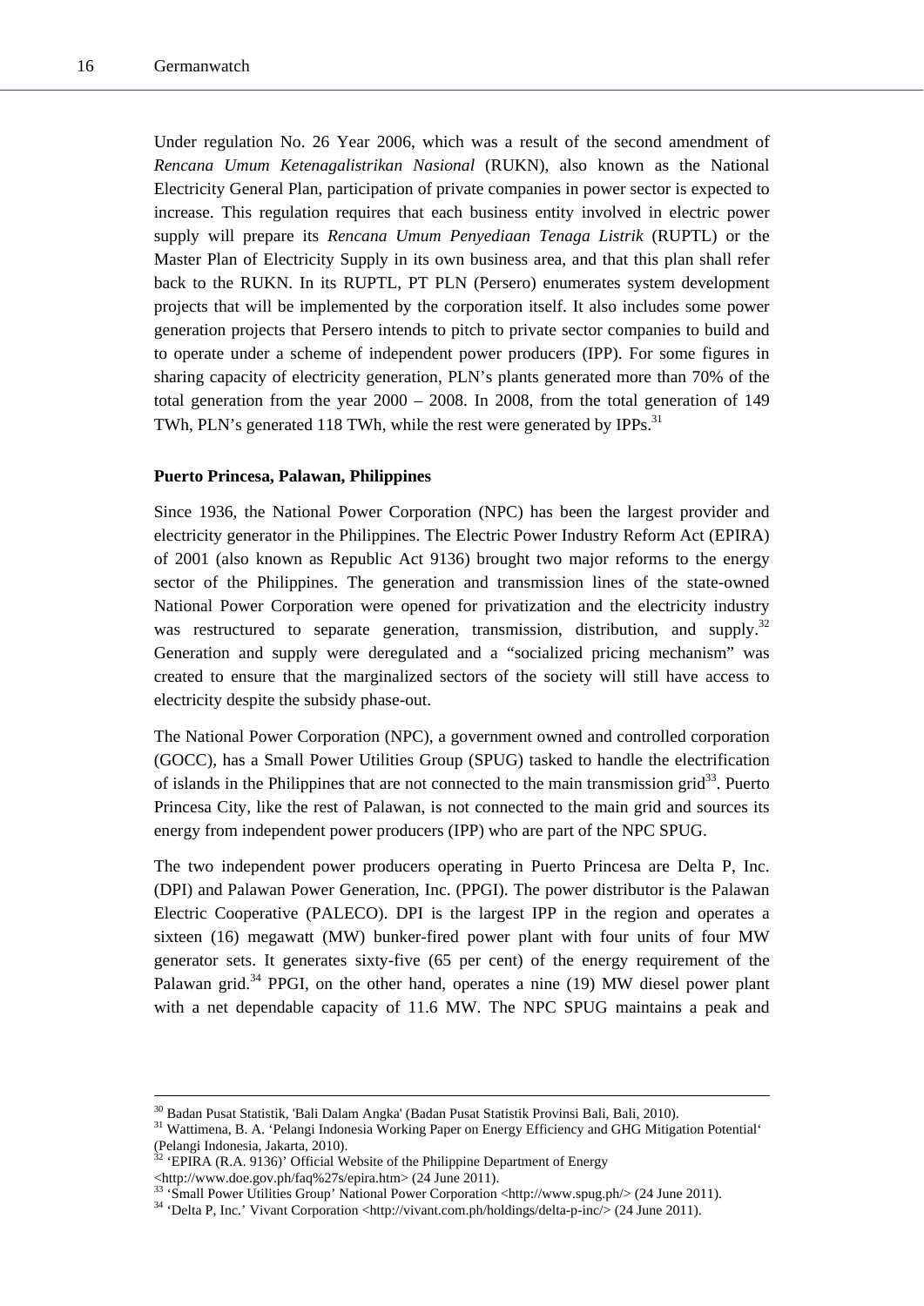Under regulation No. 26 Year 2006, which was a result of the second amendment of *Rencana Umum Ketenagalistrikan Nasional* (RUKN), also known as the National Electricity General Plan, participation of private companies in power sector is expected to increase. This regulation requires that each business entity involved in electric power supply will prepare its *Rencana Umum Penyediaan Tenaga Listrik* (RUPTL) or the Master Plan of Electricity Supply in its own business area, and that this plan shall refer back to the RUKN. In its RUPTL, PT PLN (Persero) enumerates system development projects that will be implemented by the corporation itself. It also includes some power generation projects that Persero intends to pitch to private sector companies to build and to operate under a scheme of independent power producers (IPP). For some figures in sharing capacity of electricity generation, PLN's plants generated more than 70% of the total generation from the year 2000 – 2008. In 2008, from the total generation of 149 TWh, PLN's generated 118 TWh, while the rest were generated by IPPs.[31]

**Puerto Princesa, Palawan, Philippines**

Since 1936, the National Power Corporation (NPC) has been the largest provider and electricity generator in the Philippines. The Electric Power Industry Reform Act (EPIRA) of 2001 (also known as Republic Act 9136) brought two major reforms to the energy sector of the Philippines. The generation and transmission lines of the state-owned National Power Corporation were opened for privatization and the electricity industry was restructured to separate generation, transmission, distribution, and supply.[32] Generation and supply were deregulated and a "socialized pricing mechanism" was created to ensure that the marginalized sectors of the society will still have access to electricity despite the subsidy phase-out.

The National Power Corporation (NPC), a government owned and controlled corporation (GOCC), has a Small Power Utilities Group (SPUG) tasked to handle the electrification of islands in the Philippines that are not connected to the main transmission grid[33]. Puerto Princesa City, like the rest of Palawan, is not connected to the main grid and sources its energy from independent power producers (IPP) who are part of the NPC SPUG.

The two independent power producers operating in Puerto Princesa are Delta P, Inc. (DPI) and Palawan Power Generation, Inc. (PPGI). The power distributor is the Palawan Electric Cooperative (PALECO). DPI is the largest IPP in the region and operates a sixteen (16) megawatt (MW) bunker-fired power plant with four units of four MW generator sets. It generates sixty-five (65 per cent) of the energy requirement of the Palawan grid.[34] PPGI, on the other hand, operates a nine (19) MW diesel power plant with a net dependable capacity of 11.6 MW. The NPC SPUG maintains a peak and

---

[30] Badan Pusat Statistik, 'Bali Dalam Angka' (Badan Pusat Statistik Provinsi Bali, Bali, 2010).

[31] Wattimena, B. A. 'Pelangi Indonesia Working Paper on Energy Efficiency and GHG Mitigation Potential' (Pelangi Indonesia, Jakarta, 2010).

[32] 'EPIRA (R.A. 9136)' Official Website of the Philippine Department of Energy <http://www.doe.gov.ph/faq%27s/epira.htm> (24 June 2011).

[33] 'Small Power Utilities Group' National Power Corporation <http://www.spug.ph/> (24 June 2011).

[34] 'Delta P, Inc.' Vivant Corporation <http://vivant.com.ph/holdings/delta-p-inc/> (24 June 2011).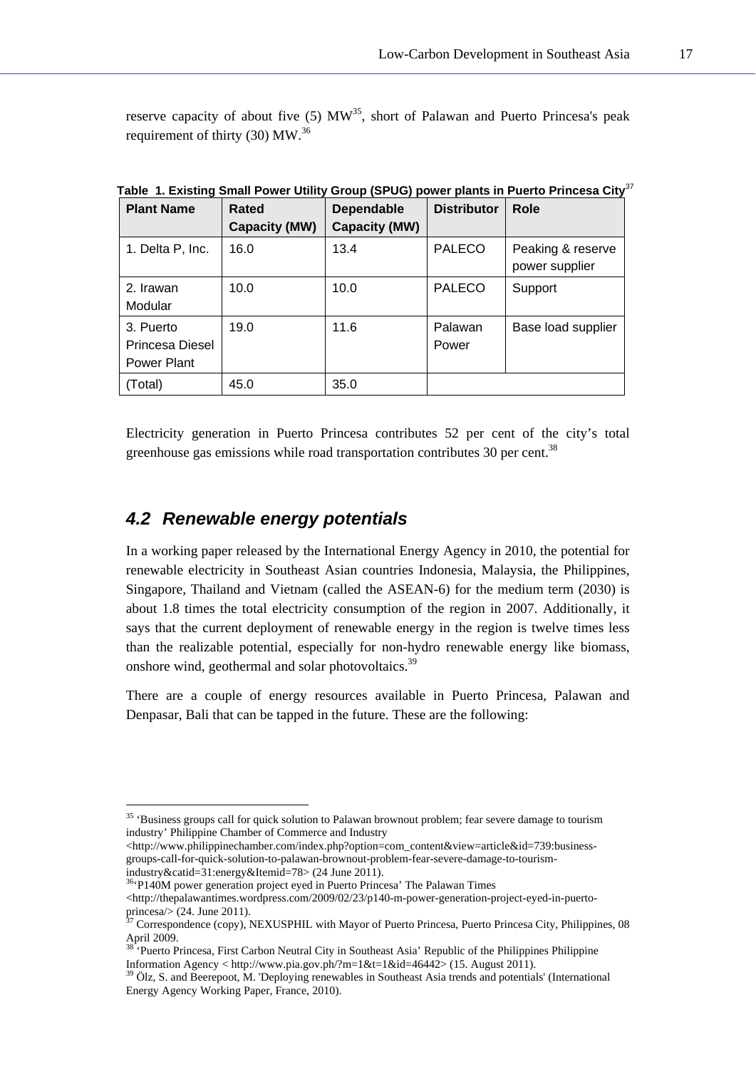reserve capacity of about five (5) MW[35], short of Palawan and Puerto Princesa's peak requirement of thirty (30) MW.[36]

**Table 1. Existing Small Power Utility Group (SPUG) power plants in Puerto Princesa City**[37]

| Plant Name | Rated Capacity (MW) | Dependable Capacity (MW) | Distributor | Role |
|---|---|---|---|---|
| 1. Delta P, Inc. | 16.0 | 13.4 | PALECO | Peaking & reserve power supplier |
| 2. Irawan Modular | 10.0 | 10.0 | PALECO | Support |
| 3. Puerto Princesa Diesel Power Plant | 19.0 | 11.6 | Palawan Power | Base load supplier |
| (Total) | 45.0 | 35.0 | | |

Electricity generation in Puerto Princesa contributes 52 per cent of the city's total greenhouse gas emissions while road transportation contributes 30 per cent.[38]

## *4.2 Renewable energy potentials*

In a working paper released by the International Energy Agency in 2010, the potential for renewable electricity in Southeast Asian countries Indonesia, Malaysia, the Philippines, Singapore, Thailand and Vietnam (called the ASEAN-6) for the medium term (2030) is about 1.8 times the total electricity consumption of the region in 2007. Additionally, it says that the current deployment of renewable energy in the region is twelve times less than the realizable potential, especially for non-hydro renewable energy like biomass, onshore wind, geothermal and solar photovoltaics.[39]

There are a couple of energy resources available in Puerto Princesa, Palawan and Denpasar, Bali that can be tapped in the future. These are the following:

---

[35] 'Business groups call for quick solution to Palawan brownout problem; fear severe damage to tourism industry' Philippine Chamber of Commerce and Industry <http://www.philippinechamber.com/index.php?option=com_content&view=article&id=739:business-groups-call-for-quick-solution-to-palawan-brownout-problem-fear-severe-damage-to-tourism-industry&catid=31:energy&Itemid=78> (24 June 2011).

[36] 'P140M power generation project eyed in Puerto Princesa' The Palawan Times <http://thepalawantimes.wordpress.com/2009/02/23/p140-m-power-generation-project-eyed-in-puerto-princesa/> (24. June 2011).

[37] Correspondence (copy), NEXUSPHIL with Mayor of Puerto Princesa, Puerto Princesa City, Philippines, 08 April 2009.

[38] 'Puerto Princesa, First Carbon Neutral City in Southeast Asia' Republic of the Philippines Philippine Information Agency < http://www.pia.gov.ph/?m=1&t=1&id=46442> (15. August 2011).

[39] Ölz, S. and Beerepoot, M. 'Deploying renewables in Southeast Asia trends and potentials' (International Energy Agency Working Paper, France, 2010).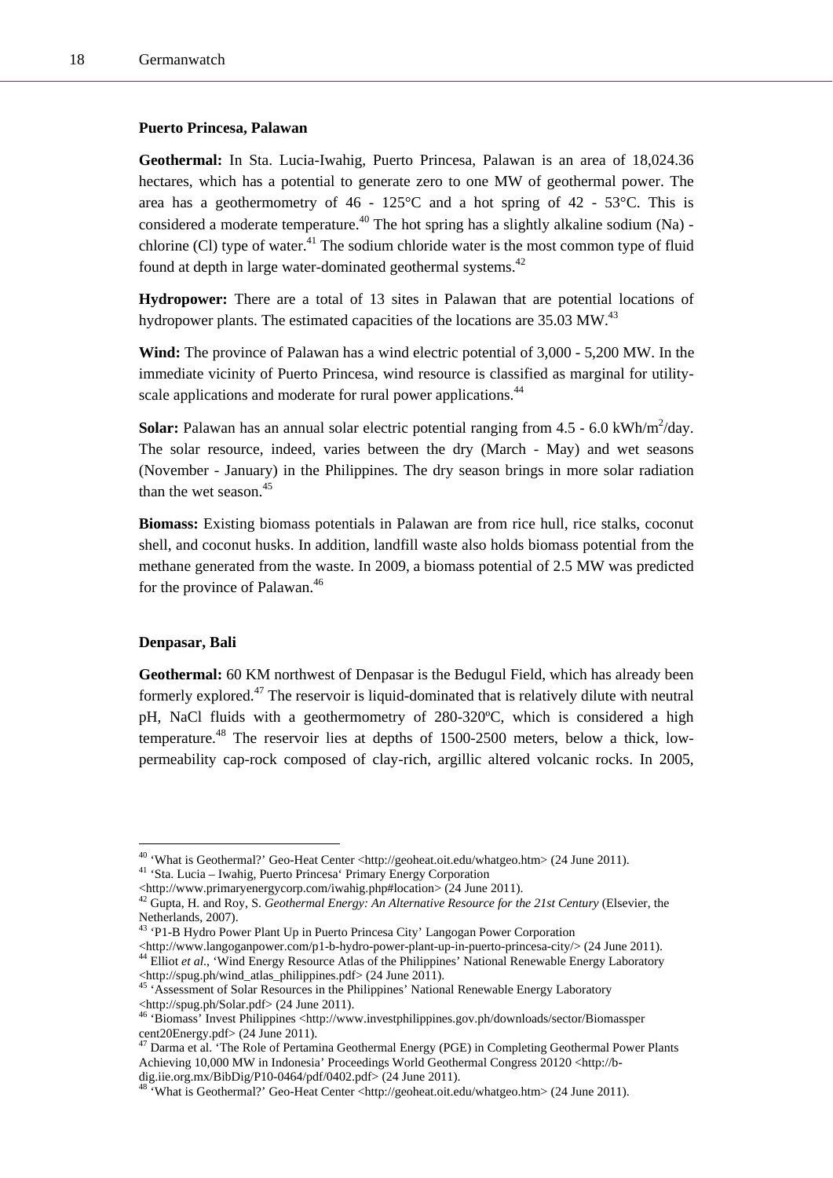**Puerto Princesa, Palawan**

**Geothermal:** In Sta. Lucia-Iwahig, Puerto Princesa, Palawan is an area of 18,024.36 hectares, which has a potential to generate zero to one MW of geothermal power. The area has a geothermometry of 46 - 125°C and a hot spring of 42 - 53°C. This is considered a moderate temperature.[40] The hot spring has a slightly alkaline sodium (Na) - chlorine (Cl) type of water.[41] The sodium chloride water is the most common type of fluid found at depth in large water-dominated geothermal systems.[42]

**Hydropower:** There are a total of 13 sites in Palawan that are potential locations of hydropower plants. The estimated capacities of the locations are 35.03 MW.[43]

**Wind:** The province of Palawan has a wind electric potential of 3,000 - 5,200 MW. In the immediate vicinity of Puerto Princesa, wind resource is classified as marginal for utility-scale applications and moderate for rural power applications.[44]

**Solar:** Palawan has an annual solar electric potential ranging from 4.5 - 6.0 kWh/m$^2$/day. The solar resource, indeed, varies between the dry (March - May) and wet seasons (November - January) in the Philippines. The dry season brings in more solar radiation than the wet season.[45]

**Biomass:** Existing biomass potentials in Palawan are from rice hull, rice stalks, coconut shell, and coconut husks. In addition, landfill waste also holds biomass potential from the methane generated from the waste. In 2009, a biomass potential of 2.5 MW was predicted for the province of Palawan.[46]

**Denpasar, Bali**

**Geothermal:** 60 KM northwest of Denpasar is the Bedugul Field, which has already been formerly explored.[47] The reservoir is liquid-dominated that is relatively dilute with neutral pH, NaCl fluids with a geothermometry of 280-320ºC, which is considered a high temperature.[48] The reservoir lies at depths of 1500-2500 meters, below a thick, low-permeability cap-rock composed of clay-rich, argillic altered volcanic rocks. In 2005,

---

[40] 'What is Geothermal?' Geo-Heat Center <http://geoheat.oit.edu/whatgeo.htm> (24 June 2011).

[41] 'Sta. Lucia – Iwahig, Puerto Princesa' Primary Energy Corporation <http://www.primaryenergycorp.com/iwahig.php#location> (24 June 2011).

[42] Gupta, H. and Roy, S. *Geothermal Energy: An Alternative Resource for the 21st Century* (Elsevier, the Netherlands, 2007).

[43] 'P1-B Hydro Power Plant Up in Puerto Princesa City' Langogan Power Corporation <http://www.langoganpower.com/p1-b-hydro-power-plant-up-in-puerto-princesa-city/> (24 June 2011).

[44] Elliot *et al*., 'Wind Energy Resource Atlas of the Philippines' National Renewable Energy Laboratory <http://spug.ph/wind_atlas_philippines.pdf> (24 June 2011).

[45] 'Assessment of Solar Resources in the Philippines' National Renewable Energy Laboratory <http://spug.ph/Solar.pdf> (24 June 2011).

[46] 'Biomass' Invest Philippines <http://www.investphilippines.gov.ph/downloads/sector/Biomassper cent20Energy.pdf> (24 June 2011).

[47] Darma et al. 'The Role of Pertamina Geothermal Energy (PGE) in Completing Geothermal Power Plants Achieving 10,000 MW in Indonesia' Proceedings World Geothermal Congress 20120 <http://b-dig.iie.org.mx/BibDig/P10-0464/pdf/0402.pdf> (24 June 2011).

[48] 'What is Geothermal?' Geo-Heat Center <http://geoheat.oit.edu/whatgeo.htm> (24 June 2011).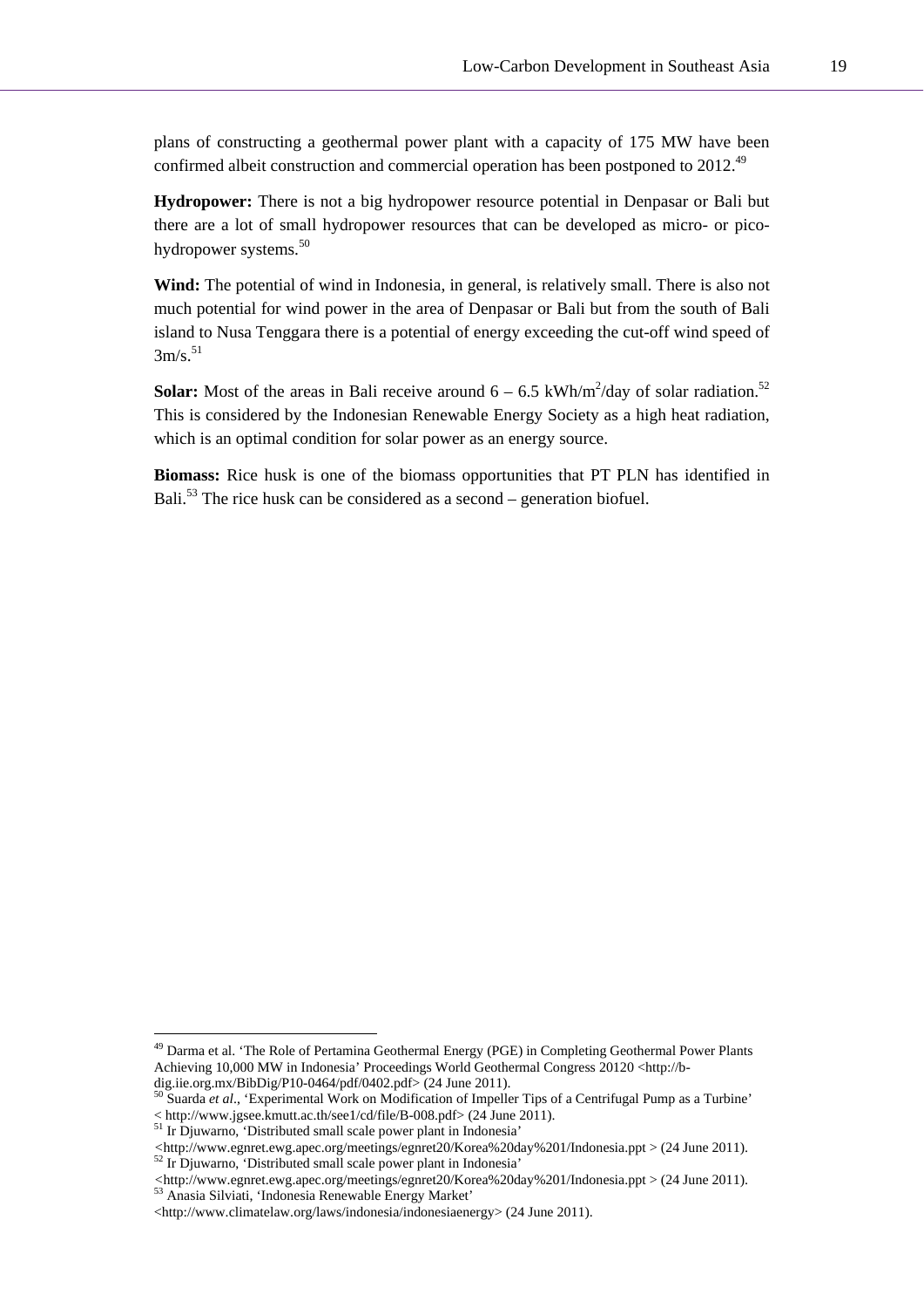plans of constructing a geothermal power plant with a capacity of 175 MW have been confirmed albeit construction and commercial operation has been postponed to 2012.[49]

**Hydropower:** There is not a big hydropower resource potential in Denpasar or Bali but there are a lot of small hydropower resources that can be developed as micro- or pico-hydropower systems.[50]

**Wind:** The potential of wind in Indonesia, in general, is relatively small. There is also not much potential for wind power in the area of Denpasar or Bali but from the south of Bali island to Nusa Tenggara there is a potential of energy exceeding the cut-off wind speed of 3m/s.[51]

**Solar:** Most of the areas in Bali receive around 6 – 6.5 kWh/m$^2$/day of solar radiation.[52] This is considered by the Indonesian Renewable Energy Society as a high heat radiation, which is an optimal condition for solar power as an energy source.

**Biomass:** Rice husk is one of the biomass opportunities that PT PLN has identified in Bali.[53] The rice husk can be considered as a second – generation biofuel.

---

[49] Darma et al. 'The Role of Pertamina Geothermal Energy (PGE) in Completing Geothermal Power Plants Achieving 10,000 MW in Indonesia' Proceedings World Geothermal Congress 20120 <http://b-dig.iie.org.mx/BibDig/P10-0464/pdf/0402.pdf> (24 June 2011).

[50] Suarda *et al*., 'Experimental Work on Modification of Impeller Tips of a Centrifugal Pump as a Turbine' < http://www.jgsee.kmutt.ac.th/see1/cd/file/B-008.pdf> (24 June 2011).

[51] Ir Djuwarno, 'Distributed small scale power plant in Indonesia' <http://www.egnret.ewg.apec.org/meetings/egnret20/Korea%20day%201/Indonesia.ppt > (24 June 2011).

[52] Ir Djuwarno, 'Distributed small scale power plant in Indonesia' <http://www.egnret.ewg.apec.org/meetings/egnret20/Korea%20day%201/Indonesia.ppt > (24 June 2011).

[53] Anasia Silviati, 'Indonesia Renewable Energy Market' <http://www.climatelaw.org/laws/indonesia/indonesiaenergy> (24 June 2011).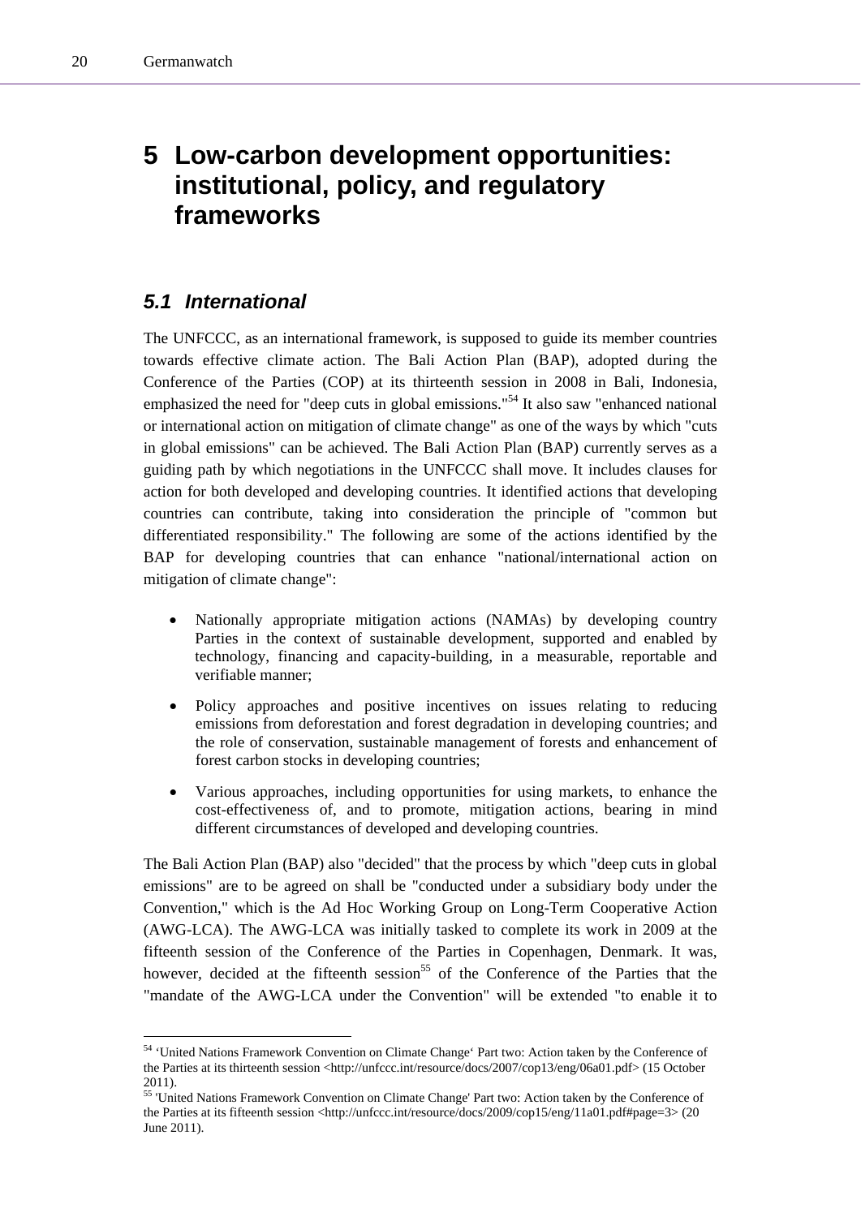# 5 Low-carbon development opportunities: institutional, policy, and regulatory frameworks

## *5.1 International*

The UNFCCC, as an international framework, is supposed to guide its member countries towards effective climate action. The Bali Action Plan (BAP), adopted during the Conference of the Parties (COP) at its thirteenth session in 2008 in Bali, Indonesia, emphasized the need for "deep cuts in global emissions."[54] It also saw "enhanced national or international action on mitigation of climate change" as one of the ways by which "cuts in global emissions" can be achieved. The Bali Action Plan (BAP) currently serves as a guiding path by which negotiations in the UNFCCC shall move. It includes clauses for action for both developed and developing countries. It identified actions that developing countries can contribute, taking into consideration the principle of "common but differentiated responsibility." The following are some of the actions identified by the BAP for developing countries that can enhance "national/international action on mitigation of climate change":

- Nationally appropriate mitigation actions (NAMAs) by developing country Parties in the context of sustainable development, supported and enabled by technology, financing and capacity-building, in a measurable, reportable and verifiable manner;
- Policy approaches and positive incentives on issues relating to reducing emissions from deforestation and forest degradation in developing countries; and the role of conservation, sustainable management of forests and enhancement of forest carbon stocks in developing countries;
- Various approaches, including opportunities for using markets, to enhance the cost-effectiveness of, and to promote, mitigation actions, bearing in mind different circumstances of developed and developing countries.

The Bali Action Plan (BAP) also "decided" that the process by which "deep cuts in global emissions" are to be agreed on shall be "conducted under a subsidiary body under the Convention," which is the Ad Hoc Working Group on Long-Term Cooperative Action (AWG-LCA). The AWG-LCA was initially tasked to complete its work in 2009 at the fifteenth session of the Conference of the Parties in Copenhagen, Denmark. It was, however, decided at the fifteenth session[55] of the Conference of the Parties that the "mandate of the AWG-LCA under the Convention" will be extended "to enable it to

---

[54] 'United Nations Framework Convention on Climate Change' Part two: Action taken by the Conference of the Parties at its thirteenth session <http://unfccc.int/resource/docs/2007/cop13/eng/06a01.pdf> (15 October 2011).

[55] 'United Nations Framework Convention on Climate Change' Part two: Action taken by the Conference of the Parties at its fifteenth session <http://unfccc.int/resource/docs/2009/cop15/eng/11a01.pdf#page=3> (20 June 2011).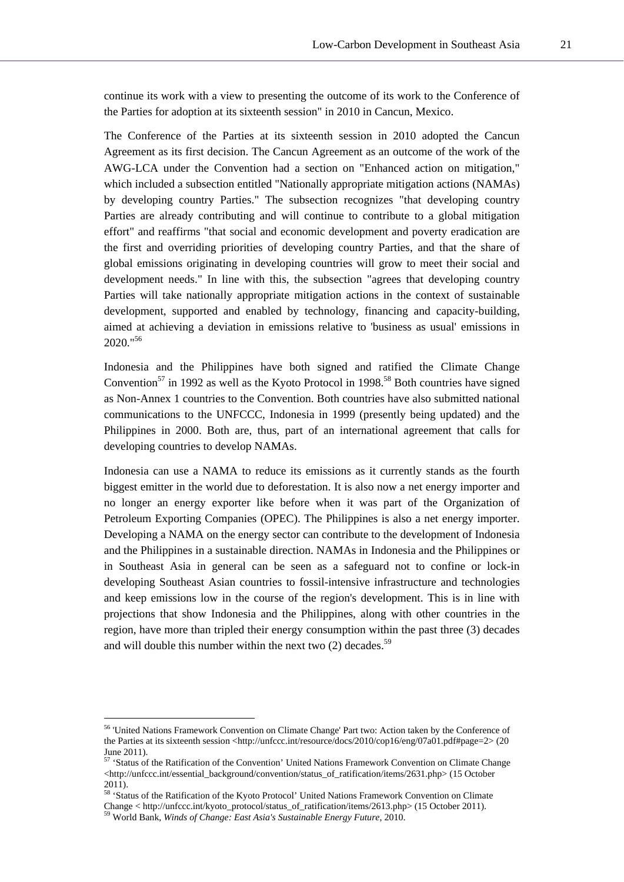continue its work with a view to presenting the outcome of its work to the Conference of the Parties for adoption at its sixteenth session" in 2010 in Cancun, Mexico.

The Conference of the Parties at its sixteenth session in 2010 adopted the Cancun Agreement as its first decision. The Cancun Agreement as an outcome of the work of the AWG-LCA under the Convention had a section on "Enhanced action on mitigation," which included a subsection entitled "Nationally appropriate mitigation actions (NAMAs) by developing country Parties." The subsection recognizes "that developing country Parties are already contributing and will continue to contribute to a global mitigation effort" and reaffirms "that social and economic development and poverty eradication are the first and overriding priorities of developing country Parties, and that the share of global emissions originating in developing countries will grow to meet their social and development needs." In line with this, the subsection "agrees that developing country Parties will take nationally appropriate mitigation actions in the context of sustainable development, supported and enabled by technology, financing and capacity-building, aimed at achieving a deviation in emissions relative to 'business as usual' emissions in 2020."[56]

Indonesia and the Philippines have both signed and ratified the Climate Change Convention[57] in 1992 as well as the Kyoto Protocol in 1998.[58] Both countries have signed as Non-Annex 1 countries to the Convention. Both countries have also submitted national communications to the UNFCCC, Indonesia in 1999 (presently being updated) and the Philippines in 2000. Both are, thus, part of an international agreement that calls for developing countries to develop NAMAs.

Indonesia can use a NAMA to reduce its emissions as it currently stands as the fourth biggest emitter in the world due to deforestation. It is also now a net energy importer and no longer an energy exporter like before when it was part of the Organization of Petroleum Exporting Companies (OPEC). The Philippines is also a net energy importer. Developing a NAMA on the energy sector can contribute to the development of Indonesia and the Philippines in a sustainable direction. NAMAs in Indonesia and the Philippines or in Southeast Asia in general can be seen as a safeguard not to confine or lock-in developing Southeast Asian countries to fossil-intensive infrastructure and technologies and keep emissions low in the course of the region's development. This is in line with projections that show Indonesia and the Philippines, along with other countries in the region, have more than tripled their energy consumption within the past three (3) decades and will double this number within the next two (2) decades.[59]

---

[56] 'United Nations Framework Convention on Climate Change' Part two: Action taken by the Conference of the Parties at its sixteenth session <http://unfccc.int/resource/docs/2010/cop16/eng/07a01.pdf#page=2> (20 June 2011).

[57] 'Status of the Ratification of the Convention' United Nations Framework Convention on Climate Change <http://unfccc.int/essential_background/convention/status_of_ratification/items/2631.php> (15 October 2011).

[58] 'Status of the Ratification of the Kyoto Protocol' United Nations Framework Convention on Climate Change < http://unfccc.int/kyoto_protocol/status_of_ratification/items/2613.php> (15 October 2011).

[59] World Bank, *Winds of Change: East Asia's Sustainable Energy Future*, 2010.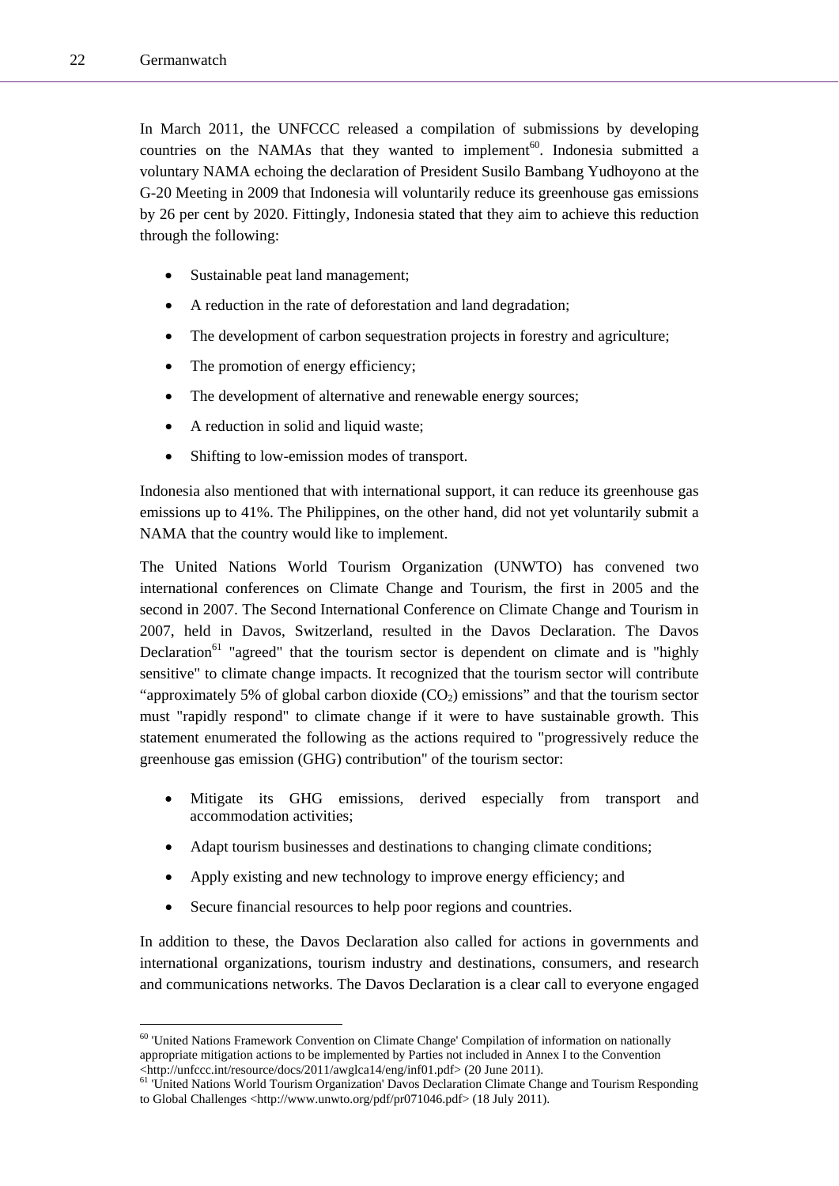In March 2011, the UNFCCC released a compilation of submissions by developing countries on the NAMAs that they wanted to implement[60]. Indonesia submitted a voluntary NAMA echoing the declaration of President Susilo Bambang Yudhoyono at the G-20 Meeting in 2009 that Indonesia will voluntarily reduce its greenhouse gas emissions by 26 per cent by 2020. Fittingly, Indonesia stated that they aim to achieve this reduction through the following:

- Sustainable peat land management;
- A reduction in the rate of deforestation and land degradation;
- The development of carbon sequestration projects in forestry and agriculture;
- The promotion of energy efficiency;
- The development of alternative and renewable energy sources;
- A reduction in solid and liquid waste;
- Shifting to low-emission modes of transport.

Indonesia also mentioned that with international support, it can reduce its greenhouse gas emissions up to 41%. The Philippines, on the other hand, did not yet voluntarily submit a NAMA that the country would like to implement.

The United Nations World Tourism Organization (UNWTO) has convened two international conferences on Climate Change and Tourism, the first in 2005 and the second in 2007. The Second International Conference on Climate Change and Tourism in 2007, held in Davos, Switzerland, resulted in the Davos Declaration. The Davos Declaration[61] "agreed" that the tourism sector is dependent on climate and is "highly sensitive" to climate change impacts. It recognized that the tourism sector will contribute "approximately 5% of global carbon dioxide ($CO_2$) emissions" and that the tourism sector must "rapidly respond" to climate change if it were to have sustainable growth. This statement enumerated the following as the actions required to "progressively reduce the greenhouse gas emission (GHG) contribution" of the tourism sector:

- Mitigate its GHG emissions, derived especially from transport and accommodation activities;
- Adapt tourism businesses and destinations to changing climate conditions;
- Apply existing and new technology to improve energy efficiency; and
- Secure financial resources to help poor regions and countries.

In addition to these, the Davos Declaration also called for actions in governments and international organizations, tourism industry and destinations, consumers, and research and communications networks. The Davos Declaration is a clear call to everyone engaged

[60] 'United Nations Framework Convention on Climate Change' Compilation of information on nationally appropriate mitigation actions to be implemented by Parties not included in Annex I to the Convention <http://unfccc.int/resource/docs/2011/awglca14/eng/inf01.pdf> (20 June 2011).

[61] 'United Nations World Tourism Organization' Davos Declaration Climate Change and Tourism Responding to Global Challenges <http://www.unwto.org/pdf/pr071046.pdf> (18 July 2011).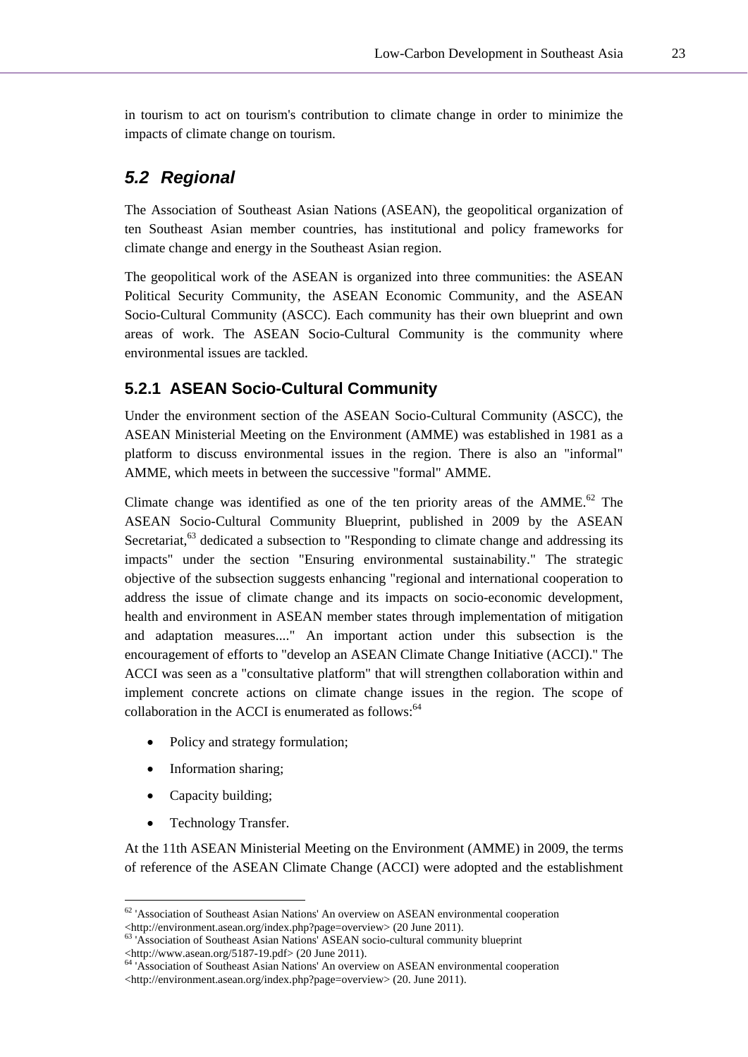in tourism to act on tourism's contribution to climate change in order to minimize the impacts of climate change on tourism.

## *5.2 Regional*

The Association of Southeast Asian Nations (ASEAN), the geopolitical organization of ten Southeast Asian member countries, has institutional and policy frameworks for climate change and energy in the Southeast Asian region.

The geopolitical work of the ASEAN is organized into three communities: the ASEAN Political Security Community, the ASEAN Economic Community, and the ASEAN Socio-Cultural Community (ASCC). Each community has their own blueprint and own areas of work. The ASEAN Socio-Cultural Community is the community where environmental issues are tackled.

### 5.2.1 ASEAN Socio-Cultural Community

Under the environment section of the ASEAN Socio-Cultural Community (ASCC), the ASEAN Ministerial Meeting on the Environment (AMME) was established in 1981 as a platform to discuss environmental issues in the region. There is also an "informal" AMME, which meets in between the successive "formal" AMME.

Climate change was identified as one of the ten priority areas of the AMME.[62] The ASEAN Socio-Cultural Community Blueprint, published in 2009 by the ASEAN Secretariat,[63] dedicated a subsection to "Responding to climate change and addressing its impacts" under the section "Ensuring environmental sustainability." The strategic objective of the subsection suggests enhancing "regional and international cooperation to address the issue of climate change and its impacts on socio-economic development, health and environment in ASEAN member states through implementation of mitigation and adaptation measures...." An important action under this subsection is the encouragement of efforts to "develop an ASEAN Climate Change Initiative (ACCI)." The ACCI was seen as a "consultative platform" that will strengthen collaboration within and implement concrete actions on climate change issues in the region. The scope of collaboration in the ACCI is enumerated as follows:[64]

- Policy and strategy formulation;
- Information sharing;
- Capacity building;
- Technology Transfer.

At the 11th ASEAN Ministerial Meeting on the Environment (AMME) in 2009, the terms of reference of the ASEAN Climate Change (ACCI) were adopted and the establishment

---

[62] 'Association of Southeast Asian Nations' An overview on ASEAN environmental cooperation <http://environment.asean.org/index.php?page=overview> (20 June 2011).

[63] 'Association of Southeast Asian Nations' ASEAN socio-cultural community blueprint <http://www.asean.org/5187-19.pdf> (20 June 2011).

[64] 'Association of Southeast Asian Nations' An overview on ASEAN environmental cooperation <http://environment.asean.org/index.php?page=overview> (20. June 2011).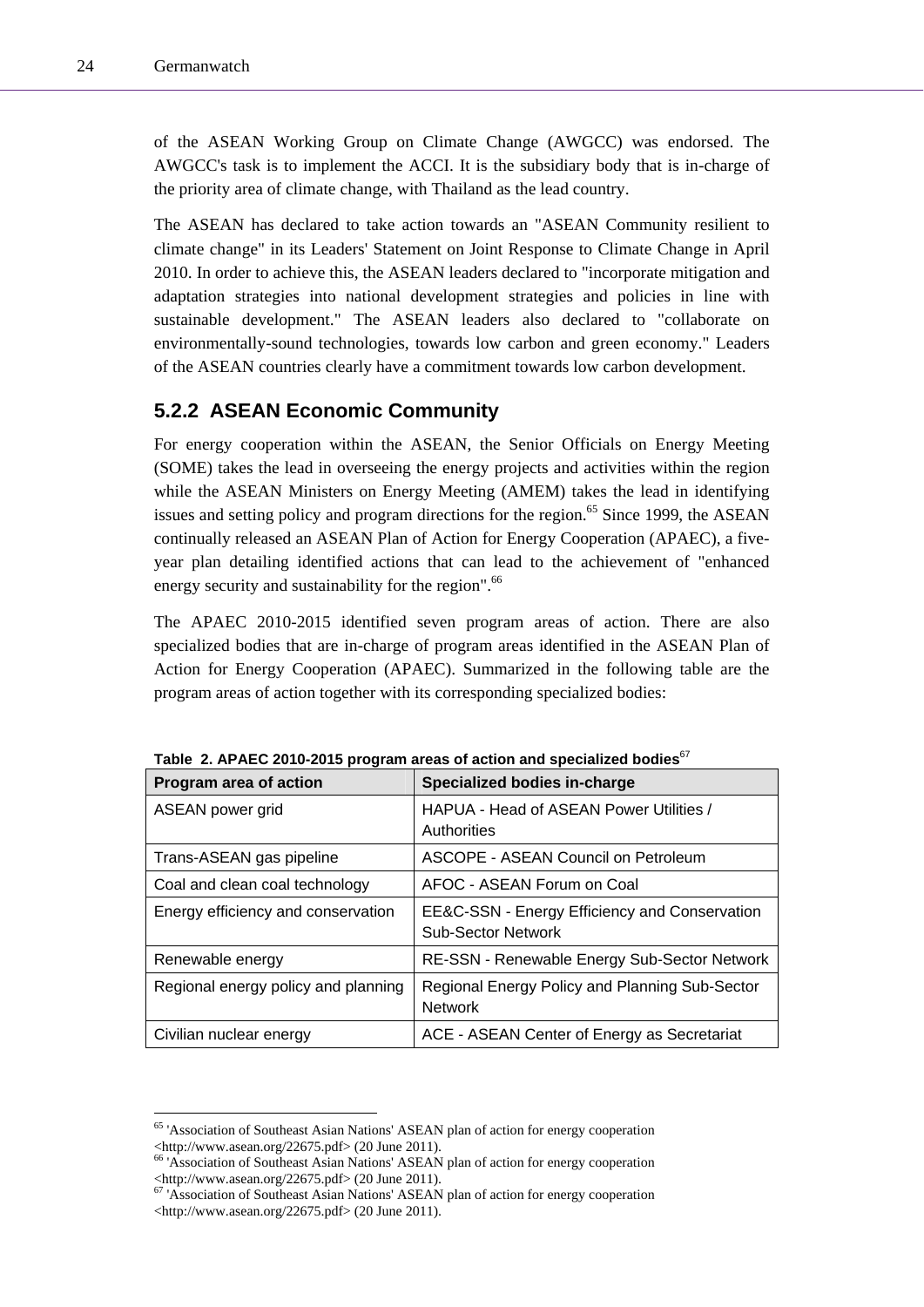of the ASEAN Working Group on Climate Change (AWGCC) was endorsed. The AWGCC's task is to implement the ACCI. It is the subsidiary body that is in-charge of the priority area of climate change, with Thailand as the lead country.

The ASEAN has declared to take action towards an "ASEAN Community resilient to climate change" in its Leaders' Statement on Joint Response to Climate Change in April 2010. In order to achieve this, the ASEAN leaders declared to "incorporate mitigation and adaptation strategies into national development strategies and policies in line with sustainable development." The ASEAN leaders also declared to "collaborate on environmentally-sound technologies, towards low carbon and green economy." Leaders of the ASEAN countries clearly have a commitment towards low carbon development.

### 5.2.2 ASEAN Economic Community

For energy cooperation within the ASEAN, the Senior Officials on Energy Meeting (SOME) takes the lead in overseeing the energy projects and activities within the region while the ASEAN Ministers on Energy Meeting (AMEM) takes the lead in identifying issues and setting policy and program directions for the region.[65] Since 1999, the ASEAN continually released an ASEAN Plan of Action for Energy Cooperation (APAEC), a five-year plan detailing identified actions that can lead to the achievement of "enhanced energy security and sustainability for the region".[66]

The APAEC 2010-2015 identified seven program areas of action. There are also specialized bodies that are in-charge of program areas identified in the ASEAN Plan of Action for Energy Cooperation (APAEC). Summarized in the following table are the program areas of action together with its corresponding specialized bodies:

**Table 2. APAEC 2010-2015 program areas of action and specialized bodies**[67]

| Program area of action | Specialized bodies in-charge |
|---|---|
| ASEAN power grid | HAPUA - Head of ASEAN Power Utilities / Authorities |
| Trans-ASEAN gas pipeline | ASCOPE - ASEAN Council on Petroleum |
| Coal and clean coal technology | AFOC - ASEAN Forum on Coal |
| Energy efficiency and conservation | EE&C-SSN - Energy Efficiency and Conservation Sub-Sector Network |
| Renewable energy | RE-SSN - Renewable Energy Sub-Sector Network |
| Regional energy policy and planning | Regional Energy Policy and Planning Sub-Sector Network |
| Civilian nuclear energy | ACE - ASEAN Center of Energy as Secretariat |

[65] 'Association of Southeast Asian Nations' ASEAN plan of action for energy cooperation <http://www.asean.org/22675.pdf> (20 June 2011).

[66] 'Association of Southeast Asian Nations' ASEAN plan of action for energy cooperation <http://www.asean.org/22675.pdf> (20 June 2011).

[67] 'Association of Southeast Asian Nations' ASEAN plan of action for energy cooperation <http://www.asean.org/22675.pdf> (20 June 2011).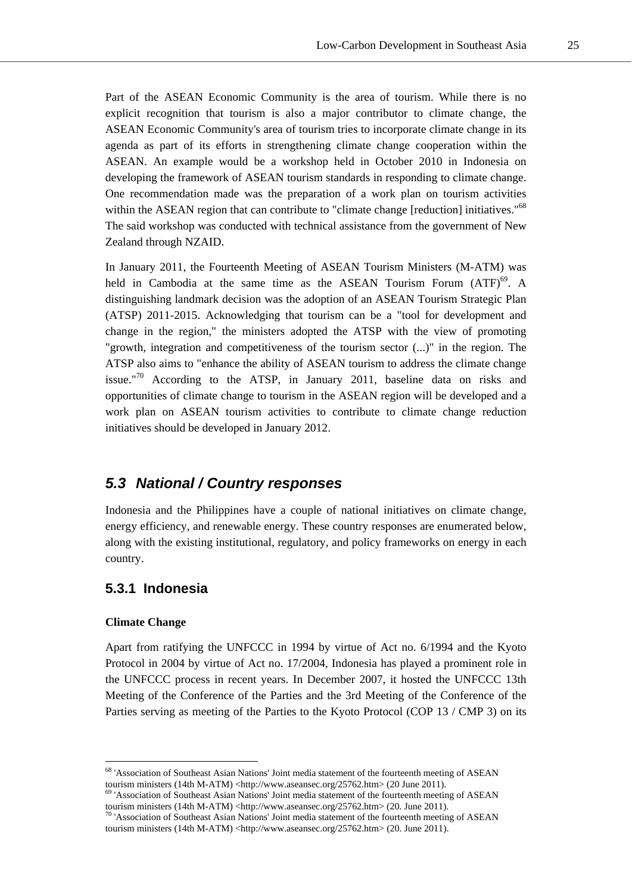Part of the ASEAN Economic Community is the area of tourism. While there is no explicit recognition that tourism is also a major contributor to climate change, the ASEAN Economic Community's area of tourism tries to incorporate climate change in its agenda as part of its efforts in strengthening climate change cooperation within the ASEAN. An example would be a workshop held in October 2010 in Indonesia on developing the framework of ASEAN tourism standards in responding to climate change. One recommendation made was the preparation of a work plan on tourism activities within the ASEAN region that can contribute to "climate change [reduction] initiatives."[68] The said workshop was conducted with technical assistance from the government of New Zealand through NZAID.

In January 2011, the Fourteenth Meeting of ASEAN Tourism Ministers (M-ATM) was held in Cambodia at the same time as the ASEAN Tourism Forum (ATF)[69]. A distinguishing landmark decision was the adoption of an ASEAN Tourism Strategic Plan (ATSP) 2011-2015. Acknowledging that tourism can be a "tool for development and change in the region," the ministers adopted the ATSP with the view of promoting "growth, integration and competitiveness of the tourism sector (...)" in the region. The ATSP also aims to "enhance the ability of ASEAN tourism to address the climate change issue."[70] According to the ATSP, in January 2011, baseline data on risks and opportunities of climate change to tourism in the ASEAN region will be developed and a work plan on ASEAN tourism activities to contribute to climate change reduction initiatives should be developed in January 2012.

## *5.3 National / Country responses*

Indonesia and the Philippines have a couple of national initiatives on climate change, energy efficiency, and renewable energy. These country responses are enumerated below, along with the existing institutional, regulatory, and policy frameworks on energy in each country.

### 5.3.1 Indonesia

**Climate Change**

Apart from ratifying the UNFCCC in 1994 by virtue of Act no. 6/1994 and the Kyoto Protocol in 2004 by virtue of Act no. 17/2004, Indonesia has played a prominent role in the UNFCCC process in recent years. In December 2007, it hosted the UNFCCC 13th Meeting of the Conference of the Parties and the 3rd Meeting of the Conference of the Parties serving as meeting of the Parties to the Kyoto Protocol (COP 13 / CMP 3) on its

---

[68] 'Association of Southeast Asian Nations' Joint media statement of the fourteenth meeting of ASEAN tourism ministers (14th M-ATM) <http://www.aseansec.org/25762.htm> (20 June 2011).

[69] 'Association of Southeast Asian Nations' Joint media statement of the fourteenth meeting of ASEAN tourism ministers (14th M-ATM) <http://www.aseansec.org/25762.htm> (20. June 2011).

[70] 'Association of Southeast Asian Nations' Joint media statement of the fourteenth meeting of ASEAN tourism ministers (14th M-ATM) <http://www.aseansec.org/25762.htm> (20. June 2011).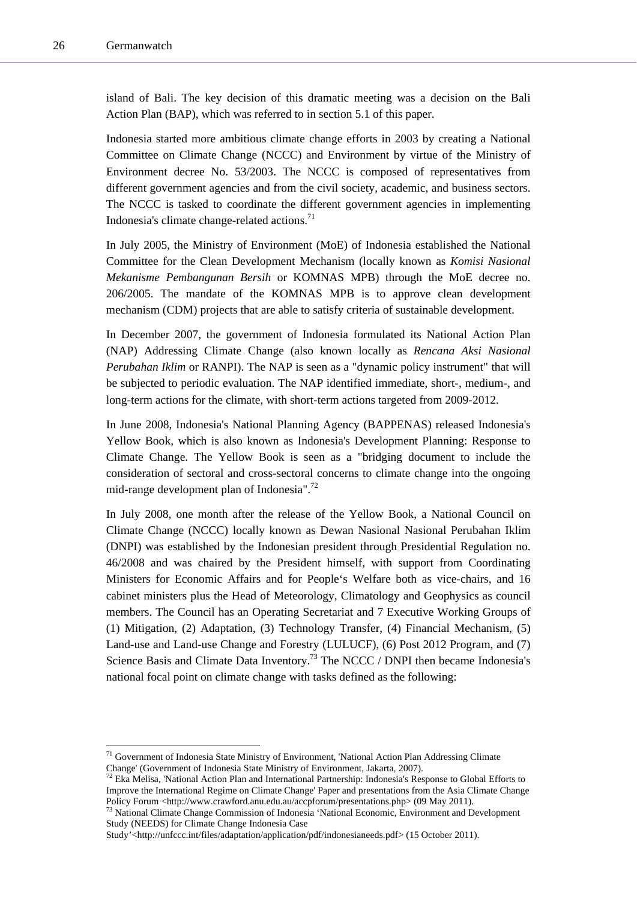island of Bali. The key decision of this dramatic meeting was a decision on the Bali Action Plan (BAP), which was referred to in section 5.1 of this paper.

Indonesia started more ambitious climate change efforts in 2003 by creating a National Committee on Climate Change (NCCC) and Environment by virtue of the Ministry of Environment decree No. 53/2003. The NCCC is composed of representatives from different government agencies and from the civil society, academic, and business sectors. The NCCC is tasked to coordinate the different government agencies in implementing Indonesia's climate change-related actions.[71]

In July 2005, the Ministry of Environment (MoE) of Indonesia established the National Committee for the Clean Development Mechanism (locally known as *Komisi Nasional Mekanisme Pembangunan Bersih* or KOMNAS MPB) through the MoE decree no. 206/2005. The mandate of the KOMNAS MPB is to approve clean development mechanism (CDM) projects that are able to satisfy criteria of sustainable development.

In December 2007, the government of Indonesia formulated its National Action Plan (NAP) Addressing Climate Change (also known locally as *Rencana Aksi Nasional Perubahan Iklim* or RANPI). The NAP is seen as a "dynamic policy instrument" that will be subjected to periodic evaluation. The NAP identified immediate, short-, medium-, and long-term actions for the climate, with short-term actions targeted from 2009-2012.

In June 2008, Indonesia's National Planning Agency (BAPPENAS) released Indonesia's Yellow Book, which is also known as Indonesia's Development Planning: Response to Climate Change. The Yellow Book is seen as a "bridging document to include the consideration of sectoral and cross-sectoral concerns to climate change into the ongoing mid-range development plan of Indonesia".[72]

In July 2008, one month after the release of the Yellow Book, a National Council on Climate Change (NCCC) locally known as Dewan Nasional Nasional Perubahan Iklim (DNPI) was established by the Indonesian president through Presidential Regulation no. 46/2008 and was chaired by the President himself, with support from Coordinating Ministers for Economic Affairs and for People's Welfare both as vice-chairs, and 16 cabinet ministers plus the Head of Meteorology, Climatology and Geophysics as council members. The Council has an Operating Secretariat and 7 Executive Working Groups of (1) Mitigation, (2) Adaptation, (3) Technology Transfer, (4) Financial Mechanism, (5) Land-use and Land-use Change and Forestry (LULUCF), (6) Post 2012 Program, and (7) Science Basis and Climate Data Inventory.[73] The NCCC / DNPI then became Indonesia's national focal point on climate change with tasks defined as the following:

---

[71] Government of Indonesia State Ministry of Environment, 'National Action Plan Addressing Climate Change' (Government of Indonesia State Ministry of Environment, Jakarta, 2007).

[72] Eka Melisa, 'National Action Plan and International Partnership: Indonesia's Response to Global Efforts to Improve the International Regime on Climate Change' Paper and presentations from the Asia Climate Change Policy Forum <http://www.crawford.anu.edu.au/accpforum/presentations.php> (09 May 2011).

[73] National Climate Change Commission of Indonesia 'National Economic, Environment and Development Study (NEEDS) for Climate Change Indonesia Case Study'<http://unfccc.int/files/adaptation/application/pdf/indonesianeeds.pdf> (15 October 2011).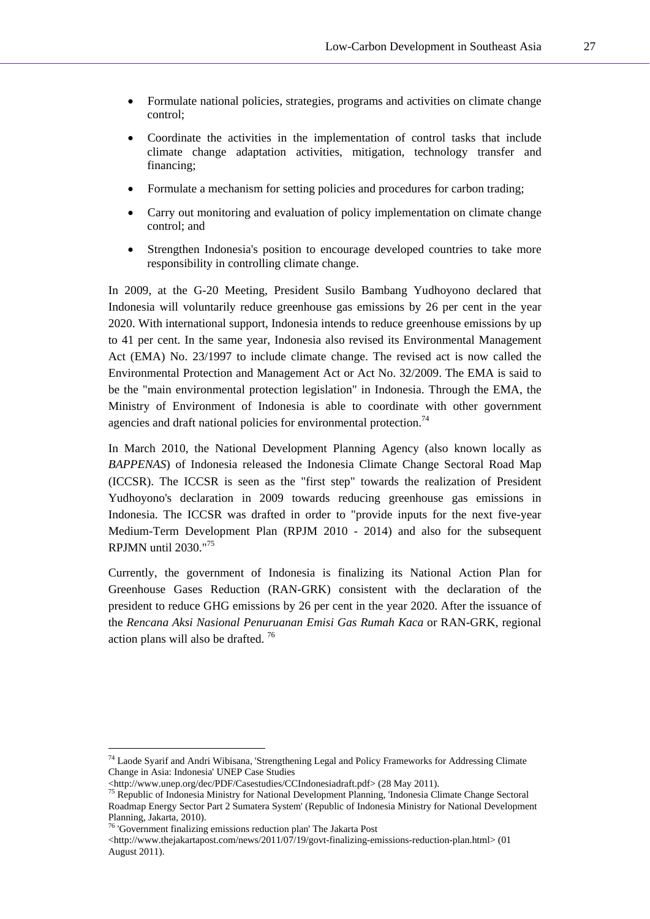- Formulate national policies, strategies, programs and activities on climate change control;
- Coordinate the activities in the implementation of control tasks that include climate change adaptation activities, mitigation, technology transfer and financing;
- Formulate a mechanism for setting policies and procedures for carbon trading;
- Carry out monitoring and evaluation of policy implementation on climate change control; and
- Strengthen Indonesia's position to encourage developed countries to take more responsibility in controlling climate change.

In 2009, at the G-20 Meeting, President Susilo Bambang Yudhoyono declared that Indonesia will voluntarily reduce greenhouse gas emissions by 26 per cent in the year 2020. With international support, Indonesia intends to reduce greenhouse emissions by up to 41 per cent. In the same year, Indonesia also revised its Environmental Management Act (EMA) No. 23/1997 to include climate change. The revised act is now called the Environmental Protection and Management Act or Act No. 32/2009. The EMA is said to be the "main environmental protection legislation" in Indonesia. Through the EMA, the Ministry of Environment of Indonesia is able to coordinate with other government agencies and draft national policies for environmental protection.[74]

In March 2010, the National Development Planning Agency (also known locally as *BAPPENAS*) of Indonesia released the Indonesia Climate Change Sectoral Road Map (ICCSR). The ICCSR is seen as the "first step" towards the realization of President Yudhoyono's declaration in 2009 towards reducing greenhouse gas emissions in Indonesia. The ICCSR was drafted in order to "provide inputs for the next five-year Medium-Term Development Plan (RPJM 2010 - 2014) and also for the subsequent RPJMN until 2030."[75]

Currently, the government of Indonesia is finalizing its National Action Plan for Greenhouse Gases Reduction (RAN-GRK) consistent with the declaration of the president to reduce GHG emissions by 26 per cent in the year 2020. After the issuance of the *Rencana Aksi Nasional Penuruanan Emisi Gas Rumah Kaca* or RAN-GRK, regional action plans will also be drafted. [76]

---

[74] Laode Syarif and Andri Wibisana, 'Strengthening Legal and Policy Frameworks for Addressing Climate Change in Asia: Indonesia' UNEP Case Studies <http://www.unep.org/dec/PDF/Casestudies/CCIndonesiadraft.pdf> (28 May 2011).

[75] Republic of Indonesia Ministry for National Development Planning, 'Indonesia Climate Change Sectoral Roadmap Energy Sector Part 2 Sumatera System' (Republic of Indonesia Ministry for National Development Planning, Jakarta, 2010).

[76] 'Government finalizing emissions reduction plan' The Jakarta Post <http://www.thejakartapost.com/news/2011/07/19/govt-finalizing-emissions-reduction-plan.html> (01 August 2011).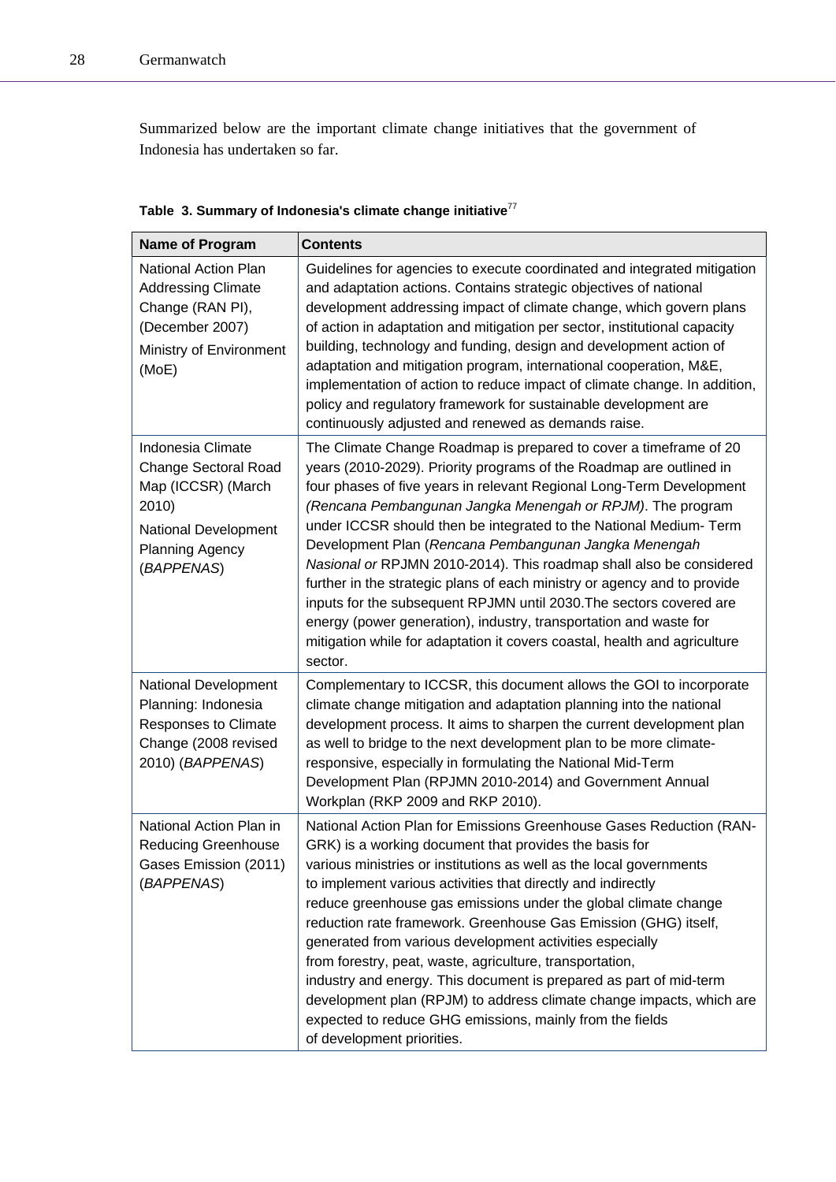Summarized below are the important climate change initiatives that the government of Indonesia has undertaken so far.

**Table 3. Summary of Indonesia's climate change initiative**[77]

| Name of Program | Contents |
|---|---|
| National Action Plan Addressing Climate Change (RAN PI), (December 2007) Ministry of Environment (MoE) | Guidelines for agencies to execute coordinated and integrated mitigation and adaptation actions. Contains strategic objectives of national development addressing impact of climate change, which govern plans of action in adaptation and mitigation per sector, institutional capacity building, technology and funding, design and development action of adaptation and mitigation program, international cooperation, M&E, implementation of action to reduce impact of climate change. In addition, policy and regulatory framework for sustainable development are continuously adjusted and renewed as demands raise. |
| Indonesia Climate Change Sectoral Road Map (ICCSR) (March 2010) National Development Planning Agency (*BAPPENAS*) | The Climate Change Roadmap is prepared to cover a timeframe of 20 years (2010-2029). Priority programs of the Roadmap are outlined in four phases of five years in relevant Regional Long-Term Development *(Rencana Pembangunan Jangka Menengah or RPJM)*. The program under ICCSR should then be integrated to the National Medium- Term Development Plan (*Rencana Pembangunan Jangka Menengah Nasional or* RPJMN 2010-2014). This roadmap shall also be considered further in the strategic plans of each ministry or agency and to provide inputs for the subsequent RPJMN until 2030.The sectors covered are energy (power generation), industry, transportation and waste for mitigation while for adaptation it covers coastal, health and agriculture sector. |
| National Development Planning: Indonesia Responses to Climate Change (2008 revised 2010) (*BAPPENAS*) | Complementary to ICCSR, this document allows the GOI to incorporate climate change mitigation and adaptation planning into the national development process. It aims to sharpen the current development plan as well to bridge to the next development plan to be more climate-responsive, especially in formulating the National Mid-Term Development Plan (RPJMN 2010-2014) and Government Annual Workplan (RKP 2009 and RKP 2010). |
| National Action Plan in Reducing Greenhouse Gases Emission (2011) (*BAPPENAS*) | National Action Plan for Emissions Greenhouse Gases Reduction (RAN-GRK) is a working document that provides the basis for various ministries or institutions as well as the local governments to implement various activities that directly and indirectly reduce greenhouse gas emissions under the global climate change reduction rate framework. Greenhouse Gas Emission (GHG) itself, generated from various development activities especially from forestry, peat, waste, agriculture, transportation, industry and energy. This document is prepared as part of mid-term development plan (RPJM) to address climate change impacts, which are expected to reduce GHG emissions, mainly from the fields of development priorities. |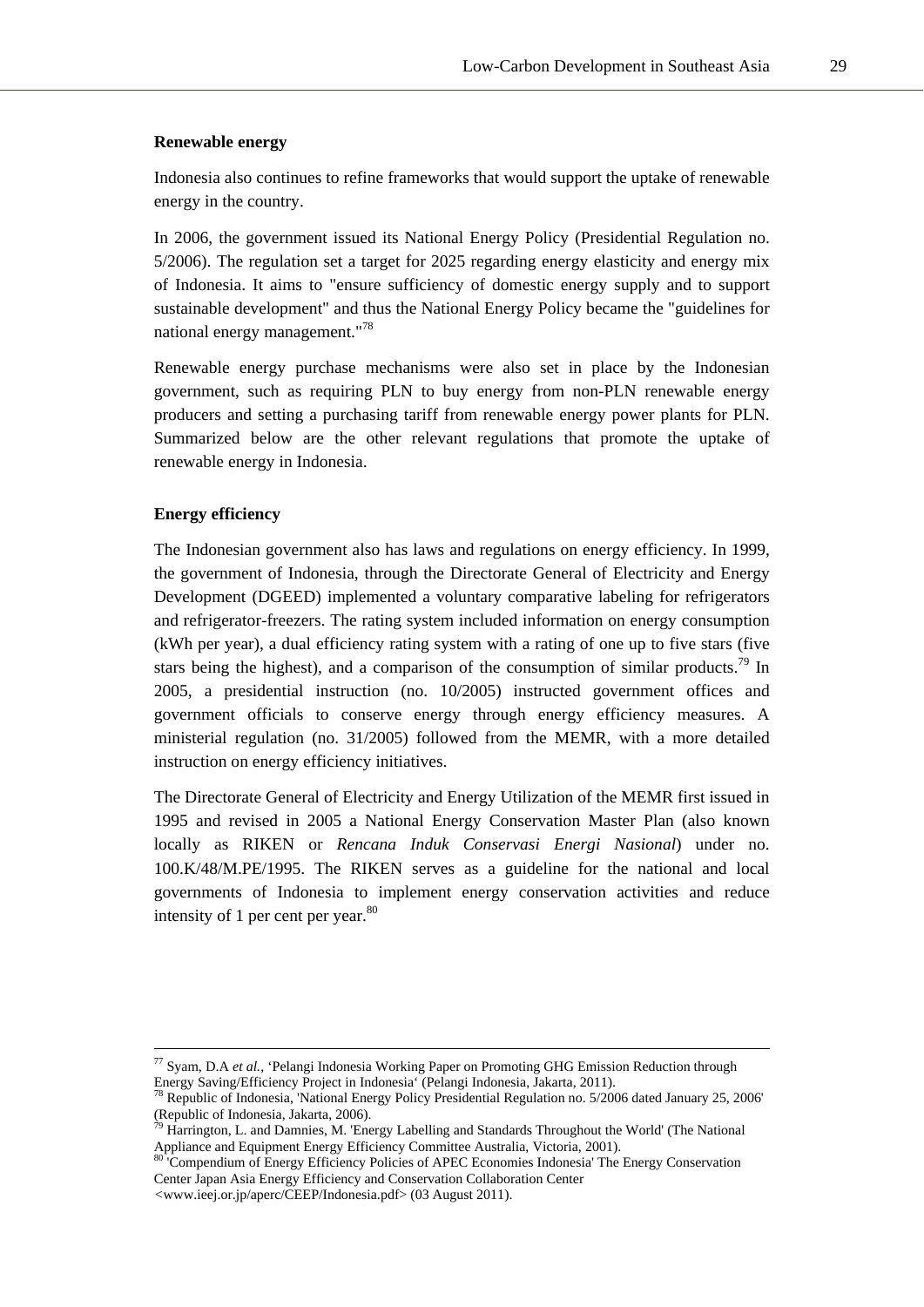**Renewable energy**

Indonesia also continues to refine frameworks that would support the uptake of renewable energy in the country.

In 2006, the government issued its National Energy Policy (Presidential Regulation no. 5/2006). The regulation set a target for 2025 regarding energy elasticity and energy mix of Indonesia. It aims to "ensure sufficiency of domestic energy supply and to support sustainable development" and thus the National Energy Policy became the "guidelines for national energy management."[78]

Renewable energy purchase mechanisms were also set in place by the Indonesian government, such as requiring PLN to buy energy from non-PLN renewable energy producers and setting a purchasing tariff from renewable energy power plants for PLN. Summarized below are the other relevant regulations that promote the uptake of renewable energy in Indonesia.

**Energy efficiency**

The Indonesian government also has laws and regulations on energy efficiency. In 1999, the government of Indonesia, through the Directorate General of Electricity and Energy Development (DGEED) implemented a voluntary comparative labeling for refrigerators and refrigerator-freezers. The rating system included information on energy consumption (kWh per year), a dual efficiency rating system with a rating of one up to five stars (five stars being the highest), and a comparison of the consumption of similar products.[79] In 2005, a presidential instruction (no. 10/2005) instructed government offices and government officials to conserve energy through energy efficiency measures. A ministerial regulation (no. 31/2005) followed from the MEMR, with a more detailed instruction on energy efficiency initiatives.

The Directorate General of Electricity and Energy Utilization of the MEMR first issued in 1995 and revised in 2005 a National Energy Conservation Master Plan (also known locally as RIKEN or *Rencana Induk Conservasi Energi Nasional*) under no. 100.K/48/M.PE/1995. The RIKEN serves as a guideline for the national and local governments of Indonesia to implement energy conservation activities and reduce intensity of 1 per cent per year.[80]

---

[77] Syam, D.A *et al.*, 'Pelangi Indonesia Working Paper on Promoting GHG Emission Reduction through Energy Saving/Efficiency Project in Indonesia' (Pelangi Indonesia, Jakarta, 2011).

[78] Republic of Indonesia, 'National Energy Policy Presidential Regulation no. 5/2006 dated January 25, 2006' (Republic of Indonesia, Jakarta, 2006).

[79] Harrington, L. and Damnies, M. 'Energy Labelling and Standards Throughout the World' (The National Appliance and Equipment Energy Efficiency Committee Australia, Victoria, 2001).

[80] 'Compendium of Energy Efficiency Policies of APEC Economies Indonesia' The Energy Conservation Center Japan Asia Energy Efficiency and Conservation Collaboration Center <www.ieej.or.jp/aperc/CEEP/Indonesia.pdf> (03 August 2011).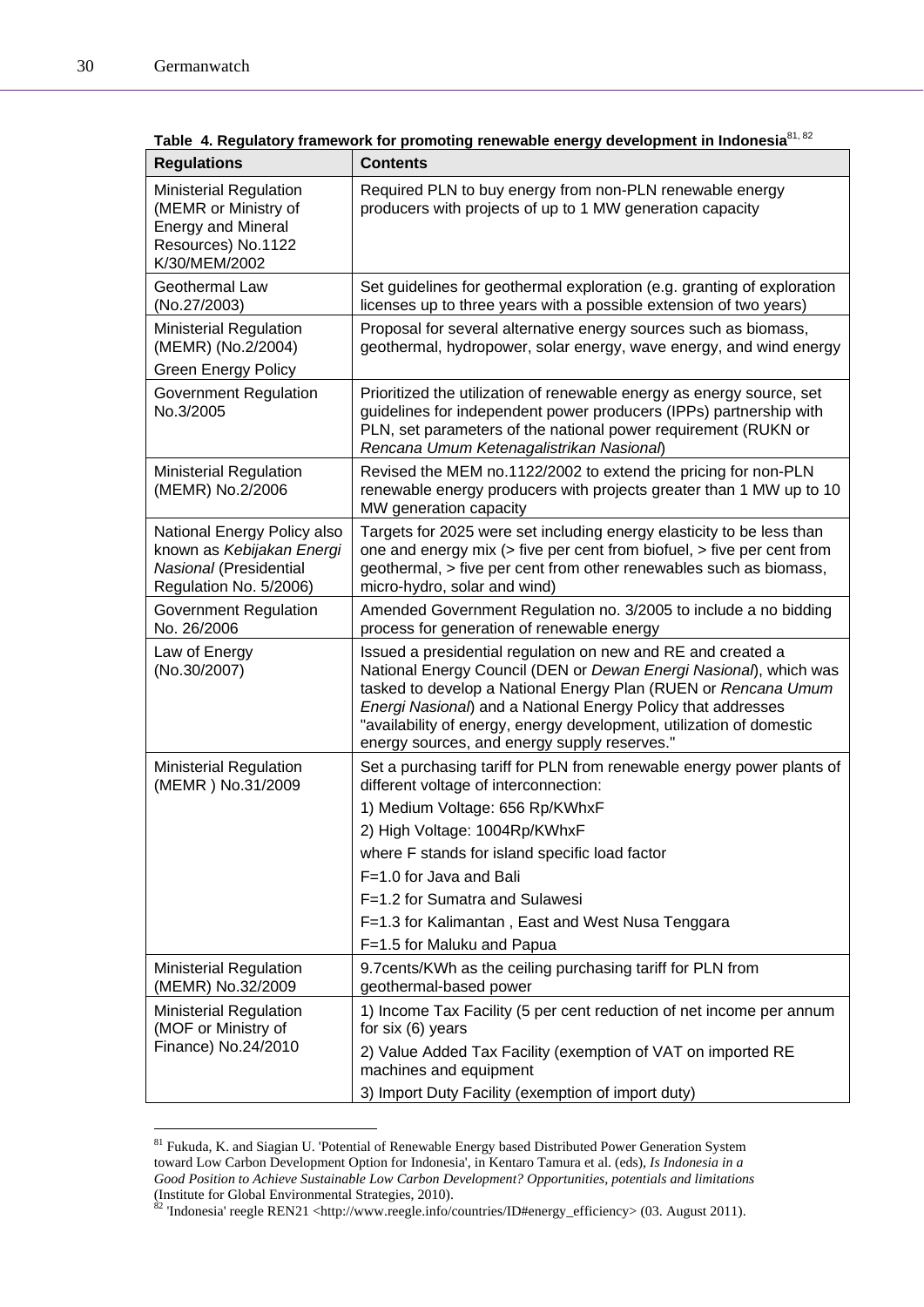**Table 4. Regulatory framework for promoting renewable energy development in Indonesia**[81, 82]

| Regulations | Contents |
|---|---|
| Ministerial Regulation (MEMR or Ministry of Energy and Mineral Resources) No.1122 K/30/MEM/2002 | Required PLN to buy energy from non-PLN renewable energy producers with projects of up to 1 MW generation capacity |
| Geothermal Law (No.27/2003) | Set guidelines for geothermal exploration (e.g. granting of exploration licenses up to three years with a possible extension of two years) |
| Ministerial Regulation (MEMR) (No.2/2004) Green Energy Policy | Proposal for several alternative energy sources such as biomass, geothermal, hydropower, solar energy, wave energy, and wind energy |
| Government Regulation No.3/2005 | Prioritized the utilization of renewable energy as energy source, set guidelines for independent power producers (IPPs) partnership with PLN, set parameters of the national power requirement (RUKN or *Rencana Umum Ketenagalistrikan Nasional*) |
| Ministerial Regulation (MEMR) No.2/2006 | Revised the MEM no.1122/2002 to extend the pricing for non-PLN renewable energy producers with projects greater than 1 MW up to 10 MW generation capacity |
| National Energy Policy also known as *Kebijakan Energi Nasional* (Presidential Regulation No. 5/2006) | Targets for 2025 were set including energy elasticity to be less than one and energy mix (> five per cent from biofuel, > five per cent from geothermal, > five per cent from other renewables such as biomass, micro-hydro, solar and wind) |
| Government Regulation No. 26/2006 | Amended Government Regulation no. 3/2005 to include a no bidding process for generation of renewable energy |
| Law of Energy (No.30/2007) | Issued a presidential regulation on new and RE and created a National Energy Council (DEN or *Dewan Energi Nasional*), which was tasked to develop a National Energy Plan (RUEN or *Rencana Umum Energi Nasional*) and a National Energy Policy that addresses "availability of energy, energy development, utilization of domestic energy sources, and energy supply reserves." |
| Ministerial Regulation (MEMR ) No.31/2009 | Set a purchasing tariff for PLN from renewable energy power plants of different voltage of interconnection:<br>1) Medium Voltage: 656 Rp/KWhxF<br>2) High Voltage: 1004Rp/KWhxF<br>where F stands for island specific load factor<br>F=1.0 for Java and Bali<br>F=1.2 for Sumatra and Sulawesi<br>F=1.3 for Kalimantan , East and West Nusa Tenggara<br>F=1.5 for Maluku and Papua |
| Ministerial Regulation (MEMR) No.32/2009 | 9.7cents/KWh as the ceiling purchasing tariff for PLN from geothermal-based power |
| Ministerial Regulation (MOF or Ministry of Finance) No.24/2010 | 1) Income Tax Facility (5 per cent reduction of net income per annum for six (6) years<br>2) Value Added Tax Facility (exemption of VAT on imported RE machines and equipment<br>3) Import Duty Facility (exemption of import duty) |

[81] Fukuda, K. and Siagian U. 'Potential of Renewable Energy based Distributed Power Generation System toward Low Carbon Development Option for Indonesia', in Kentaro Tamura et al. (eds), *Is Indonesia in a Good Position to Achieve Sustainable Low Carbon Development? Opportunities, potentials and limitations* (Institute for Global Environmental Strategies, 2010).

[82] 'Indonesia' reegle REN21 <http://www.reegle.info/countries/ID#energy_efficiency> (03. August 2011).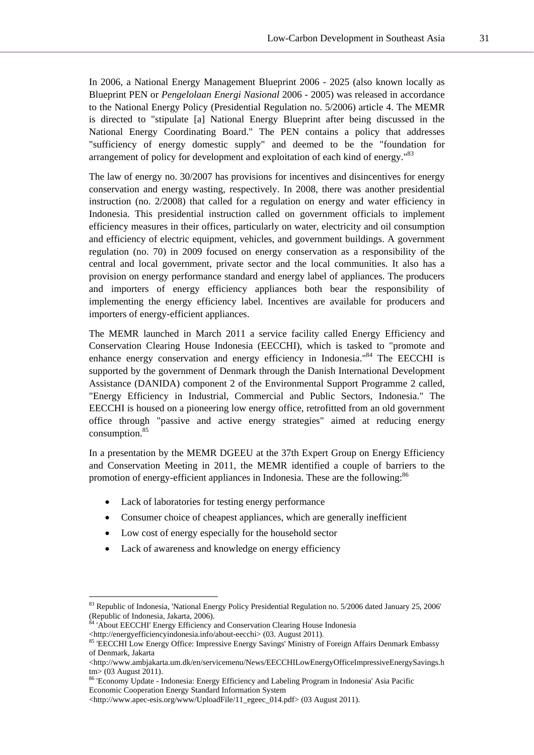In 2006, a National Energy Management Blueprint 2006 - 2025 (also known locally as Blueprint PEN or *Pengelolaan Energi Nasional* 2006 - 2005) was released in accordance to the National Energy Policy (Presidential Regulation no. 5/2006) article 4. The MEMR is directed to "stipulate [a] National Energy Blueprint after being discussed in the National Energy Coordinating Board." The PEN contains a policy that addresses "sufficiency of energy domestic supply" and deemed to be the "foundation for arrangement of policy for development and exploitation of each kind of energy."[83]

The law of energy no. 30/2007 has provisions for incentives and disincentives for energy conservation and energy wasting, respectively. In 2008, there was another presidential instruction (no. 2/2008) that called for a regulation on energy and water efficiency in Indonesia. This presidential instruction called on government officials to implement efficiency measures in their offices, particularly on water, electricity and oil consumption and efficiency of electric equipment, vehicles, and government buildings. A government regulation (no. 70) in 2009 focused on energy conservation as a responsibility of the central and local government, private sector and the local communities. It also has a provision on energy performance standard and energy label of appliances. The producers and importers of energy efficiency appliances both bear the responsibility of implementing the energy efficiency label. Incentives are available for producers and importers of energy-efficient appliances.

The MEMR launched in March 2011 a service facility called Energy Efficiency and Conservation Clearing House Indonesia (EECCHI), which is tasked to "promote and enhance energy conservation and energy efficiency in Indonesia."[84] The EECCHI is supported by the government of Denmark through the Danish International Development Assistance (DANIDA) component 2 of the Environmental Support Programme 2 called, "Energy Efficiency in Industrial, Commercial and Public Sectors, Indonesia." The EECCHI is housed on a pioneering low energy office, retrofitted from an old government office through "passive and active energy strategies" aimed at reducing energy consumption.[85]

In a presentation by the MEMR DGEEU at the 37th Expert Group on Energy Efficiency and Conservation Meeting in 2011, the MEMR identified a couple of barriers to the promotion of energy-efficient appliances in Indonesia. These are the following:[86]

- Lack of laboratories for testing energy performance
- Consumer choice of cheapest appliances, which are generally inefficient
- Low cost of energy especially for the household sector
- Lack of awareness and knowledge on energy efficiency

---

[83] Republic of Indonesia, 'National Energy Policy Presidential Regulation no. 5/2006 dated January 25, 2006' (Republic of Indonesia, Jakarta, 2006).

[84] 'About EECCHI' Energy Efficiency and Conservation Clearing House Indonesia <http://energyefficiencyindonesia.info/about-eecchi> (03. August 2011).

[85] 'EECCHI Low Energy Office: Impressive Energy Savings' Ministry of Foreign Affairs Denmark Embassy of Denmark, Jakarta <http://www.ambjakarta.um.dk/en/servicemenu/News/EECCHILowEnergyOfficeImpressiveEnergySavings.htm> (03 August 2011).

[86] 'Economy Update - Indonesia: Energy Efficiency and Labeling Program in Indonesia' Asia Pacific Economic Cooperation Energy Standard Information System <http://www.apec-esis.org/www/UploadFile/11_egeec_014.pdf> (03 August 2011).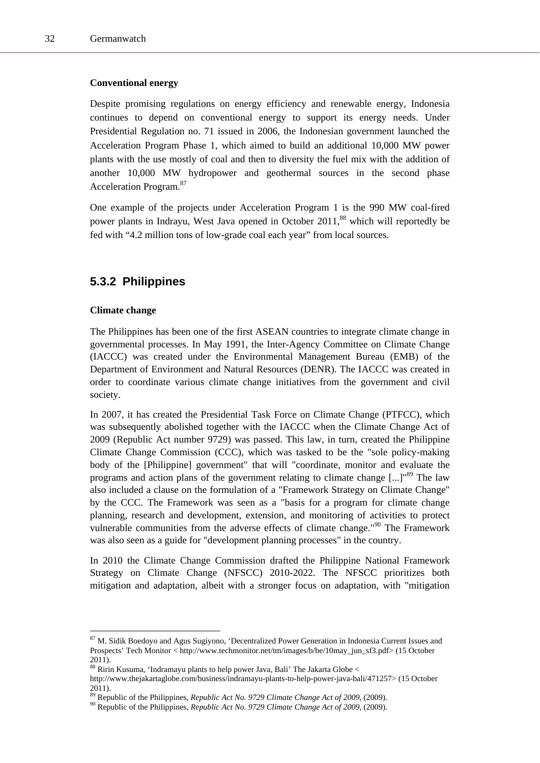**Conventional energy**

Despite promising regulations on energy efficiency and renewable energy, Indonesia continues to depend on conventional energy to support its energy needs. Under Presidential Regulation no. 71 issued in 2006, the Indonesian government launched the Acceleration Program Phase 1, which aimed to build an additional 10,000 MW power plants with the use mostly of coal and then to diversity the fuel mix with the addition of another 10,000 MW hydropower and geothermal sources in the second phase Acceleration Program.[87]

One example of the projects under Acceleration Program 1 is the 990 MW coal-fired power plants in Indrayu, West Java opened in October 2011,[88] which will reportedly be fed with "4.2 million tons of low-grade coal each year" from local sources.

### 5.3.2 Philippines

**Climate change**

The Philippines has been one of the first ASEAN countries to integrate climate change in governmental processes. In May 1991, the Inter-Agency Committee on Climate Change (IACCC) was created under the Environmental Management Bureau (EMB) of the Department of Environment and Natural Resources (DENR). The IACCC was created in order to coordinate various climate change initiatives from the government and civil society.

In 2007, it has created the Presidential Task Force on Climate Change (PTFCC), which was subsequently abolished together with the IACCC when the Climate Change Act of 2009 (Republic Act number 9729) was passed. This law, in turn, created the Philippine Climate Change Commission (CCC), which was tasked to be the "sole policy-making body of the [Philippine] government" that will "coordinate, monitor and evaluate the programs and action plans of the government relating to climate change [...]"[89] The law also included a clause on the formulation of a "Framework Strategy on Climate Change" by the CCC. The Framework was seen as a "basis for a program for climate change planning, research and development, extension, and monitoring of activities to protect vulnerable communities from the adverse effects of climate change."[90] The Framework was also seen as a guide for "development planning processes" in the country.

In 2010 the Climate Change Commission drafted the Philippine National Framework Strategy on Climate Change (NFSCC) 2010-2022. The NFSCC prioritizes both mitigation and adaptation, albeit with a stronger focus on adaptation, with "mitigation

---

[87] M. Sidik Boedoyo and Agus Sugiyono, 'Decentralized Power Generation in Indonesia Current Issues and Prospects' Tech Monitor < http://www.techmonitor.net/tm/images/b/be/10may_jun_sf3.pdf> (15 October 2011).

[88] Ririn Kusuma, 'Indramayu plants to help power Java, Bali' The Jakarta Globe < http://www.thejakartaglobe.com/business/indramayu-plants-to-help-power-java-bali/471257> (15 October 2011).

[89] Republic of the Philippines, *Republic Act No. 9729 Climate Change Act of 2009*, (2009).

[90] Republic of the Philippines, *Republic Act No. 9729 Climate Change Act of 2009*, (2009).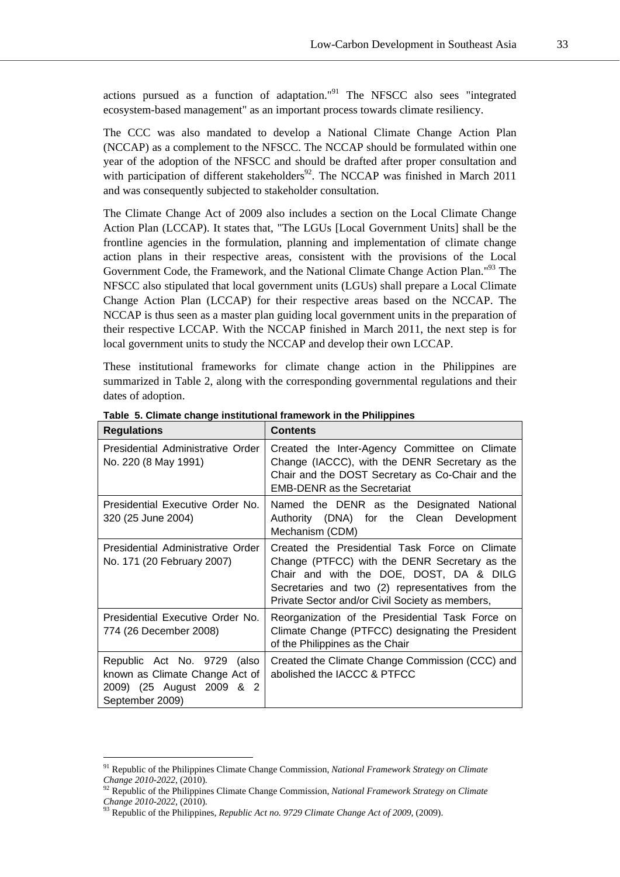actions pursued as a function of adaptation."[91] The NFSCC also sees "integrated ecosystem-based management" as an important process towards climate resiliency.

The CCC was also mandated to develop a National Climate Change Action Plan (NCCAP) as a complement to the NFSCC. The NCCAP should be formulated within one year of the adoption of the NFSCC and should be drafted after proper consultation and with participation of different stakeholders[92]. The NCCAP was finished in March 2011 and was consequently subjected to stakeholder consultation.

The Climate Change Act of 2009 also includes a section on the Local Climate Change Action Plan (LCCAP). It states that, "The LGUs [Local Government Units] shall be the frontline agencies in the formulation, planning and implementation of climate change action plans in their respective areas, consistent with the provisions of the Local Government Code, the Framework, and the National Climate Change Action Plan."[93] The NFSCC also stipulated that local government units (LGUs) shall prepare a Local Climate Change Action Plan (LCCAP) for their respective areas based on the NCCAP. The NCCAP is thus seen as a master plan guiding local government units in the preparation of their respective LCCAP. With the NCCAP finished in March 2011, the next step is for local government units to study the NCCAP and develop their own LCCAP.

These institutional frameworks for climate change action in the Philippines are summarized in Table 2, along with the corresponding governmental regulations and their dates of adoption.

**Table 5. Climate change institutional framework in the Philippines**

| Regulations | Contents |
|---|---|
| Presidential Administrative Order No. 220 (8 May 1991) | Created the Inter-Agency Committee on Climate Change (IACCC), with the DENR Secretary as the Chair and the DOST Secretary as Co-Chair and the EMB-DENR as the Secretariat |
| Presidential Executive Order No. 320 (25 June 2004) | Named the DENR as the Designated National Authority (DNA) for the Clean Development Mechanism (CDM) |
| Presidential Administrative Order No. 171 (20 February 2007) | Created the Presidential Task Force on Climate Change (PTFCC) with the DENR Secretary as the Chair and with the DOE, DOST, DA & DILG Secretaries and two (2) representatives from the Private Sector and/or Civil Society as members, |
| Presidential Executive Order No. 774 (26 December 2008) | Reorganization of the Presidential Task Force on Climate Change (PTFCC) designating the President of the Philippines as the Chair |
| Republic Act No. 9729 (also known as Climate Change Act of 2009) (25 August 2009 & 2 September 2009) | Created the Climate Change Commission (CCC) and abolished the IACCC & PTFCC |

[91] Republic of the Philippines Climate Change Commission, *National Framework Strategy on Climate Change 2010-2022*, (2010).
[92] Republic of the Philippines Climate Change Commission, *National Framework Strategy on Climate Change 2010-2022*, (2010).
[93] Republic of the Philippines, *Republic Act no. 9729 Climate Change Act of 2009*, (2009).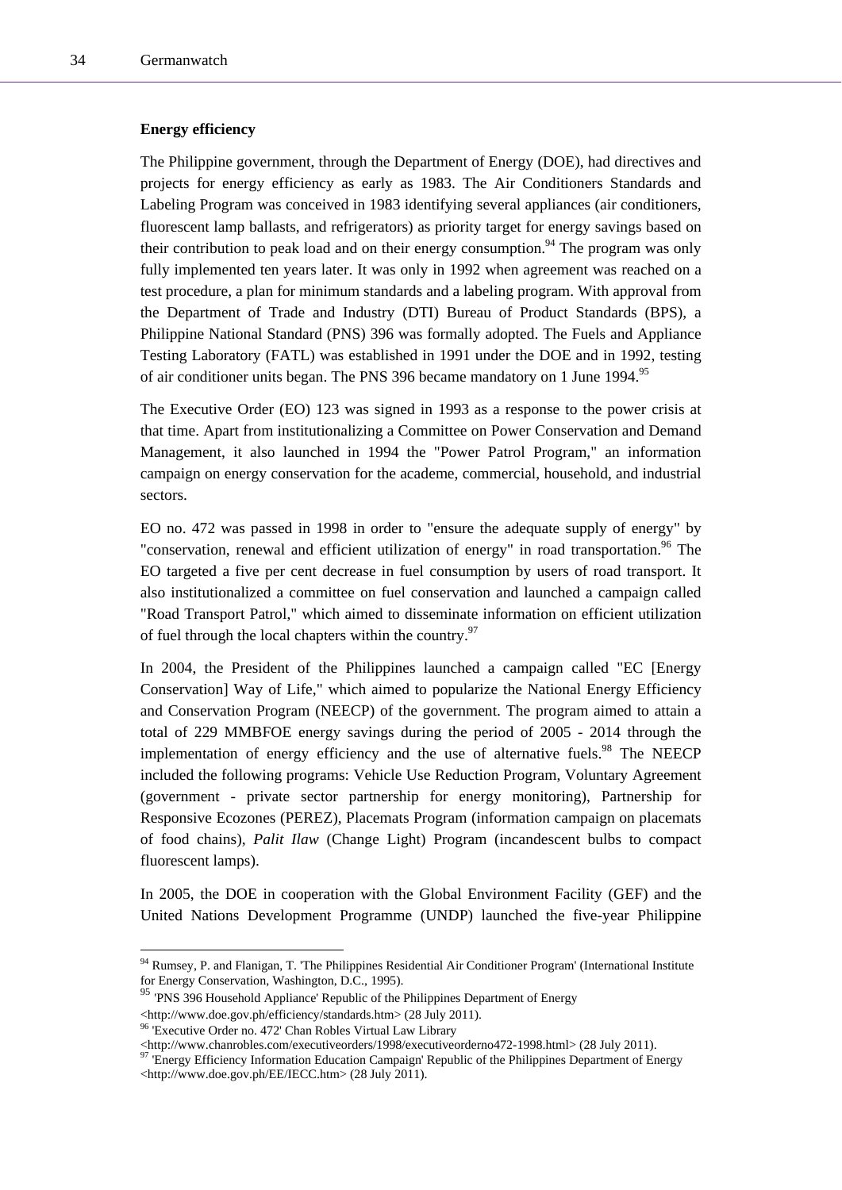**Energy efficiency**

The Philippine government, through the Department of Energy (DOE), had directives and projects for energy efficiency as early as 1983. The Air Conditioners Standards and Labeling Program was conceived in 1983 identifying several appliances (air conditioners, fluorescent lamp ballasts, and refrigerators) as priority target for energy savings based on their contribution to peak load and on their energy consumption.[94] The program was only fully implemented ten years later. It was only in 1992 when agreement was reached on a test procedure, a plan for minimum standards and a labeling program. With approval from the Department of Trade and Industry (DTI) Bureau of Product Standards (BPS), a Philippine National Standard (PNS) 396 was formally adopted. The Fuels and Appliance Testing Laboratory (FATL) was established in 1991 under the DOE and in 1992, testing of air conditioner units began. The PNS 396 became mandatory on 1 June 1994.[95]

The Executive Order (EO) 123 was signed in 1993 as a response to the power crisis at that time. Apart from institutionalizing a Committee on Power Conservation and Demand Management, it also launched in 1994 the "Power Patrol Program," an information campaign on energy conservation for the academe, commercial, household, and industrial sectors.

EO no. 472 was passed in 1998 in order to "ensure the adequate supply of energy" by "conservation, renewal and efficient utilization of energy" in road transportation.[96] The EO targeted a five per cent decrease in fuel consumption by users of road transport. It also institutionalized a committee on fuel conservation and launched a campaign called "Road Transport Patrol," which aimed to disseminate information on efficient utilization of fuel through the local chapters within the country.[97]

In 2004, the President of the Philippines launched a campaign called "EC [Energy Conservation] Way of Life," which aimed to popularize the National Energy Efficiency and Conservation Program (NEECP) of the government. The program aimed to attain a total of 229 MMBFOE energy savings during the period of 2005 - 2014 through the implementation of energy efficiency and the use of alternative fuels.[98] The NEECP included the following programs: Vehicle Use Reduction Program, Voluntary Agreement (government - private sector partnership for energy monitoring), Partnership for Responsive Ecozones (PEREZ), Placemats Program (information campaign on placemats of food chains), *Palit Ilaw* (Change Light) Program (incandescent bulbs to compact fluorescent lamps).

In 2005, the DOE in cooperation with the Global Environment Facility (GEF) and the United Nations Development Programme (UNDP) launched the five-year Philippine

---

[94] Rumsey, P. and Flanigan, T. 'The Philippines Residential Air Conditioner Program' (International Institute for Energy Conservation, Washington, D.C., 1995).

[95] 'PNS 396 Household Appliance' Republic of the Philippines Department of Energy <http://www.doe.gov.ph/efficiency/standards.htm> (28 July 2011).

[96] 'Executive Order no. 472' Chan Robles Virtual Law Library <http://www.chanrobles.com/executiveorders/1998/executiveorderno472-1998.html> (28 July 2011).

[97] 'Energy Efficiency Information Education Campaign' Republic of the Philippines Department of Energy <http://www.doe.gov.ph/EE/IECC.htm> (28 July 2011).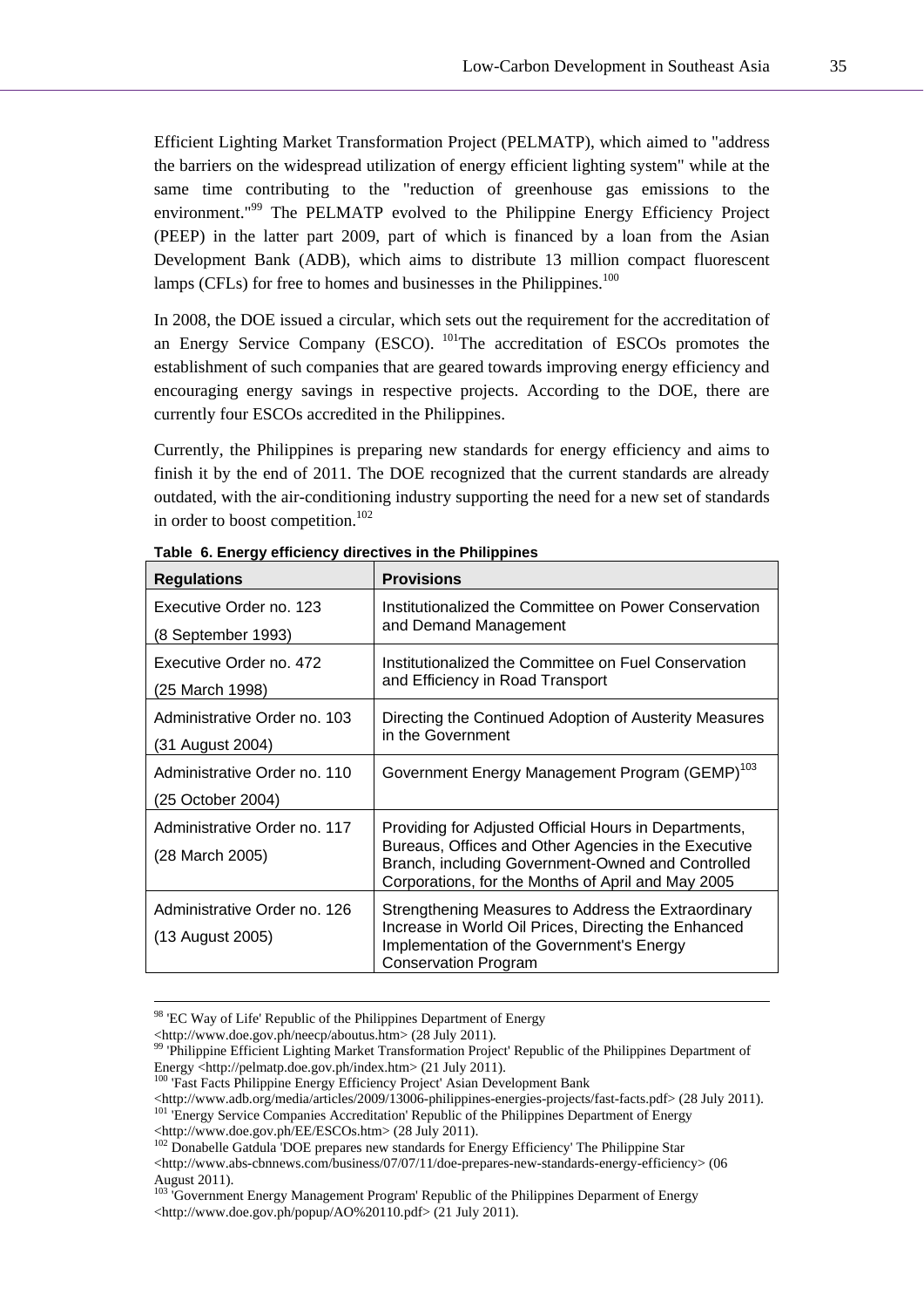Efficient Lighting Market Transformation Project (PELMATP), which aimed to "address the barriers on the widespread utilization of energy efficient lighting system" while at the same time contributing to the "reduction of greenhouse gas emissions to the environment."[99] The PELMATP evolved to the Philippine Energy Efficiency Project (PEEP) in the latter part 2009, part of which is financed by a loan from the Asian Development Bank (ADB), which aims to distribute 13 million compact fluorescent lamps (CFLs) for free to homes and businesses in the Philippines.[100]

In 2008, the DOE issued a circular, which sets out the requirement for the accreditation of an Energy Service Company (ESCO). [101]The accreditation of ESCOs promotes the establishment of such companies that are geared towards improving energy efficiency and encouraging energy savings in respective projects. According to the DOE, there are currently four ESCOs accredited in the Philippines.

Currently, the Philippines is preparing new standards for energy efficiency and aims to finish it by the end of 2011. The DOE recognized that the current standards are already outdated, with the air-conditioning industry supporting the need for a new set of standards in order to boost competition.[102]

**Table 6. Energy efficiency directives in the Philippines**

| Regulations | Provisions |
|---|---|
| Executive Order no. 123 (8 September 1993) | Institutionalized the Committee on Power Conservation and Demand Management |
| Executive Order no. 472 (25 March 1998) | Institutionalized the Committee on Fuel Conservation and Efficiency in Road Transport |
| Administrative Order no. 103 (31 August 2004) | Directing the Continued Adoption of Austerity Measures in the Government |
| Administrative Order no. 110 (25 October 2004) | Government Energy Management Program (GEMP)[103] |
| Administrative Order no. 117 (28 March 2005) | Providing for Adjusted Official Hours in Departments, Bureaus, Offices and Other Agencies in the Executive Branch, including Government-Owned and Controlled Corporations, for the Months of April and May 2005 |
| Administrative Order no. 126 (13 August 2005) | Strengthening Measures to Address the Extraordinary Increase in World Oil Prices, Directing the Enhanced Implementation of the Government's Energy Conservation Program |

[98] 'EC Way of Life' Republic of the Philippines Department of Energy <http://www.doe.gov.ph/neecp/aboutus.htm> (28 July 2011).

[99] 'Philippine Efficient Lighting Market Transformation Project' Republic of the Philippines Department of Energy <http://pelmatp.doe.gov.ph/index.htm> (21 July 2011).

[100] 'Fast Facts Philippine Energy Efficiency Project' Asian Development Bank <http://www.adb.org/media/articles/2009/13006-philippines-energies-projects/fast-facts.pdf> (28 July 2011).

[101] 'Energy Service Companies Accreditation' Republic of the Philippines Department of Energy <http://www.doe.gov.ph/EE/ESCOs.htm> (28 July 2011).

[102] Donabelle Gatdula 'DOE prepares new standards for Energy Efficiency' The Philippine Star <http://www.abs-cbnnews.com/business/07/07/11/doe-prepares-new-standards-energy-efficiency> (06 August 2011).

[103] 'Government Energy Management Program' Republic of the Philippines Deparment of Energy <http://www.doe.gov.ph/popup/AO%20110.pdf> (21 July 2011).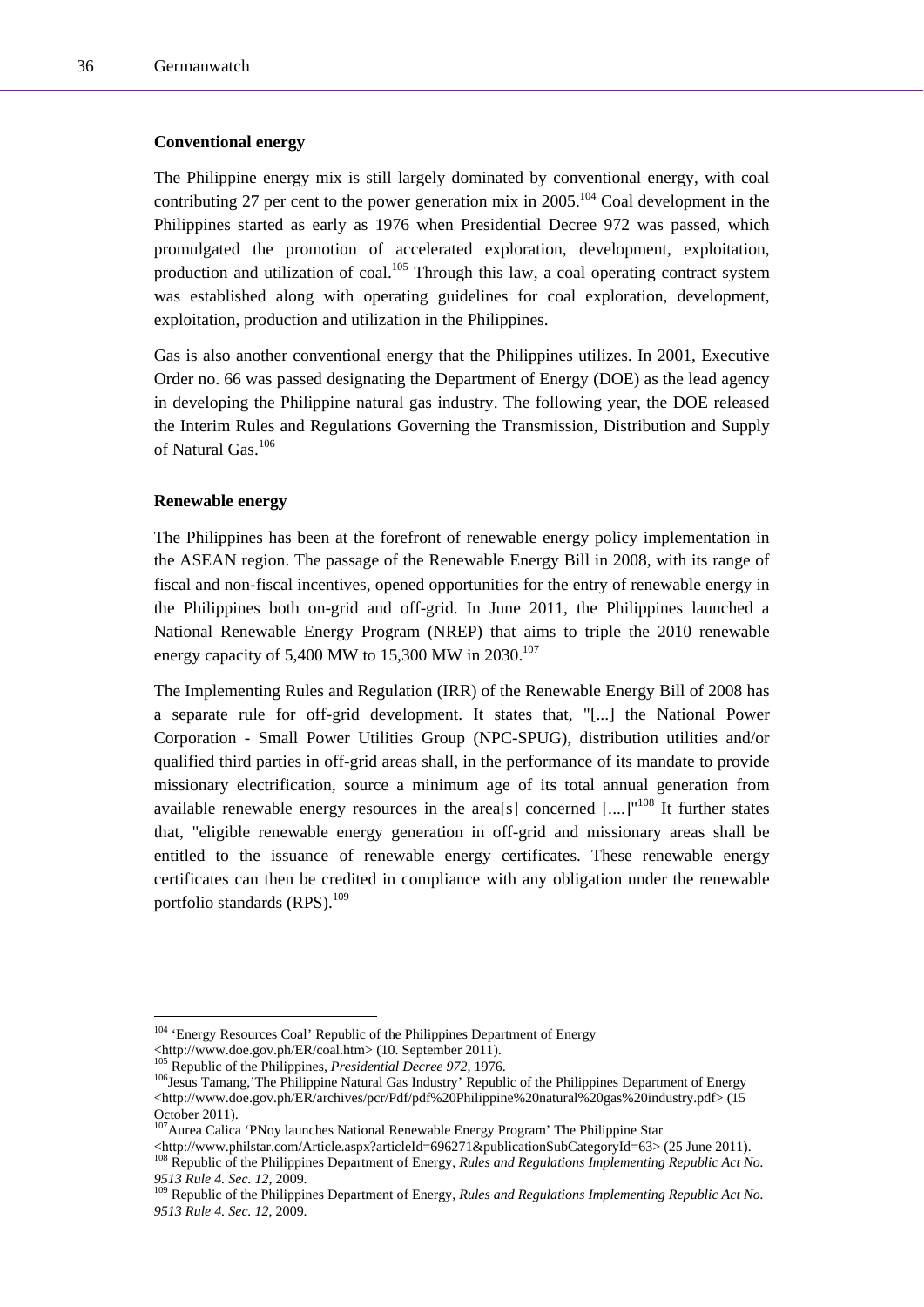**Conventional energy**

The Philippine energy mix is still largely dominated by conventional energy, with coal contributing 27 per cent to the power generation mix in 2005.[104] Coal development in the Philippines started as early as 1976 when Presidential Decree 972 was passed, which promulgated the promotion of accelerated exploration, development, exploitation, production and utilization of coal.[105] Through this law, a coal operating contract system was established along with operating guidelines for coal exploration, development, exploitation, production and utilization in the Philippines.

Gas is also another conventional energy that the Philippines utilizes. In 2001, Executive Order no. 66 was passed designating the Department of Energy (DOE) as the lead agency in developing the Philippine natural gas industry. The following year, the DOE released the Interim Rules and Regulations Governing the Transmission, Distribution and Supply of Natural Gas.[106]

**Renewable energy**

The Philippines has been at the forefront of renewable energy policy implementation in the ASEAN region. The passage of the Renewable Energy Bill in 2008, with its range of fiscal and non-fiscal incentives, opened opportunities for the entry of renewable energy in the Philippines both on-grid and off-grid. In June 2011, the Philippines launched a National Renewable Energy Program (NREP) that aims to triple the 2010 renewable energy capacity of 5,400 MW to 15,300 MW in 2030.[107]

The Implementing Rules and Regulation (IRR) of the Renewable Energy Bill of 2008 has a separate rule for off-grid development. It states that, "[...] the National Power Corporation - Small Power Utilities Group (NPC-SPUG), distribution utilities and/or qualified third parties in off-grid areas shall, in the performance of its mandate to provide missionary electrification, source a minimum age of its total annual generation from available renewable energy resources in the area[s] concerned [....]"[108] It further states that, "eligible renewable energy generation in off-grid and missionary areas shall be entitled to the issuance of renewable energy certificates. These renewable energy certificates can then be credited in compliance with any obligation under the renewable portfolio standards (RPS).[109]

---

[104] 'Energy Resources Coal' Republic of the Philippines Department of Energy <http://www.doe.gov.ph/ER/coal.htm> (10. September 2011).

[105] Republic of the Philippines, *Presidential Decree 972*, 1976.

[106] Jesus Tamang,'The Philippine Natural Gas Industry' Republic of the Philippines Department of Energy <http://www.doe.gov.ph/ER/archives/pcr/Pdf/pdf%20Philippine%20natural%20gas%20industry.pdf> (15 October 2011).

[107] Aurea Calica 'PNoy launches National Renewable Energy Program' The Philippine Star <http://www.philstar.com/Article.aspx?articleId=696271&publicationSubCategoryId=63> (25 June 2011).

[108] Republic of the Philippines Department of Energy, *Rules and Regulations Implementing Republic Act No. 9513 Rule 4. Sec. 12*, 2009.

[109] Republic of the Philippines Department of Energy, *Rules and Regulations Implementing Republic Act No. 9513 Rule 4. Sec. 12*, 2009.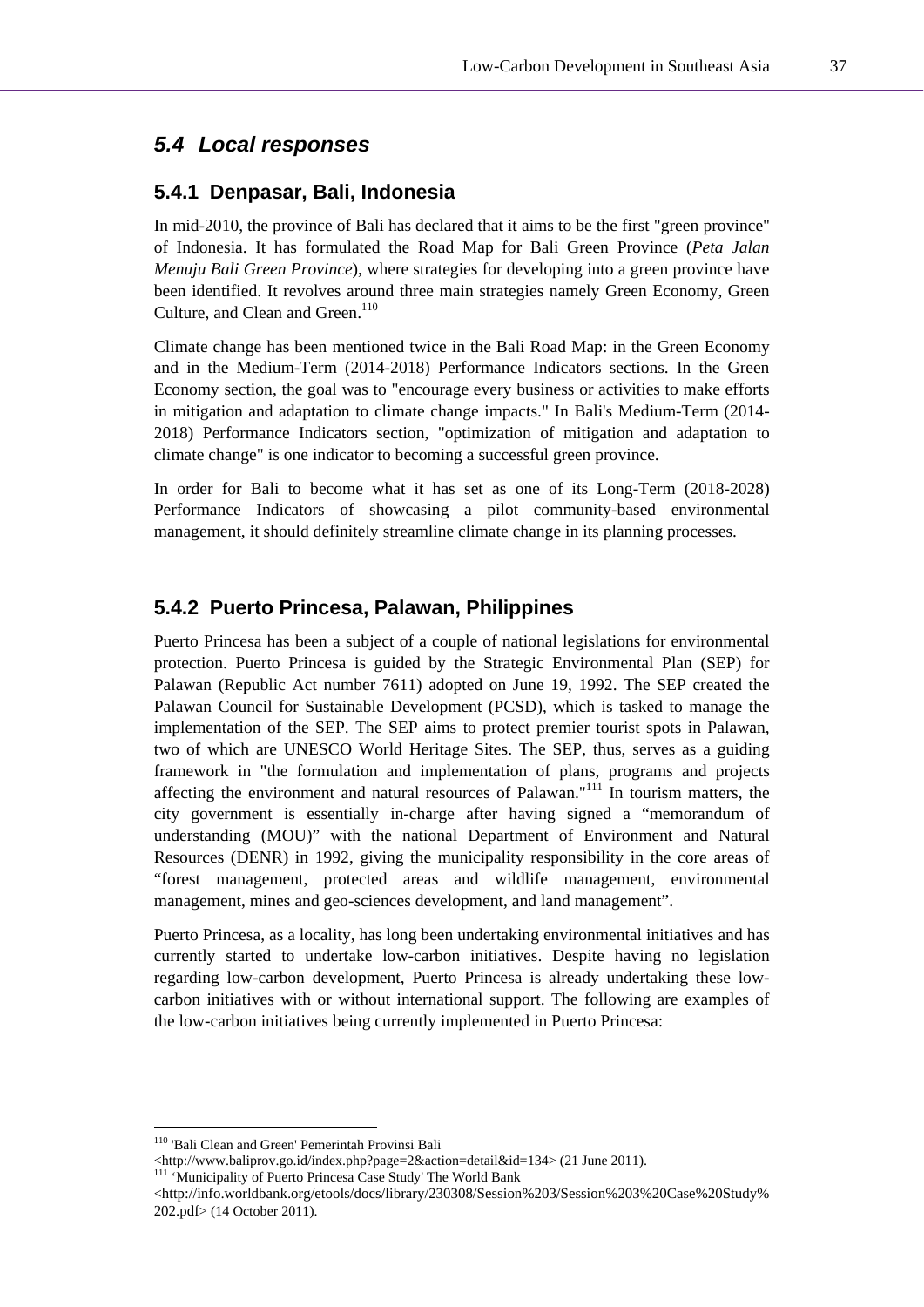## *5.4 Local responses*

### 5.4.1 Denpasar, Bali, Indonesia

In mid-2010, the province of Bali has declared that it aims to be the first "green province" of Indonesia. It has formulated the Road Map for Bali Green Province (*Peta Jalan Menuju Bali Green Province*), where strategies for developing into a green province have been identified. It revolves around three main strategies namely Green Economy, Green Culture, and Clean and Green.[110]

Climate change has been mentioned twice in the Bali Road Map: in the Green Economy and in the Medium-Term (2014-2018) Performance Indicators sections. In the Green Economy section, the goal was to "encourage every business or activities to make efforts in mitigation and adaptation to climate change impacts." In Bali's Medium-Term (2014-2018) Performance Indicators section, "optimization of mitigation and adaptation to climate change" is one indicator to becoming a successful green province.

In order for Bali to become what it has set as one of its Long-Term (2018-2028) Performance Indicators of showcasing a pilot community-based environmental management, it should definitely streamline climate change in its planning processes.

### 5.4.2 Puerto Princesa, Palawan, Philippines

Puerto Princesa has been a subject of a couple of national legislations for environmental protection. Puerto Princesa is guided by the Strategic Environmental Plan (SEP) for Palawan (Republic Act number 7611) adopted on June 19, 1992. The SEP created the Palawan Council for Sustainable Development (PCSD), which is tasked to manage the implementation of the SEP. The SEP aims to protect premier tourist spots in Palawan, two of which are UNESCO World Heritage Sites. The SEP, thus, serves as a guiding framework in "the formulation and implementation of plans, programs and projects affecting the environment and natural resources of Palawan."[111] In tourism matters, the city government is essentially in-charge after having signed a "memorandum of understanding (MOU)" with the national Department of Environment and Natural Resources (DENR) in 1992, giving the municipality responsibility in the core areas of "forest management, protected areas and wildlife management, environmental management, mines and geo-sciences development, and land management".

Puerto Princesa, as a locality, has long been undertaking environmental initiatives and has currently started to undertake low-carbon initiatives. Despite having no legislation regarding low-carbon development, Puerto Princesa is already undertaking these low-carbon initiatives with or without international support. The following are examples of the low-carbon initiatives being currently implemented in Puerto Princesa:

---

[110] 'Bali Clean and Green' Pemerintah Provinsi Bali <http://www.baliprov.go.id/index.php?page=2&action=detail&id=134> (21 June 2011).

[111] 'Municipality of Puerto Princesa Case Study' The World Bank <http://info.worldbank.org/etools/docs/library/230308/Session%203/Session%203%20Case%20Study%202.pdf> (14 October 2011).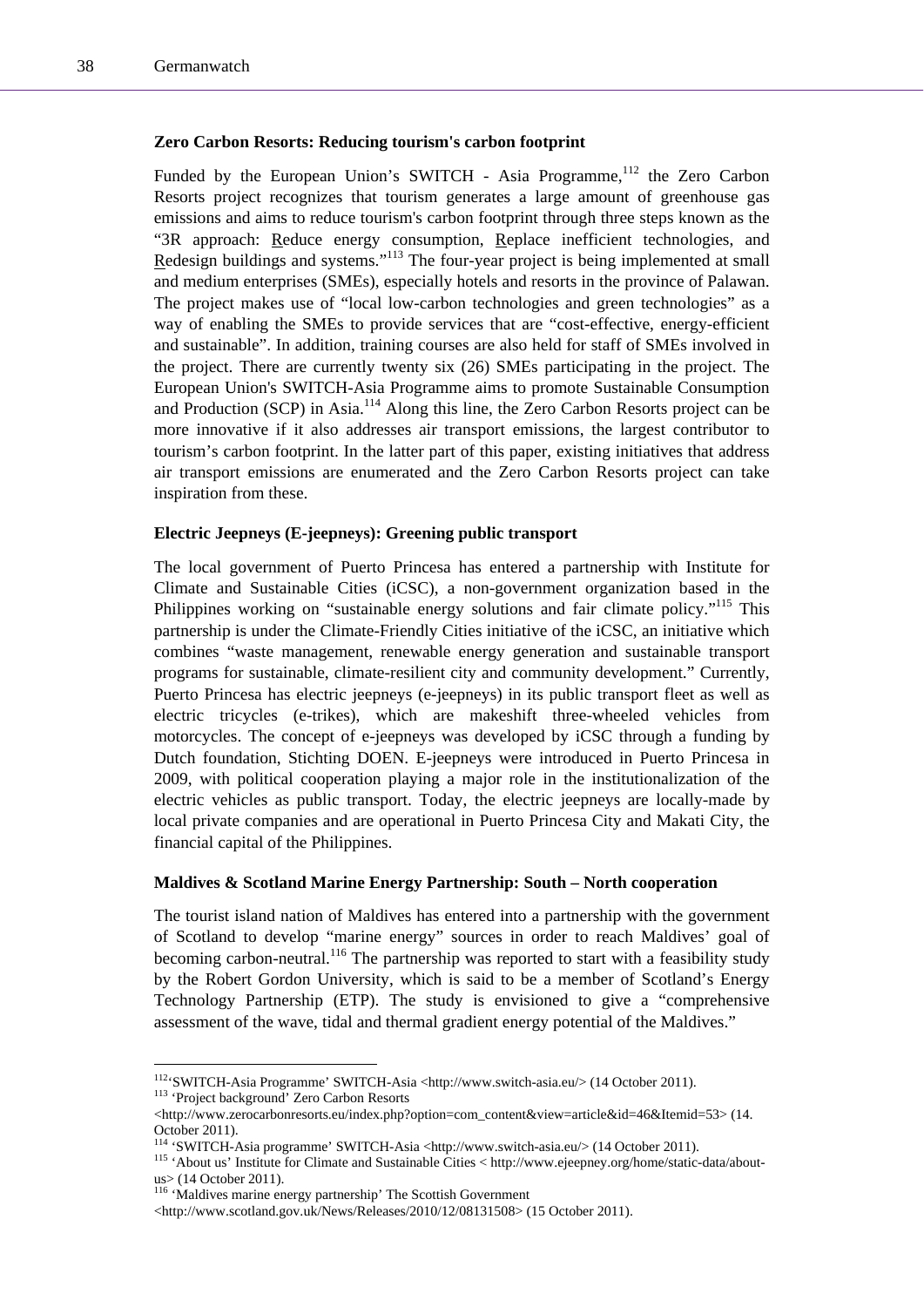**Zero Carbon Resorts: Reducing tourism's carbon footprint**

Funded by the European Union's SWITCH - Asia Programme,[112] the Zero Carbon Resorts project recognizes that tourism generates a large amount of greenhouse gas emissions and aims to reduce tourism's carbon footprint through three steps known as the "3R approach: Reduce energy consumption, Replace inefficient technologies, and Redesign buildings and systems."[113] The four-year project is being implemented at small and medium enterprises (SMEs), especially hotels and resorts in the province of Palawan. The project makes use of "local low-carbon technologies and green technologies" as a way of enabling the SMEs to provide services that are "cost-effective, energy-efficient and sustainable". In addition, training courses are also held for staff of SMEs involved in the project. There are currently twenty six (26) SMEs participating in the project. The European Union's SWITCH-Asia Programme aims to promote Sustainable Consumption and Production (SCP) in Asia.[114] Along this line, the Zero Carbon Resorts project can be more innovative if it also addresses air transport emissions, the largest contributor to tourism's carbon footprint. In the latter part of this paper, existing initiatives that address air transport emissions are enumerated and the Zero Carbon Resorts project can take inspiration from these.

**Electric Jeepneys (E-jeepneys): Greening public transport**

The local government of Puerto Princesa has entered a partnership with Institute for Climate and Sustainable Cities (iCSC), a non-government organization based in the Philippines working on "sustainable energy solutions and fair climate policy."[115] This partnership is under the Climate-Friendly Cities initiative of the iCSC, an initiative which combines "waste management, renewable energy generation and sustainable transport programs for sustainable, climate-resilient city and community development." Currently, Puerto Princesa has electric jeepneys (e-jeepneys) in its public transport fleet as well as electric tricycles (e-trikes), which are makeshift three-wheeled vehicles from motorcycles. The concept of e-jeepneys was developed by iCSC through a funding by Dutch foundation, Stichting DOEN. E-jeepneys were introduced in Puerto Princesa in 2009, with political cooperation playing a major role in the institutionalization of the electric vehicles as public transport. Today, the electric jeepneys are locally-made by local private companies and are operational in Puerto Princesa City and Makati City, the financial capital of the Philippines.

**Maldives & Scotland Marine Energy Partnership: South – North cooperation**

The tourist island nation of Maldives has entered into a partnership with the government of Scotland to develop "marine energy" sources in order to reach Maldives' goal of becoming carbon-neutral.[116] The partnership was reported to start with a feasibility study by the Robert Gordon University, which is said to be a member of Scotland's Energy Technology Partnership (ETP). The study is envisioned to give a "comprehensive assessment of the wave, tidal and thermal gradient energy potential of the Maldives."

---

[112] 'SWITCH-Asia Programme' SWITCH-Asia <http://www.switch-asia.eu/> (14 October 2011).

[113] 'Project background' Zero Carbon Resorts <http://www.zerocarbonresorts.eu/index.php?option=com_content&view=article&id=46&Itemid=53> (14. October 2011).

[114] 'SWITCH-Asia programme' SWITCH-Asia <http://www.switch-asia.eu/> (14 October 2011).

[115] 'About us' Institute for Climate and Sustainable Cities < http://www.ejeepney.org/home/static-data/about-us> (14 October 2011).

[116] 'Maldives marine energy partnership' The Scottish Government <http://www.scotland.gov.uk/News/Releases/2010/12/08131508> (15 October 2011).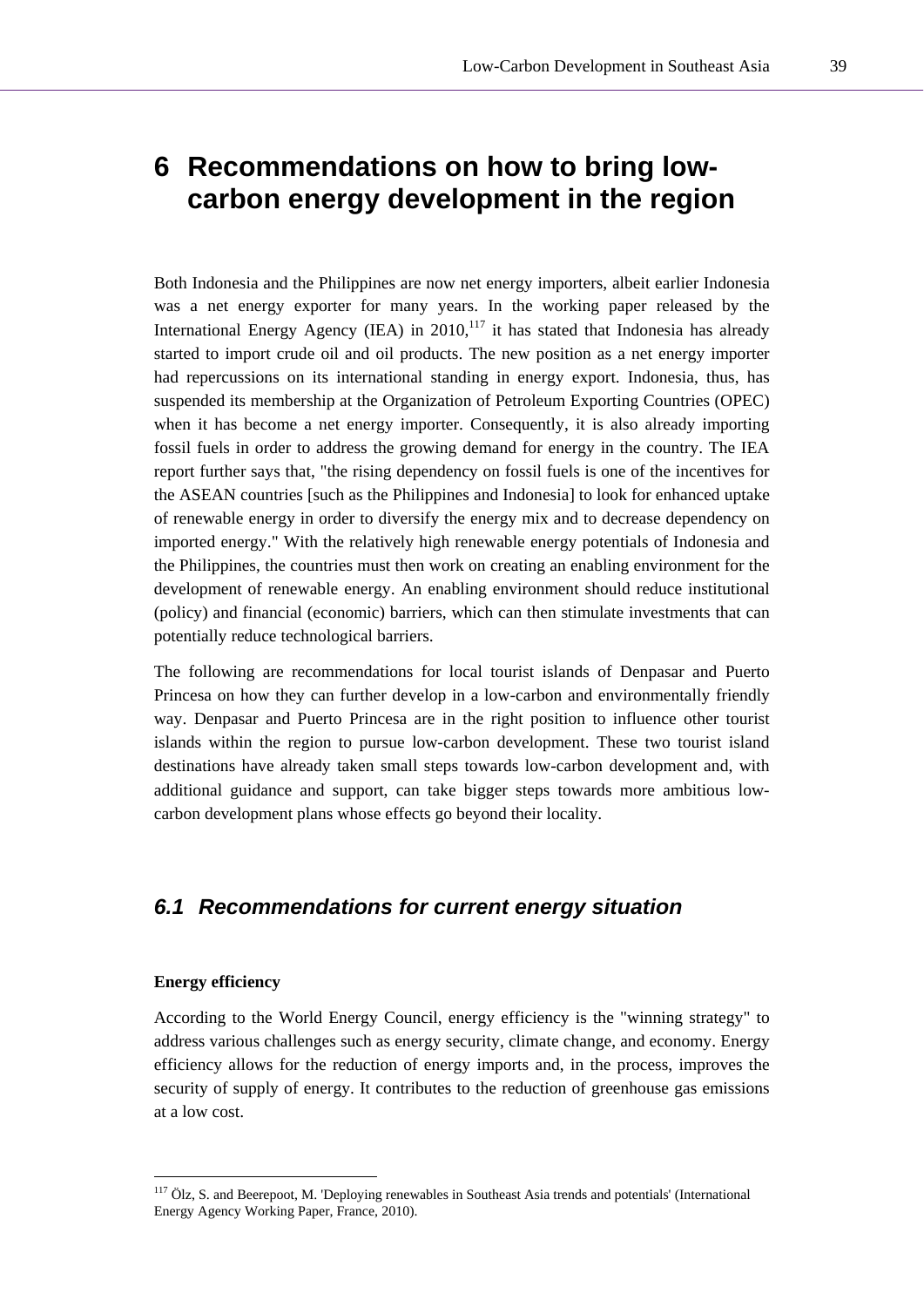# 6 Recommendations on how to bring low-carbon energy development in the region

Both Indonesia and the Philippines are now net energy importers, albeit earlier Indonesia was a net energy exporter for many years. In the working paper released by the International Energy Agency (IEA) in 2010,[117] it has stated that Indonesia has already started to import crude oil and oil products. The new position as a net energy importer had repercussions on its international standing in energy export. Indonesia, thus, has suspended its membership at the Organization of Petroleum Exporting Countries (OPEC) when it has become a net energy importer. Consequently, it is also already importing fossil fuels in order to address the growing demand for energy in the country. The IEA report further says that, "the rising dependency on fossil fuels is one of the incentives for the ASEAN countries [such as the Philippines and Indonesia] to look for enhanced uptake of renewable energy in order to diversify the energy mix and to decrease dependency on imported energy." With the relatively high renewable energy potentials of Indonesia and the Philippines, the countries must then work on creating an enabling environment for the development of renewable energy. An enabling environment should reduce institutional (policy) and financial (economic) barriers, which can then stimulate investments that can potentially reduce technological barriers.

The following are recommendations for local tourist islands of Denpasar and Puerto Princesa on how they can further develop in a low-carbon and environmentally friendly way. Denpasar and Puerto Princesa are in the right position to influence other tourist islands within the region to pursue low-carbon development. These two tourist island destinations have already taken small steps towards low-carbon development and, with additional guidance and support, can take bigger steps towards more ambitious low-carbon development plans whose effects go beyond their locality.

## *6.1 Recommendations for current energy situation*

**Energy efficiency**

According to the World Energy Council, energy efficiency is the "winning strategy" to address various challenges such as energy security, climate change, and economy. Energy efficiency allows for the reduction of energy imports and, in the process, improves the security of supply of energy. It contributes to the reduction of greenhouse gas emissions at a low cost.

---

[117] Ölz, S. and Beerepoot, M. 'Deploying renewables in Southeast Asia trends and potentials' (International Energy Agency Working Paper, France, 2010).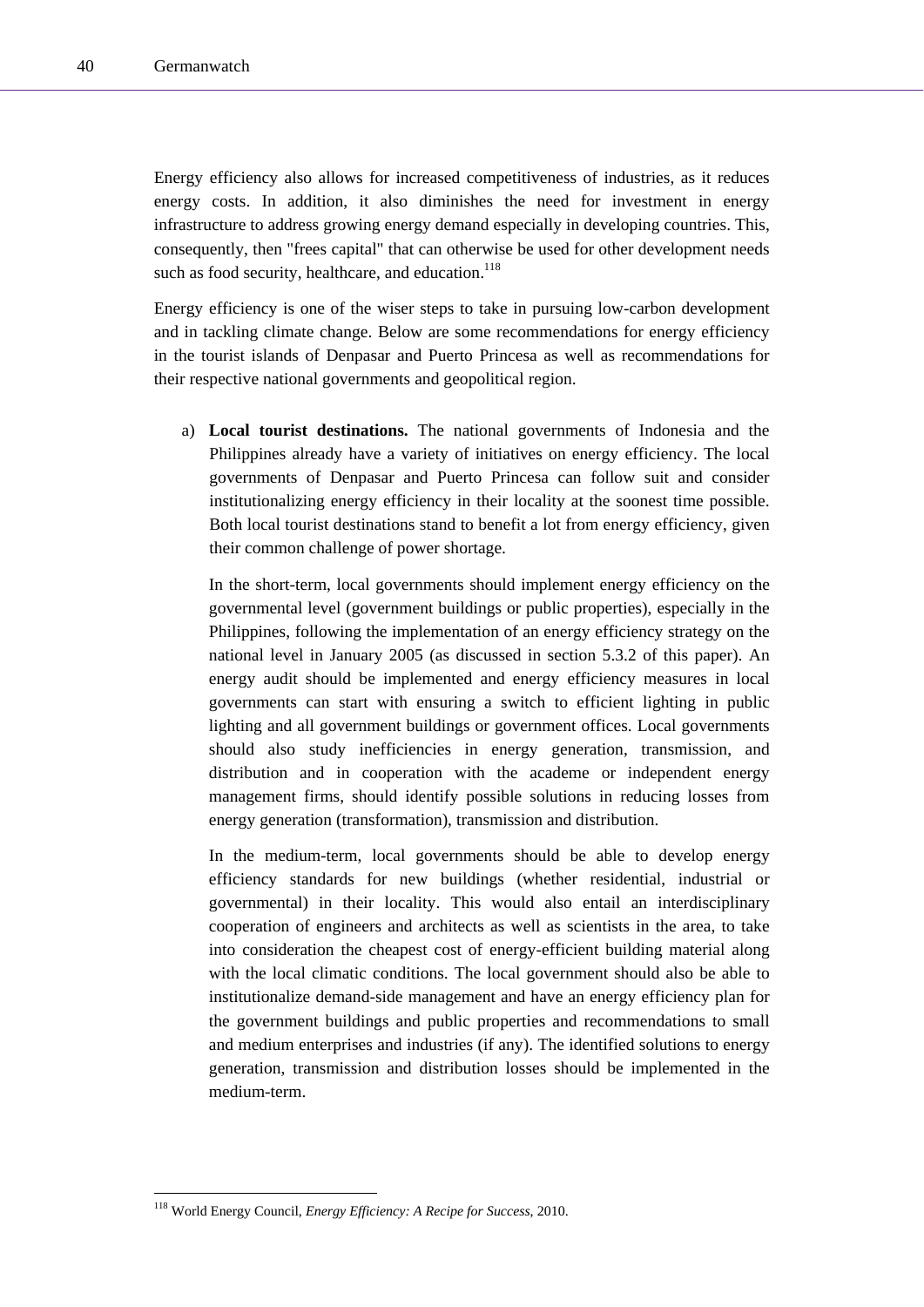Energy efficiency also allows for increased competitiveness of industries, as it reduces energy costs. In addition, it also diminishes the need for investment in energy infrastructure to address growing energy demand especially in developing countries. This, consequently, then "frees capital" that can otherwise be used for other development needs such as food security, healthcare, and education.[118]

Energy efficiency is one of the wiser steps to take in pursuing low-carbon development and in tackling climate change. Below are some recommendations for energy efficiency in the tourist islands of Denpasar and Puerto Princesa as well as recommendations for their respective national governments and geopolitical region.

a) **Local tourist destinations.** The national governments of Indonesia and the Philippines already have a variety of initiatives on energy efficiency. The local governments of Denpasar and Puerto Princesa can follow suit and consider institutionalizing energy efficiency in their locality at the soonest time possible. Both local tourist destinations stand to benefit a lot from energy efficiency, given their common challenge of power shortage.

   In the short-term, local governments should implement energy efficiency on the governmental level (government buildings or public properties), especially in the Philippines, following the implementation of an energy efficiency strategy on the national level in January 2005 (as discussed in section 5.3.2 of this paper). An energy audit should be implemented and energy efficiency measures in local governments can start with ensuring a switch to efficient lighting in public lighting and all government buildings or government offices. Local governments should also study inefficiencies in energy generation, transmission, and distribution and in cooperation with the academe or independent energy management firms, should identify possible solutions in reducing losses from energy generation (transformation), transmission and distribution.

   In the medium-term, local governments should be able to develop energy efficiency standards for new buildings (whether residential, industrial or governmental) in their locality. This would also entail an interdisciplinary cooperation of engineers and architects as well as scientists in the area, to take into consideration the cheapest cost of energy-efficient building material along with the local climatic conditions. The local government should also be able to institutionalize demand-side management and have an energy efficiency plan for the government buildings and public properties and recommendations to small and medium enterprises and industries (if any). The identified solutions to energy generation, transmission and distribution losses should be implemented in the medium-term.

---

[118] World Energy Council, *Energy Efficiency: A Recipe for Success*, 2010.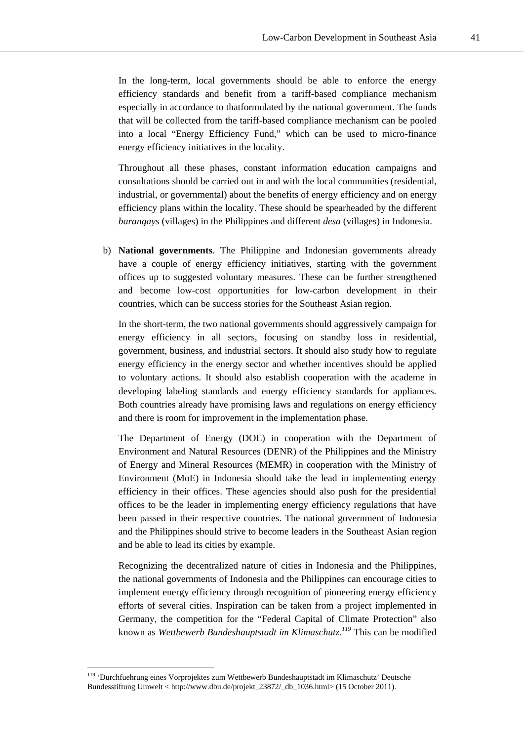In the long-term, local governments should be able to enforce the energy efficiency standards and benefit from a tariff-based compliance mechanism especially in accordance to thatformulated by the national government. The funds that will be collected from the tariff-based compliance mechanism can be pooled into a local "Energy Efficiency Fund," which can be used to micro-finance energy efficiency initiatives in the locality.

Throughout all these phases, constant information education campaigns and consultations should be carried out in and with the local communities (residential, industrial, or governmental) about the benefits of energy efficiency and on energy efficiency plans within the locality. These should be spearheaded by the different *barangays* (villages) in the Philippines and different *desa* (villages) in Indonesia.

b) **National governments**. The Philippine and Indonesian governments already have a couple of energy efficiency initiatives, starting with the government offices up to suggested voluntary measures. These can be further strengthened and become low-cost opportunities for low-carbon development in their countries, which can be success stories for the Southeast Asian region.

   In the short-term, the two national governments should aggressively campaign for energy efficiency in all sectors, focusing on standby loss in residential, government, business, and industrial sectors. It should also study how to regulate energy efficiency in the energy sector and whether incentives should be applied to voluntary actions. It should also establish cooperation with the academe in developing labeling standards and energy efficiency standards for appliances. Both countries already have promising laws and regulations on energy efficiency and there is room for improvement in the implementation phase.

   The Department of Energy (DOE) in cooperation with the Department of Environment and Natural Resources (DENR) of the Philippines and the Ministry of Energy and Mineral Resources (MEMR) in cooperation with the Ministry of Environment (MoE) in Indonesia should take the lead in implementing energy efficiency in their offices. These agencies should also push for the presidential offices to be the leader in implementing energy efficiency regulations that have been passed in their respective countries. The national government of Indonesia and the Philippines should strive to become leaders in the Southeast Asian region and be able to lead its cities by example.

   Recognizing the decentralized nature of cities in Indonesia and the Philippines, the national governments of Indonesia and the Philippines can encourage cities to implement energy efficiency through recognition of pioneering energy efficiency efforts of several cities. Inspiration can be taken from a project implemented in Germany, the competition for the "Federal Capital of Climate Protection" also known as *Wettbewerb Bundeshauptstadt im Klimaschutz.*[119] This can be modified

---

[119] 'Durchfuehrung eines Vorprojektes zum Wettbewerb Bundeshauptstadt im Klimaschutz' Deutsche Bundesstiftung Umwelt < http://www.dbu.de/projekt_23872/_db_1036.html> (15 October 2011).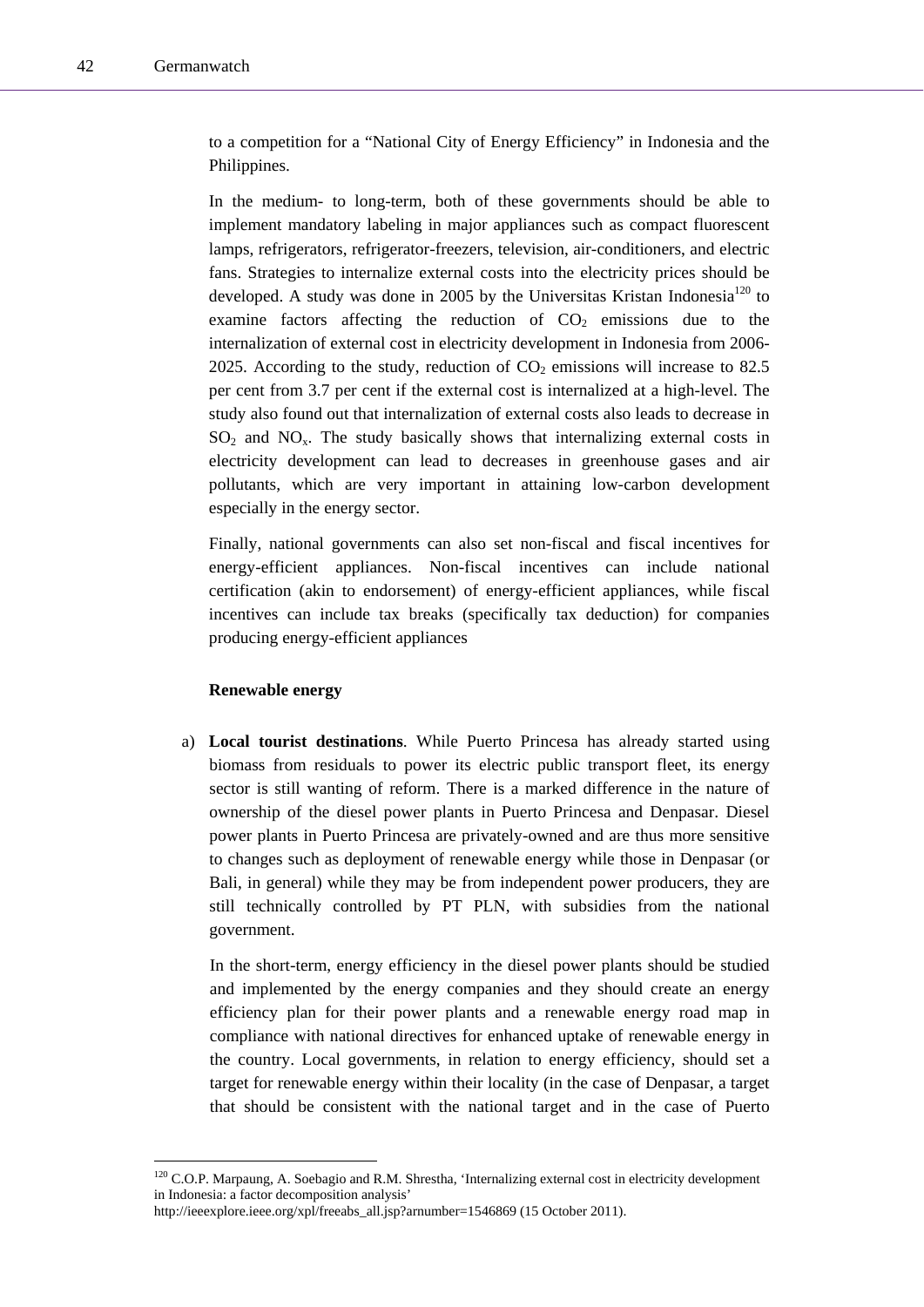to a competition for a "National City of Energy Efficiency" in Indonesia and the Philippines.

In the medium- to long-term, both of these governments should be able to implement mandatory labeling in major appliances such as compact fluorescent lamps, refrigerators, refrigerator-freezers, television, air-conditioners, and electric fans. Strategies to internalize external costs into the electricity prices should be developed. A study was done in 2005 by the Universitas Kristan Indonesia[120] to examine factors affecting the reduction of $CO_2$ emissions due to the internalization of external cost in electricity development in Indonesia from 2006-2025. According to the study, reduction of $CO_2$ emissions will increase to 82.5 per cent from 3.7 per cent if the external cost is internalized at a high-level. The study also found out that internalization of external costs also leads to decrease in $SO_2$ and $NO_x$. The study basically shows that internalizing external costs in electricity development can lead to decreases in greenhouse gases and air pollutants, which are very important in attaining low-carbon development especially in the energy sector.

Finally, national governments can also set non-fiscal and fiscal incentives for energy-efficient appliances. Non-fiscal incentives can include national certification (akin to endorsement) of energy-efficient appliances, while fiscal incentives can include tax breaks (specifically tax deduction) for companies producing energy-efficient appliances

**Renewable energy**

a) **Local tourist destinations**. While Puerto Princesa has already started using biomass from residuals to power its electric public transport fleet, its energy sector is still wanting of reform. There is a marked difference in the nature of ownership of the diesel power plants in Puerto Princesa and Denpasar. Diesel power plants in Puerto Princesa are privately-owned and are thus more sensitive to changes such as deployment of renewable energy while those in Denpasar (or Bali, in general) while they may be from independent power producers, they are still technically controlled by PT PLN, with subsidies from the national government.

   In the short-term, energy efficiency in the diesel power plants should be studied and implemented by the energy companies and they should create an energy efficiency plan for their power plants and a renewable energy road map in compliance with national directives for enhanced uptake of renewable energy in the country. Local governments, in relation to energy efficiency, should set a target for renewable energy within their locality (in the case of Denpasar, a target that should be consistent with the national target and in the case of Puerto

[120] C.O.P. Marpaung, A. Soebagio and R.M. Shrestha, 'Internalizing external cost in electricity development in Indonesia: a factor decomposition analysis' http://ieeexplore.ieee.org/xpl/freeabs_all.jsp?arnumber=1546869 (15 October 2011).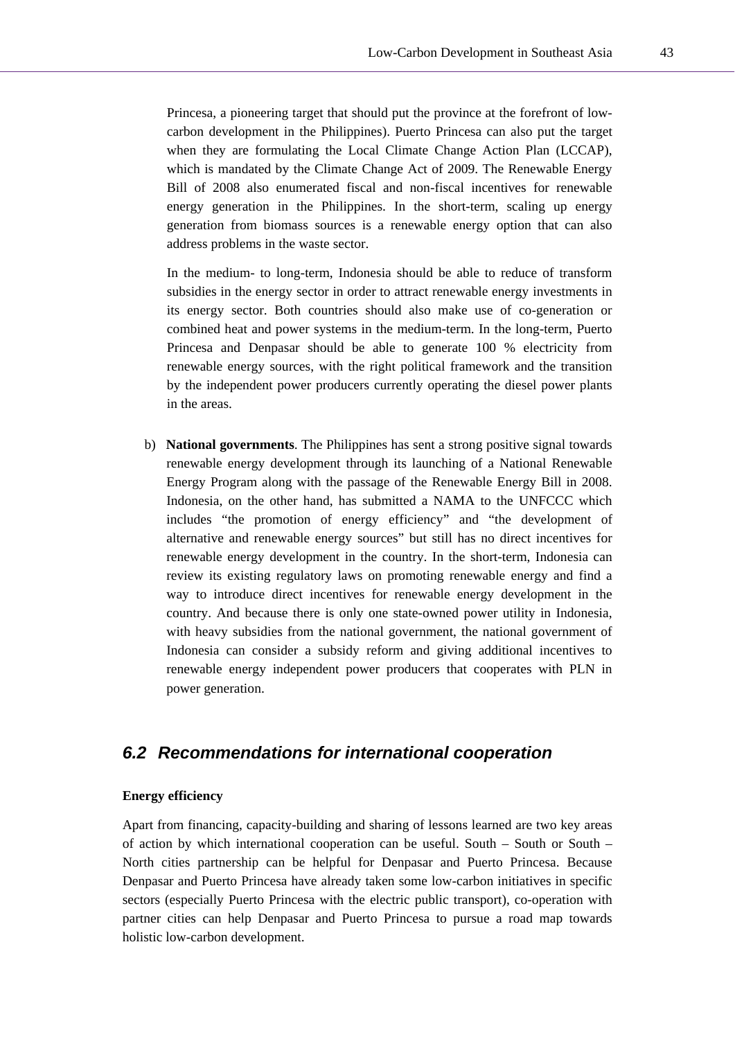Princesa, a pioneering target that should put the province at the forefront of low-carbon development in the Philippines). Puerto Princesa can also put the target when they are formulating the Local Climate Change Action Plan (LCCAP), which is mandated by the Climate Change Act of 2009. The Renewable Energy Bill of 2008 also enumerated fiscal and non-fiscal incentives for renewable energy generation in the Philippines. In the short-term, scaling up energy generation from biomass sources is a renewable energy option that can also address problems in the waste sector.

In the medium- to long-term, Indonesia should be able to reduce of transform subsidies in the energy sector in order to attract renewable energy investments in its energy sector. Both countries should also make use of co-generation or combined heat and power systems in the medium-term. In the long-term, Puerto Princesa and Denpasar should be able to generate 100 % electricity from renewable energy sources, with the right political framework and the transition by the independent power producers currently operating the diesel power plants in the areas.

b) **National governments**. The Philippines has sent a strong positive signal towards renewable energy development through its launching of a National Renewable Energy Program along with the passage of the Renewable Energy Bill in 2008. Indonesia, on the other hand, has submitted a NAMA to the UNFCCC which includes "the promotion of energy efficiency" and "the development of alternative and renewable energy sources" but still has no direct incentives for renewable energy development in the country. In the short-term, Indonesia can review its existing regulatory laws on promoting renewable energy and find a way to introduce direct incentives for renewable energy development in the country. And because there is only one state-owned power utility in Indonesia, with heavy subsidies from the national government, the national government of Indonesia can consider a subsidy reform and giving additional incentives to renewable energy independent power producers that cooperates with PLN in power generation.

## 6.2 Recommendations for international cooperation

**Energy efficiency**

Apart from financing, capacity-building and sharing of lessons learned are two key areas of action by which international cooperation can be useful. South – South or South – North cities partnership can be helpful for Denpasar and Puerto Princesa. Because Denpasar and Puerto Princesa have already taken some low-carbon initiatives in specific sectors (especially Puerto Princesa with the electric public transport), co-operation with partner cities can help Denpasar and Puerto Princesa to pursue a road map towards holistic low-carbon development.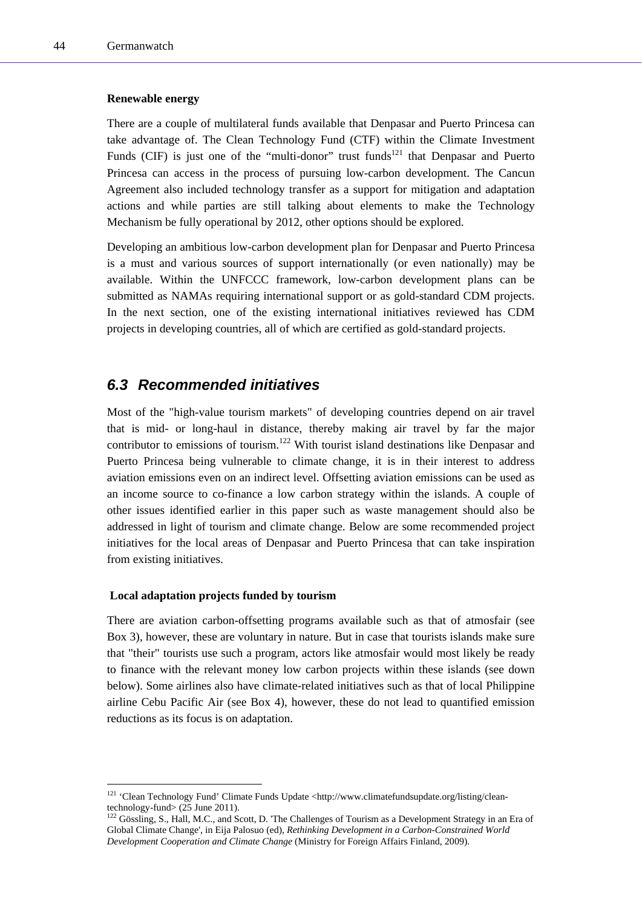**Renewable energy**

There are a couple of multilateral funds available that Denpasar and Puerto Princesa can take advantage of. The Clean Technology Fund (CTF) within the Climate Investment Funds (CIF) is just one of the "multi-donor" trust funds[121] that Denpasar and Puerto Princesa can access in the process of pursuing low-carbon development. The Cancun Agreement also included technology transfer as a support for mitigation and adaptation actions and while parties are still talking about elements to make the Technology Mechanism be fully operational by 2012, other options should be explored.

Developing an ambitious low-carbon development plan for Denpasar and Puerto Princesa is a must and various sources of support internationally (or even nationally) may be available. Within the UNFCCC framework, low-carbon development plans can be submitted as NAMAs requiring international support or as gold-standard CDM projects. In the next section, one of the existing international initiatives reviewed has CDM projects in developing countries, all of which are certified as gold-standard projects.

## *6.3 Recommended initiatives*

Most of the "high-value tourism markets" of developing countries depend on air travel that is mid- or long-haul in distance, thereby making air travel by far the major contributor to emissions of tourism.[122] With tourist island destinations like Denpasar and Puerto Princesa being vulnerable to climate change, it is in their interest to address aviation emissions even on an indirect level. Offsetting aviation emissions can be used as an income source to co-finance a low carbon strategy within the islands. A couple of other issues identified earlier in this paper such as waste management should also be addressed in light of tourism and climate change. Below are some recommended project initiatives for the local areas of Denpasar and Puerto Princesa that can take inspiration from existing initiatives.

**Local adaptation projects funded by tourism**

There are aviation carbon-offsetting programs available such as that of atmosfair (see Box 3), however, these are voluntary in nature. But in case that tourists islands make sure that "their" tourists use such a program, actors like atmosfair would most likely be ready to finance with the relevant money low carbon projects within these islands (see down below). Some airlines also have climate-related initiatives such as that of local Philippine airline Cebu Pacific Air (see Box 4), however, these do not lead to quantified emission reductions as its focus is on adaptation.

---

[121] 'Clean Technology Fund' Climate Funds Update <http://www.climatefundsupdate.org/listing/clean-technology-fund> (25 June 2011).

[122] Gössling, S., Hall, M.C., and Scott, D. 'The Challenges of Tourism as a Development Strategy in an Era of Global Climate Change', in Eija Palosuo (ed), *Rethinking Development in a Carbon-Constrained World Development Cooperation and Climate Change* (Ministry for Foreign Affairs Finland, 2009).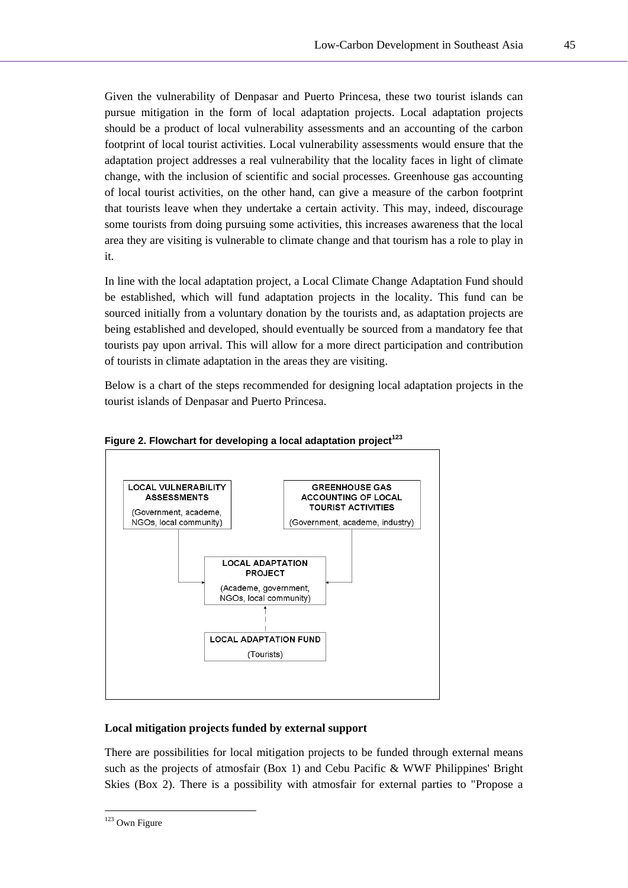Given the vulnerability of Denpasar and Puerto Princesa, these two tourist islands can pursue mitigation in the form of local adaptation projects. Local adaptation projects should be a product of local vulnerability assessments and an accounting of the carbon footprint of local tourist activities. Local vulnerability assessments would ensure that the adaptation project addresses a real vulnerability that the locality faces in light of climate change, with the inclusion of scientific and social processes. Greenhouse gas accounting of local tourist activities, on the other hand, can give a measure of the carbon footprint that tourists leave when they undertake a certain activity. This may, indeed, discourage some tourists from doing pursuing some activities, this increases awareness that the local area they are visiting is vulnerable to climate change and that tourism has a role to play in it.

In line with the local adaptation project, a Local Climate Change Adaptation Fund should be established, which will fund adaptation projects in the locality. This fund can be sourced initially from a voluntary donation by the tourists and, as adaptation projects are being established and developed, should eventually be sourced from a mandatory fee that tourists pay upon arrival. This will allow for a more direct participation and contribution of tourists in climate adaptation in the areas they are visiting.

Below is a chart of the steps recommended for designing local adaptation projects in the tourist islands of Denpasar and Puerto Princesa.

**Figure 2. Flowchart for developing a local adaptation project**[123]

LOCAL VULNERABILITY ASSESSMENTS (Government, academe, NGOs, local community) → LOCAL ADAPTATION PROJECT

GREENHOUSE GAS ACCOUNTING OF LOCAL TOURIST ACTIVITIES (Government, academe, industry) → LOCAL ADAPTATION PROJECT

LOCAL ADAPTATION PROJECT (Academe, government, NGOs, local community)

LOCAL ADAPTATION FUND (Tourists) ⇢ LOCAL ADAPTATION PROJECT

**Local mitigation projects funded by external support**

There are possibilities for local mitigation projects to be funded through external means such as the projects of atmosfair (Box 1) and Cebu Pacific & WWF Philippines' Bright Skies (Box 2). There is a possibility with atmosfair for external parties to "Propose a

---

[123] Own Figure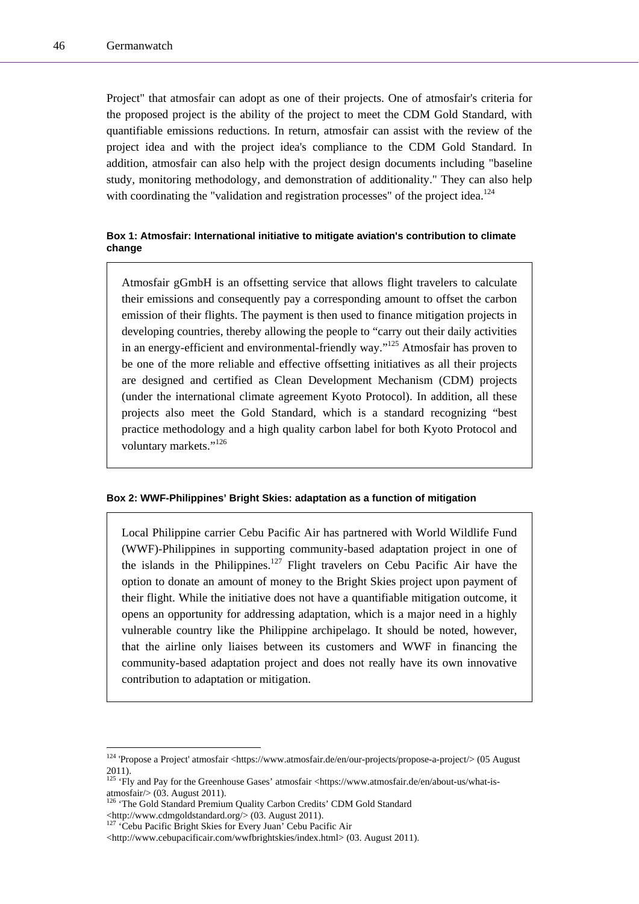Project" that atmosfair can adopt as one of their projects. One of atmosfair's criteria for the proposed project is the ability of the project to meet the CDM Gold Standard, with quantifiable emissions reductions. In return, atmosfair can assist with the review of the project idea and with the project idea's compliance to the CDM Gold Standard. In addition, atmosfair can also help with the project design documents including "baseline study, monitoring methodology, and demonstration of additionality." They can also help with coordinating the "validation and registration processes" of the project idea.[124]

**Box 1: Atmosfair: International initiative to mitigate aviation's contribution to climate change**

> Atmosfair gGmbH is an offsetting service that allows flight travelers to calculate their emissions and consequently pay a corresponding amount to offset the carbon emission of their flights. The payment is then used to finance mitigation projects in developing countries, thereby allowing the people to "carry out their daily activities in an energy-efficient and environmental-friendly way."[125] Atmosfair has proven to be one of the more reliable and effective offsetting initiatives as all their projects are designed and certified as Clean Development Mechanism (CDM) projects (under the international climate agreement Kyoto Protocol). In addition, all these projects also meet the Gold Standard, which is a standard recognizing "best practice methodology and a high quality carbon label for both Kyoto Protocol and voluntary markets."[126]

**Box 2: WWF-Philippines' Bright Skies: adaptation as a function of mitigation**

> Local Philippine carrier Cebu Pacific Air has partnered with World Wildlife Fund (WWF)-Philippines in supporting community-based adaptation project in one of the islands in the Philippines.[127] Flight travelers on Cebu Pacific Air have the option to donate an amount of money to the Bright Skies project upon payment of their flight. While the initiative does not have a quantifiable mitigation outcome, it opens an opportunity for addressing adaptation, which is a major need in a highly vulnerable country like the Philippine archipelago. It should be noted, however, that the airline only liaises between its customers and WWF in financing the community-based adaptation project and does not really have its own innovative contribution to adaptation or mitigation.

---

[124] 'Propose a Project' atmosfair <https://www.atmosfair.de/en/our-projects/propose-a-project/> (05 August 2011).

[125] 'Fly and Pay for the Greenhouse Gases' atmosfair <https://www.atmosfair.de/en/about-us/what-is-atmosfair/> (03. August 2011).

[126] 'The Gold Standard Premium Quality Carbon Credits' CDM Gold Standard <http://www.cdmgoldstandard.org/> (03. August 2011).

[127] 'Cebu Pacific Bright Skies for Every Juan' Cebu Pacific Air <http://www.cebupacificair.com/wwfbrightskies/index.html> (03. August 2011).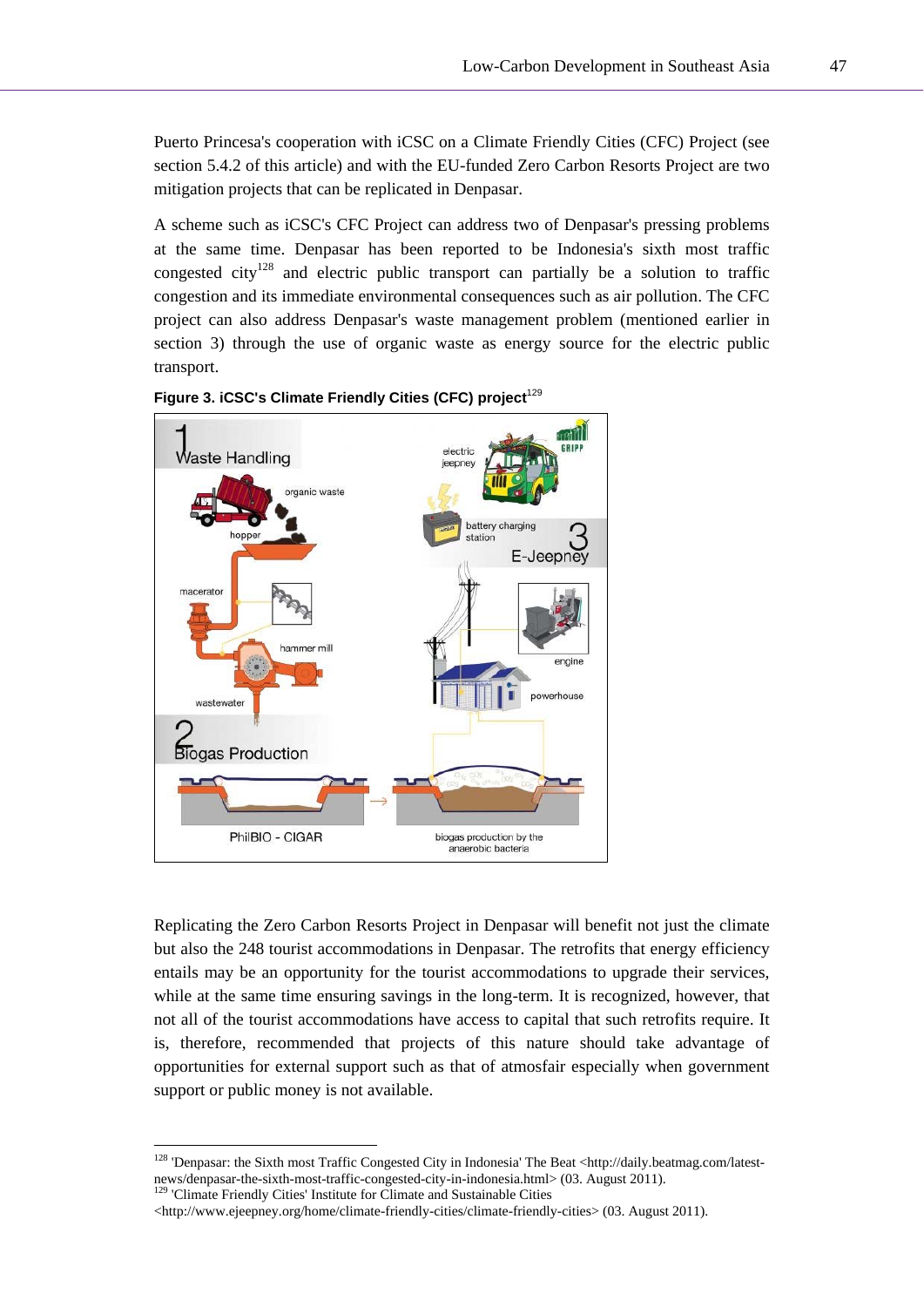Puerto Princesa's cooperation with iCSC on a Climate Friendly Cities (CFC) Project (see section 5.4.2 of this article) and with the EU-funded Zero Carbon Resorts Project are two mitigation projects that can be replicated in Denpasar.

A scheme such as iCSC's CFC Project can address two of Denpasar's pressing problems at the same time. Denpasar has been reported to be Indonesia's sixth most traffic congested city[128] and electric public transport can partially be a solution to traffic congestion and its immediate environmental consequences such as air pollution. The CFC project can also address Denpasar's waste management problem (mentioned earlier in section 3) through the use of organic waste as energy source for the electric public transport.

**Figure 3. iCSC's Climate Friendly Cities (CFC) project**[129]

Replicating the Zero Carbon Resorts Project in Denpasar will benefit not just the climate but also the 248 tourist accommodations in Denpasar. The retrofits that energy efficiency entails may be an opportunity for the tourist accommodations to upgrade their services, while at the same time ensuring savings in the long-term. It is recognized, however, that not all of the tourist accommodations have access to capital that such retrofits require. It is, therefore, recommended that projects of this nature should take advantage of opportunities for external support such as that of atmosfair especially when government support or public money is not available.

---

[128] 'Denpasar: the Sixth most Traffic Congested City in Indonesia' The Beat <http://daily.beatmag.com/latest-news/denpasar-the-sixth-most-traffic-congested-city-in-indonesia.html> (03. August 2011).

[129] 'Climate Friendly Cities' Institute for Climate and Sustainable Cities <http://www.ejeepney.org/home/climate-friendly-cities/climate-friendly-cities> (03. August 2011).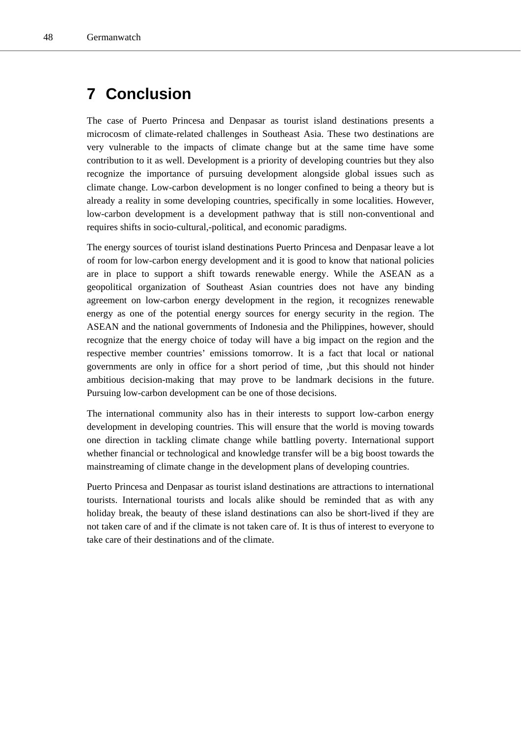# 7 Conclusion

The case of Puerto Princesa and Denpasar as tourist island destinations presents a microcosm of climate-related challenges in Southeast Asia. These two destinations are very vulnerable to the impacts of climate change but at the same time have some contribution to it as well. Development is a priority of developing countries but they also recognize the importance of pursuing development alongside global issues such as climate change. Low-carbon development is no longer confined to being a theory but is already a reality in some developing countries, specifically in some localities. However, low-carbon development is a development pathway that is still non-conventional and requires shifts in socio-cultural,-political, and economic paradigms.

The energy sources of tourist island destinations Puerto Princesa and Denpasar leave a lot of room for low-carbon energy development and it is good to know that national policies are in place to support a shift towards renewable energy. While the ASEAN as a geopolitical organization of Southeast Asian countries does not have any binding agreement on low-carbon energy development in the region, it recognizes renewable energy as one of the potential energy sources for energy security in the region. The ASEAN and the national governments of Indonesia and the Philippines, however, should recognize that the energy choice of today will have a big impact on the region and the respective member countries' emissions tomorrow. It is a fact that local or national governments are only in office for a short period of time, ,but this should not hinder ambitious decision-making that may prove to be landmark decisions in the future. Pursuing low-carbon development can be one of those decisions.

The international community also has in their interests to support low-carbon energy development in developing countries. This will ensure that the world is moving towards one direction in tackling climate change while battling poverty. International support whether financial or technological and knowledge transfer will be a big boost towards the mainstreaming of climate change in the development plans of developing countries.

Puerto Princesa and Denpasar as tourist island destinations are attractions to international tourists. International tourists and locals alike should be reminded that as with any holiday break, the beauty of these island destinations can also be short-lived if they are not taken care of and if the climate is not taken care of. It is thus of interest to everyone to take care of their destinations and of the climate.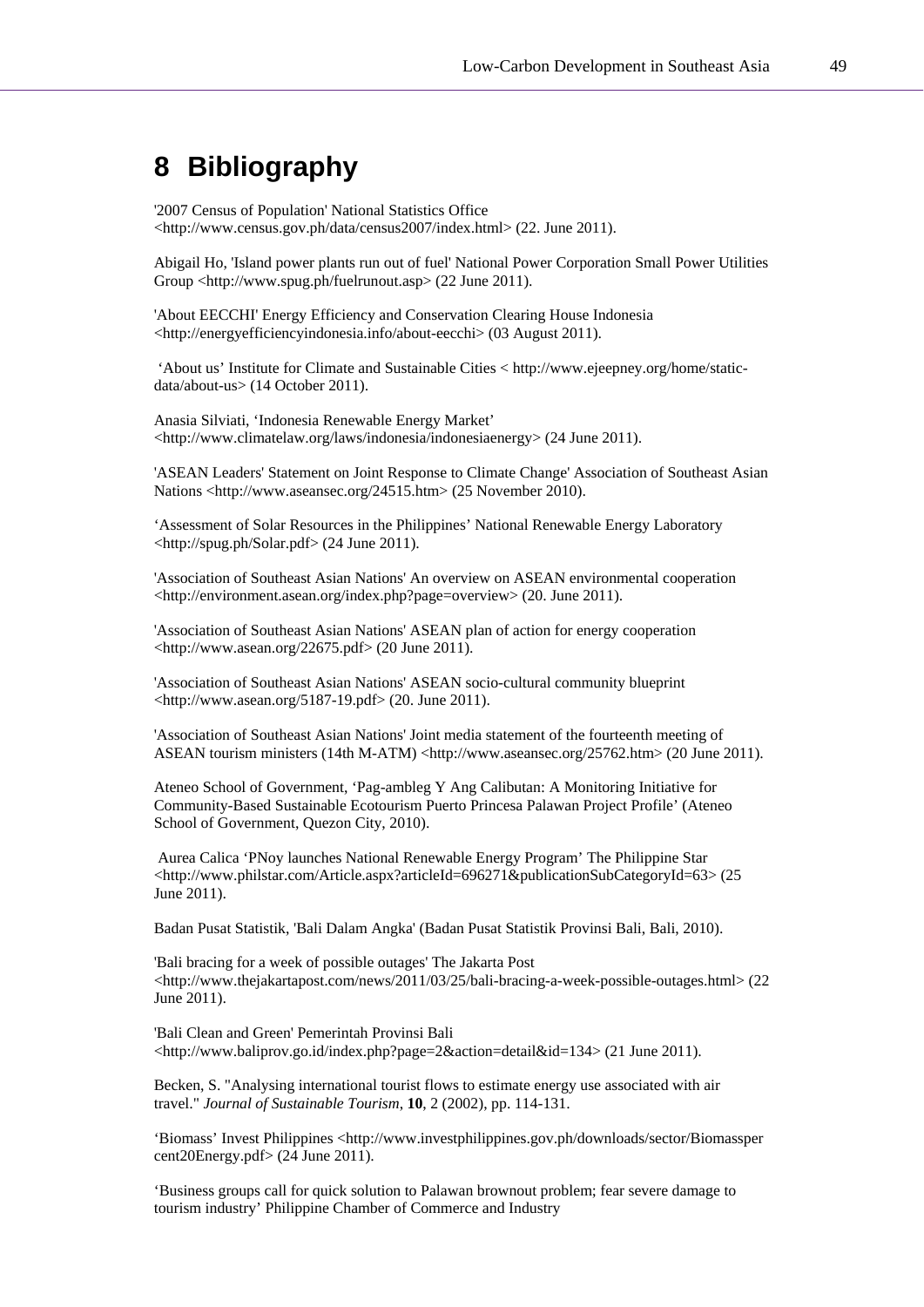# 8 Bibliography

'2007 Census of Population' National Statistics Office <http://www.census.gov.ph/data/census2007/index.html> (22. June 2011).

Abigail Ho, 'Island power plants run out of fuel' National Power Corporation Small Power Utilities Group <http://www.spug.ph/fuelrunout.asp> (22 June 2011).

'About EECCHI' Energy Efficiency and Conservation Clearing House Indonesia <http://energyefficiencyindonesia.info/about-eecchi> (03 August 2011).

'About us' Institute for Climate and Sustainable Cities < http://www.ejeepney.org/home/static-data/about-us> (14 October 2011).

Anasia Silviati, 'Indonesia Renewable Energy Market' <http://www.climatelaw.org/laws/indonesia/indonesiaenergy> (24 June 2011).

'ASEAN Leaders' Statement on Joint Response to Climate Change' Association of Southeast Asian Nations <http://www.aseansec.org/24515.htm> (25 November 2010).

'Assessment of Solar Resources in the Philippines' National Renewable Energy Laboratory <http://spug.ph/Solar.pdf> (24 June 2011).

'Association of Southeast Asian Nations' An overview on ASEAN environmental cooperation <http://environment.asean.org/index.php?page=overview> (20. June 2011).

'Association of Southeast Asian Nations' ASEAN plan of action for energy cooperation <http://www.asean.org/22675.pdf> (20 June 2011).

'Association of Southeast Asian Nations' ASEAN socio-cultural community blueprint <http://www.asean.org/5187-19.pdf> (20. June 2011).

'Association of Southeast Asian Nations' Joint media statement of the fourteenth meeting of ASEAN tourism ministers (14th M-ATM) <http://www.aseansec.org/25762.htm> (20 June 2011).

Ateneo School of Government, 'Pag-ambleg Y Ang Calibutan: A Monitoring Initiative for Community-Based Sustainable Ecotourism Puerto Princesa Palawan Project Profile' (Ateneo School of Government, Quezon City, 2010).

Aurea Calica 'PNoy launches National Renewable Energy Program' The Philippine Star <http://www.philstar.com/Article.aspx?articleId=696271&publicationSubCategoryId=63> (25 June 2011).

Badan Pusat Statistik, 'Bali Dalam Angka' (Badan Pusat Statistik Provinsi Bali, Bali, 2010).

'Bali bracing for a week of possible outages' The Jakarta Post <http://www.thejakartapost.com/news/2011/03/25/bali-bracing-a-week-possible-outages.html> (22 June 2011).

'Bali Clean and Green' Pemerintah Provinsi Bali <http://www.baliprov.go.id/index.php?page=2&action=detail&id=134> (21 June 2011).

Becken, S. "Analysing international tourist flows to estimate energy use associated with air travel." *Journal of Sustainable Tourism*, **10**, 2 (2002), pp. 114-131.

'Biomass' Invest Philippines <http://www.investphilippines.gov.ph/downloads/sector/Biomassper cent20Energy.pdf> (24 June 2011).

'Business groups call for quick solution to Palawan brownout problem; fear severe damage to tourism industry' Philippine Chamber of Commerce and Industry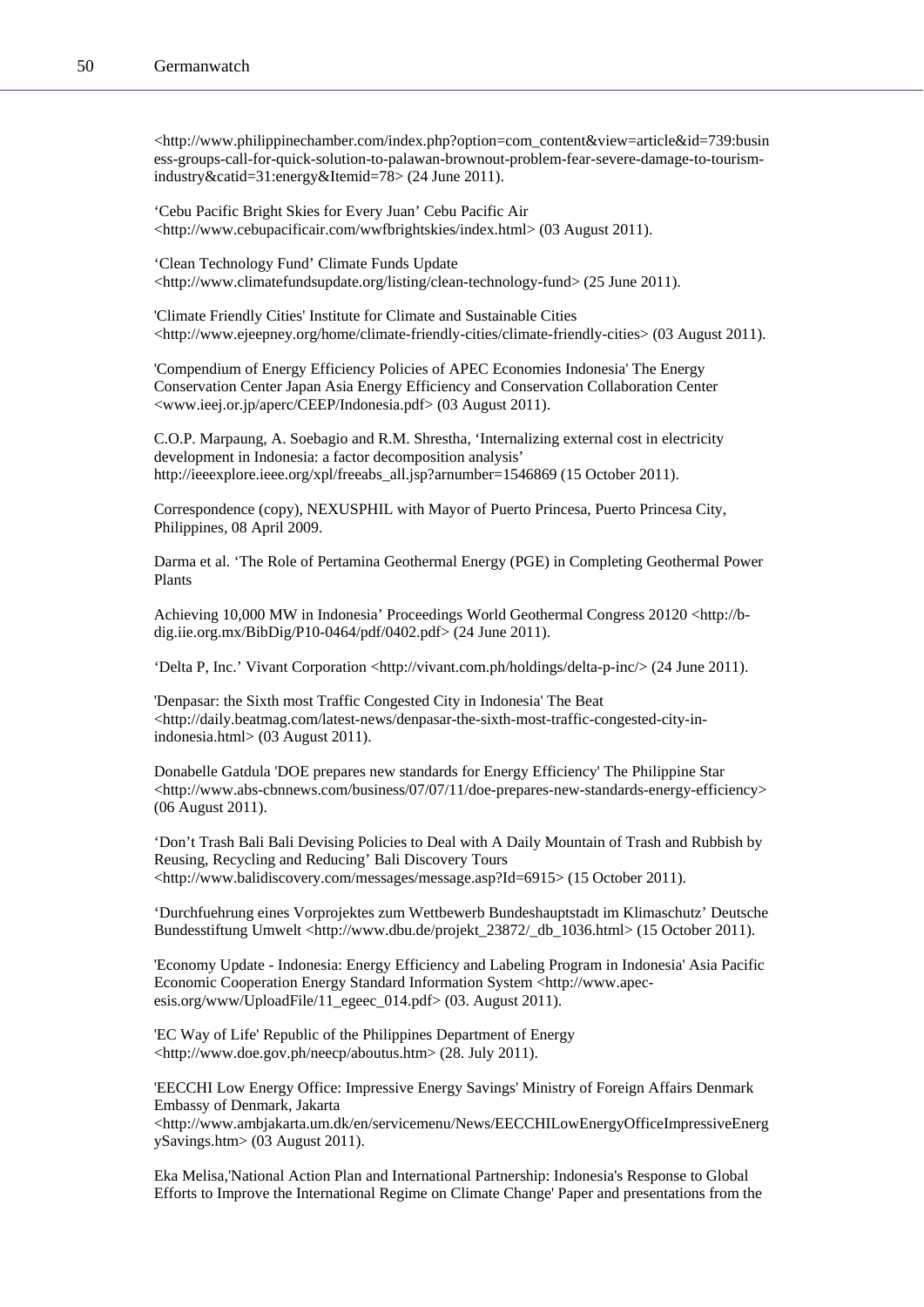<http://www.philippinechamber.com/index.php?option=com_content&view=article&id=739:business-groups-call-for-quick-solution-to-palawan-brownout-problem-fear-severe-damage-to-tourism-industry&catid=31:energy&Itemid=78> (24 June 2011).

'Cebu Pacific Bright Skies for Every Juan' Cebu Pacific Air <http://www.cebupacificair.com/wwfbrightskies/index.html> (03 August 2011).

'Clean Technology Fund' Climate Funds Update <http://www.climatefundsupdate.org/listing/clean-technology-fund> (25 June 2011).

'Climate Friendly Cities' Institute for Climate and Sustainable Cities <http://www.ejeepney.org/home/climate-friendly-cities/climate-friendly-cities> (03 August 2011).

'Compendium of Energy Efficiency Policies of APEC Economies Indonesia' The Energy Conservation Center Japan Asia Energy Efficiency and Conservation Collaboration Center <www.ieej.or.jp/aperc/CEEP/Indonesia.pdf> (03 August 2011).

C.O.P. Marpaung, A. Soebagio and R.M. Shrestha, 'Internalizing external cost in electricity development in Indonesia: a factor decomposition analysis' http://ieeexplore.ieee.org/xpl/freeabs_all.jsp?arnumber=1546869 (15 October 2011).

Correspondence (copy), NEXUSPHIL with Mayor of Puerto Princesa, Puerto Princesa City, Philippines, 08 April 2009.

Darma et al. 'The Role of Pertamina Geothermal Energy (PGE) in Completing Geothermal Power Plants

Achieving 10,000 MW in Indonesia' Proceedings World Geothermal Congress 20120 <http://b-dig.iie.org.mx/BibDig/P10-0464/pdf/0402.pdf> (24 June 2011).

'Delta P, Inc.' Vivant Corporation <http://vivant.com.ph/holdings/delta-p-inc/> (24 June 2011).

'Denpasar: the Sixth most Traffic Congested City in Indonesia' The Beat <http://daily.beatmag.com/latest-news/denpasar-the-sixth-most-traffic-congested-city-in-indonesia.html> (03 August 2011).

Donabelle Gatdula 'DOE prepares new standards for Energy Efficiency' The Philippine Star <http://www.abs-cbnnews.com/business/07/07/11/doe-prepares-new-standards-energy-efficiency> (06 August 2011).

'Don't Trash Bali Bali Devising Policies to Deal with A Daily Mountain of Trash and Rubbish by Reusing, Recycling and Reducing' Bali Discovery Tours <http://www.balidiscovery.com/messages/message.asp?Id=6915> (15 October 2011).

'Durchfuehrung eines Vorprojektes zum Wettbewerb Bundeshauptstadt im Klimaschutz' Deutsche Bundesstiftung Umwelt <http://www.dbu.de/projekt_23872/_db_1036.html> (15 October 2011).

'Economy Update - Indonesia: Energy Efficiency and Labeling Program in Indonesia' Asia Pacific Economic Cooperation Energy Standard Information System <http://www.apec-esis.org/www/UploadFile/11_egeec_014.pdf> (03. August 2011).

'EC Way of Life' Republic of the Philippines Department of Energy <http://www.doe.gov.ph/neecp/aboutus.htm> (28. July 2011).

'EECCHI Low Energy Office: Impressive Energy Savings' Ministry of Foreign Affairs Denmark Embassy of Denmark, Jakarta <http://www.ambjakarta.um.dk/en/servicemenu/News/EECCHILowEnergyOfficeImpressiveEnergySavings.htm> (03 August 2011).

Eka Melisa,'National Action Plan and International Partnership: Indonesia's Response to Global Efforts to Improve the International Regime on Climate Change' Paper and presentations from the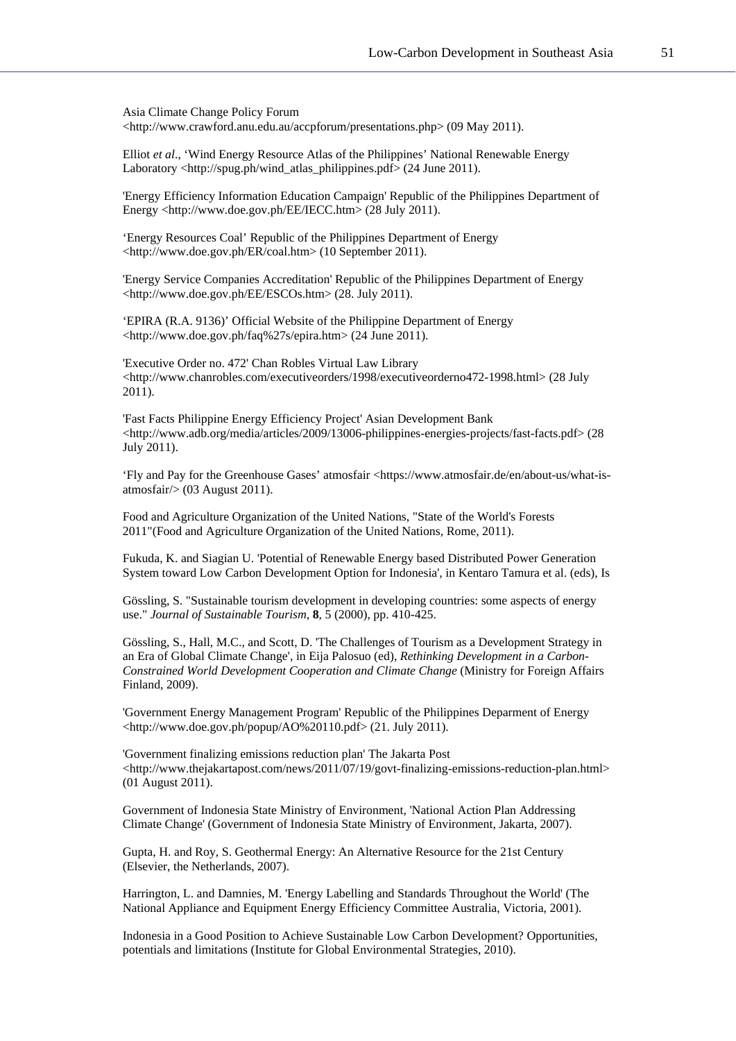Asia Climate Change Policy Forum <http://www.crawford.anu.edu.au/accpforum/presentations.php> (09 May 2011).

Elliot *et al*., 'Wind Energy Resource Atlas of the Philippines' National Renewable Energy Laboratory <http://spug.ph/wind_atlas_philippines.pdf> (24 June 2011).

'Energy Efficiency Information Education Campaign' Republic of the Philippines Department of Energy <http://www.doe.gov.ph/EE/IECC.htm> (28 July 2011).

'Energy Resources Coal' Republic of the Philippines Department of Energy <http://www.doe.gov.ph/ER/coal.htm> (10 September 2011).

'Energy Service Companies Accreditation' Republic of the Philippines Department of Energy <http://www.doe.gov.ph/EE/ESCOs.htm> (28. July 2011).

'EPIRA (R.A. 9136)' Official Website of the Philippine Department of Energy <http://www.doe.gov.ph/faq%27s/epira.htm> (24 June 2011).

'Executive Order no. 472' Chan Robles Virtual Law Library <http://www.chanrobles.com/executiveorders/1998/executiveorderno472-1998.html> (28 July 2011).

'Fast Facts Philippine Energy Efficiency Project' Asian Development Bank <http://www.adb.org/media/articles/2009/13006-philippines-energies-projects/fast-facts.pdf> (28 July 2011).

'Fly and Pay for the Greenhouse Gases' atmosfair <https://www.atmosfair.de/en/about-us/what-is-atmosfair/> (03 August 2011).

Food and Agriculture Organization of the United Nations, "State of the World's Forests 2011"(Food and Agriculture Organization of the United Nations, Rome, 2011).

Fukuda, K. and Siagian U. 'Potential of Renewable Energy based Distributed Power Generation System toward Low Carbon Development Option for Indonesia', in Kentaro Tamura et al. (eds), Is

Gössling, S. "Sustainable tourism development in developing countries: some aspects of energy use." *Journal of Sustainable Tourism*, **8**, 5 (2000), pp. 410-425.

Gössling, S., Hall, M.C., and Scott, D. 'The Challenges of Tourism as a Development Strategy in an Era of Global Climate Change', in Eija Palosuo (ed), *Rethinking Development in a Carbon-Constrained World Development Cooperation and Climate Change* (Ministry for Foreign Affairs Finland, 2009).

'Government Energy Management Program' Republic of the Philippines Deparment of Energy <http://www.doe.gov.ph/popup/AO%20110.pdf> (21. July 2011).

'Government finalizing emissions reduction plan' The Jakarta Post <http://www.thejakartapost.com/news/2011/07/19/govt-finalizing-emissions-reduction-plan.html> (01 August 2011).

Government of Indonesia State Ministry of Environment, 'National Action Plan Addressing Climate Change' (Government of Indonesia State Ministry of Environment, Jakarta, 2007).

Gupta, H. and Roy, S. Geothermal Energy: An Alternative Resource for the 21st Century (Elsevier, the Netherlands, 2007).

Harrington, L. and Damnies, M. 'Energy Labelling and Standards Throughout the World' (The National Appliance and Equipment Energy Efficiency Committee Australia, Victoria, 2001).

Indonesia in a Good Position to Achieve Sustainable Low Carbon Development? Opportunities, potentials and limitations (Institute for Global Environmental Strategies, 2010).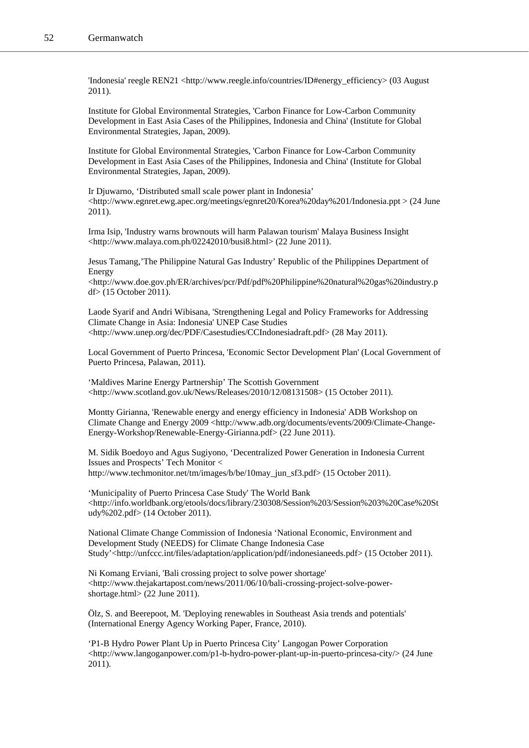'Indonesia' reegle REN21 <http://www.reegle.info/countries/ID#energy_efficiency> (03 August 2011).

Institute for Global Environmental Strategies, 'Carbon Finance for Low-Carbon Community Development in East Asia Cases of the Philippines, Indonesia and China' (Institute for Global Environmental Strategies, Japan, 2009).

Institute for Global Environmental Strategies, 'Carbon Finance for Low-Carbon Community Development in East Asia Cases of the Philippines, Indonesia and China' (Institute for Global Environmental Strategies, Japan, 2009).

Ir Djuwarno, 'Distributed small scale power plant in Indonesia' <http://www.egnret.ewg.apec.org/meetings/egnret20/Korea%20day%201/Indonesia.ppt > (24 June 2011).

Irma Isip, 'Industry warns brownouts will harm Palawan tourism' Malaya Business Insight <http://www.malaya.com.ph/02242010/busi8.html> (22 June 2011).

Jesus Tamang,'The Philippine Natural Gas Industry' Republic of the Philippines Department of Energy <http://www.doe.gov.ph/ER/archives/pcr/Pdf/pdf%20Philippine%20natural%20gas%20industry.pdf> (15 October 2011).

Laode Syarif and Andri Wibisana, 'Strengthening Legal and Policy Frameworks for Addressing Climate Change in Asia: Indonesia' UNEP Case Studies <http://www.unep.org/dec/PDF/Casestudies/CCIndonesiadraft.pdf> (28 May 2011).

Local Government of Puerto Princesa, 'Economic Sector Development Plan' (Local Government of Puerto Princesa, Palawan, 2011).

'Maldives Marine Energy Partnership' The Scottish Government <http://www.scotland.gov.uk/News/Releases/2010/12/08131508> (15 October 2011).

Montty Girianna, 'Renewable energy and energy efficiency in Indonesia' ADB Workshop on Climate Change and Energy 2009 <http://www.adb.org/documents/events/2009/Climate-Change-Energy-Workshop/Renewable-Energy-Girianna.pdf> (22 June 2011).

M. Sidik Boedoyo and Agus Sugiyono, 'Decentralized Power Generation in Indonesia Current Issues and Prospects' Tech Monitor < http://www.techmonitor.net/tm/images/b/be/10may_jun_sf3.pdf> (15 October 2011).

'Municipality of Puerto Princesa Case Study' The World Bank <http://info.worldbank.org/etools/docs/library/230308/Session%203/Session%203%20Case%20Study%202.pdf> (14 October 2011).

National Climate Change Commission of Indonesia 'National Economic, Environment and Development Study (NEEDS) for Climate Change Indonesia Case Study'<http://unfccc.int/files/adaptation/application/pdf/indonesianeeds.pdf> (15 October 2011).

Ni Komang Erviani, 'Bali crossing project to solve power shortage' <http://www.thejakartapost.com/news/2011/06/10/bali-crossing-project-solve-power-shortage.html> (22 June 2011).

Ölz, S. and Beerepoot, M. 'Deploying renewables in Southeast Asia trends and potentials' (International Energy Agency Working Paper, France, 2010).

'P1-B Hydro Power Plant Up in Puerto Princesa City' Langogan Power Corporation <http://www.langoganpower.com/p1-b-hydro-power-plant-up-in-puerto-princesa-city/> (24 June 2011).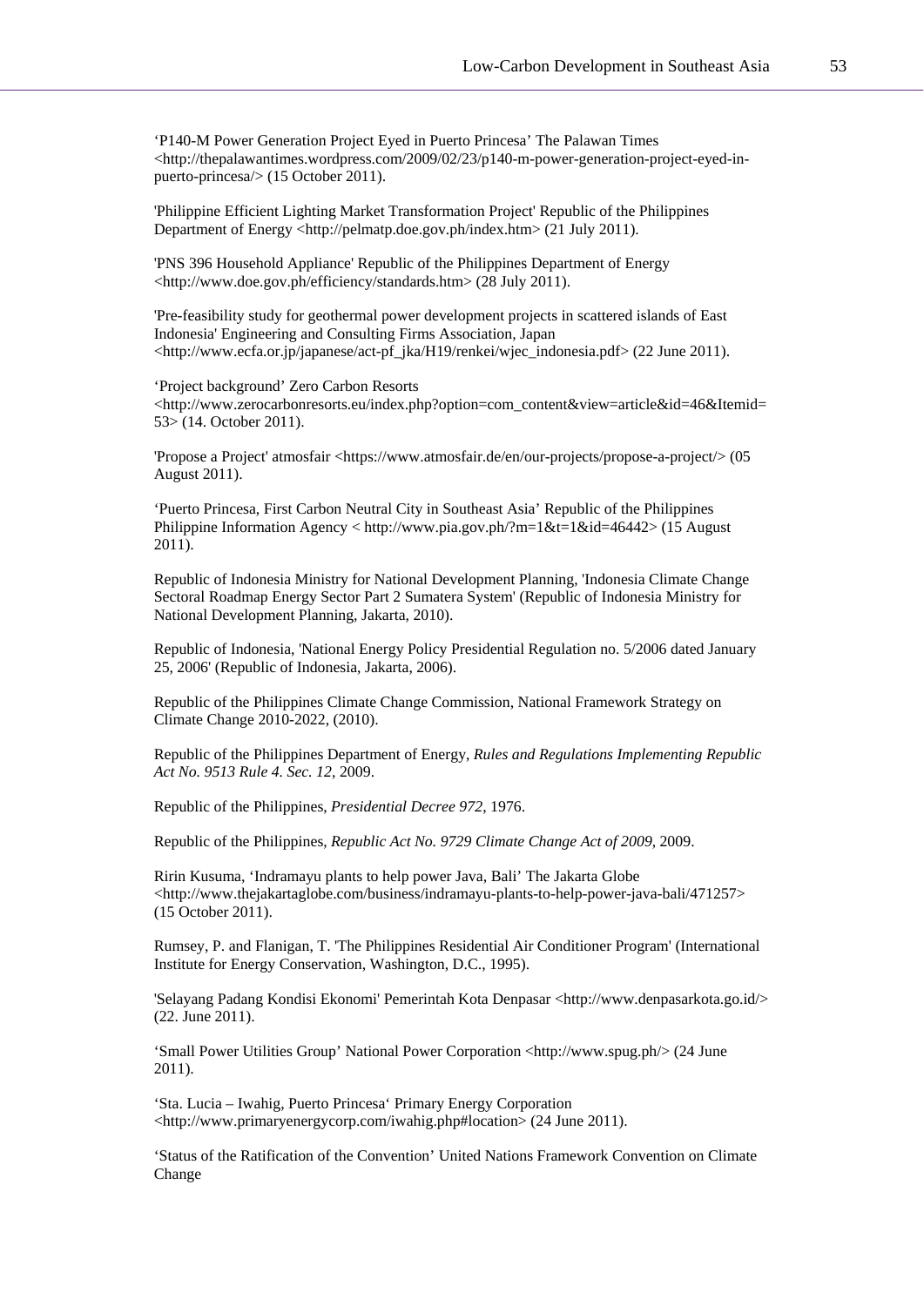'P140-M Power Generation Project Eyed in Puerto Princesa' The Palawan Times <http://thepalawantimes.wordpress.com/2009/02/23/p140-m-power-generation-project-eyed-in-puerto-princesa/> (15 October 2011).

'Philippine Efficient Lighting Market Transformation Project' Republic of the Philippines Department of Energy <http://pelmatp.doe.gov.ph/index.htm> (21 July 2011).

'PNS 396 Household Appliance' Republic of the Philippines Department of Energy <http://www.doe.gov.ph/efficiency/standards.htm> (28 July 2011).

'Pre-feasibility study for geothermal power development projects in scattered islands of East Indonesia' Engineering and Consulting Firms Association, Japan <http://www.ecfa.or.jp/japanese/act-pf_jka/H19/renkei/wjec_indonesia.pdf> (22 June 2011).

'Project background' Zero Carbon Resorts <http://www.zerocarbonresorts.eu/index.php?option=com_content&view=article&id=46&Itemid=53> (14. October 2011).

'Propose a Project' atmosfair <https://www.atmosfair.de/en/our-projects/propose-a-project/> (05 August 2011).

'Puerto Princesa, First Carbon Neutral City in Southeast Asia' Republic of the Philippines Philippine Information Agency < http://www.pia.gov.ph/?m=1&t=1&id=46442> (15 August 2011).

Republic of Indonesia Ministry for National Development Planning, 'Indonesia Climate Change Sectoral Roadmap Energy Sector Part 2 Sumatera System' (Republic of Indonesia Ministry for National Development Planning, Jakarta, 2010).

Republic of Indonesia, 'National Energy Policy Presidential Regulation no. 5/2006 dated January 25, 2006' (Republic of Indonesia, Jakarta, 2006).

Republic of the Philippines Climate Change Commission, National Framework Strategy on Climate Change 2010-2022, (2010).

Republic of the Philippines Department of Energy, *Rules and Regulations Implementing Republic Act No. 9513 Rule 4. Sec. 12*, 2009.

Republic of the Philippines, *Presidential Decree 972*, 1976.

Republic of the Philippines, *Republic Act No. 9729 Climate Change Act of 2009*, 2009.

Ririn Kusuma, 'Indramayu plants to help power Java, Bali' The Jakarta Globe <http://www.thejakartaglobe.com/business/indramayu-plants-to-help-power-java-bali/471257> (15 October 2011).

Rumsey, P. and Flanigan, T. 'The Philippines Residential Air Conditioner Program' (International Institute for Energy Conservation, Washington, D.C., 1995).

'Selayang Padang Kondisi Ekonomi' Pemerintah Kota Denpasar <http://www.denpasarkota.go.id/> (22. June 2011).

'Small Power Utilities Group' National Power Corporation <http://www.spug.ph/> (24 June 2011).

'Sta. Lucia – Iwahig, Puerto Princesa' Primary Energy Corporation <http://www.primaryenergycorp.com/iwahig.php#location> (24 June 2011).

'Status of the Ratification of the Convention' United Nations Framework Convention on Climate Change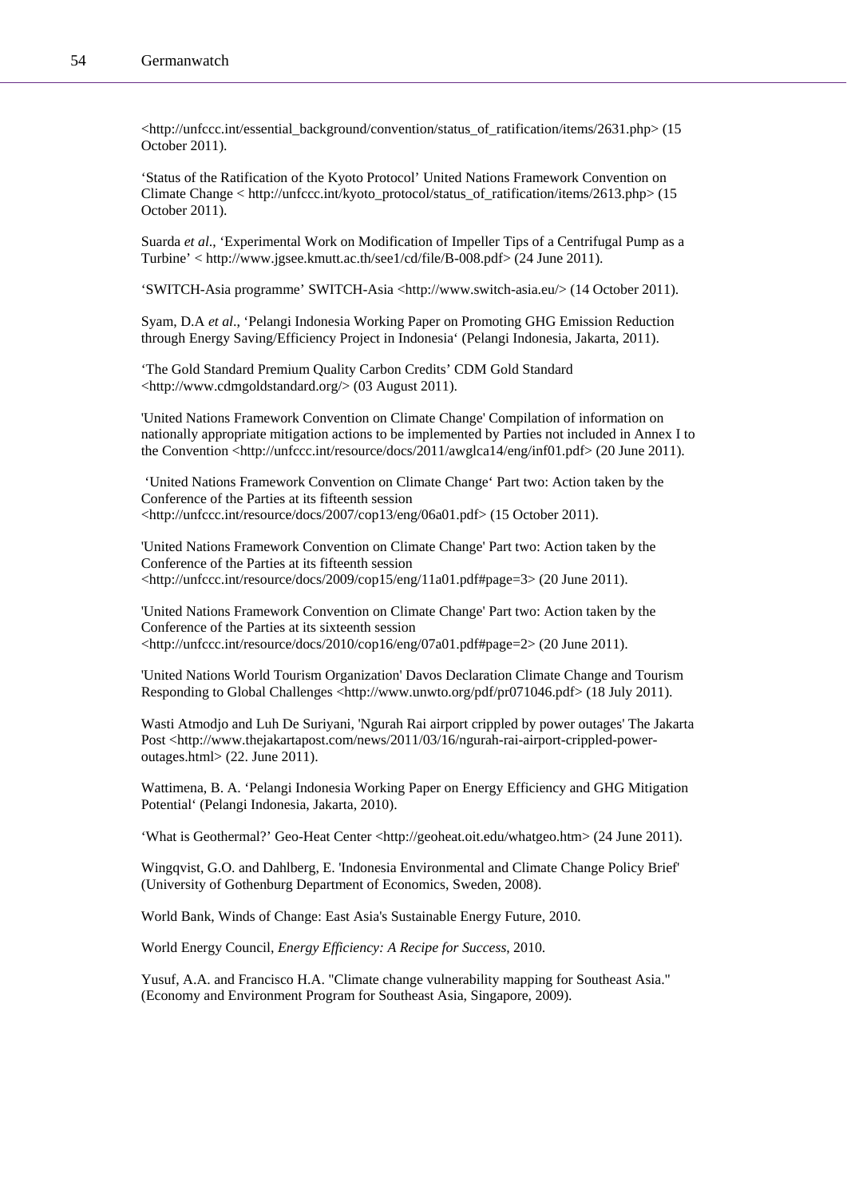<http://unfccc.int/essential_background/convention/status_of_ratification/items/2631.php> (15 October 2011).

'Status of the Ratification of the Kyoto Protocol' United Nations Framework Convention on Climate Change < http://unfccc.int/kyoto_protocol/status_of_ratification/items/2613.php> (15 October 2011).

Suarda *et al*., 'Experimental Work on Modification of Impeller Tips of a Centrifugal Pump as a Turbine' < http://www.jgsee.kmutt.ac.th/see1/cd/file/B-008.pdf> (24 June 2011).

'SWITCH-Asia programme' SWITCH-Asia <http://www.switch-asia.eu/> (14 October 2011).

Syam, D.A *et al*., 'Pelangi Indonesia Working Paper on Promoting GHG Emission Reduction through Energy Saving/Efficiency Project in Indonesia' (Pelangi Indonesia, Jakarta, 2011).

'The Gold Standard Premium Quality Carbon Credits' CDM Gold Standard <http://www.cdmgoldstandard.org/> (03 August 2011).

'United Nations Framework Convention on Climate Change' Compilation of information on nationally appropriate mitigation actions to be implemented by Parties not included in Annex I to the Convention <http://unfccc.int/resource/docs/2011/awglca14/eng/inf01.pdf> (20 June 2011).

'United Nations Framework Convention on Climate Change' Part two: Action taken by the Conference of the Parties at its fifteenth session <http://unfccc.int/resource/docs/2007/cop13/eng/06a01.pdf> (15 October 2011).

'United Nations Framework Convention on Climate Change' Part two: Action taken by the Conference of the Parties at its fifteenth session <http://unfccc.int/resource/docs/2009/cop15/eng/11a01.pdf#page=3> (20 June 2011).

'United Nations Framework Convention on Climate Change' Part two: Action taken by the Conference of the Parties at its sixteenth session <http://unfccc.int/resource/docs/2010/cop16/eng/07a01.pdf#page=2> (20 June 2011).

'United Nations World Tourism Organization' Davos Declaration Climate Change and Tourism Responding to Global Challenges <http://www.unwto.org/pdf/pr071046.pdf> (18 July 2011).

Wasti Atmodjo and Luh De Suriyani, 'Ngurah Rai airport crippled by power outages' The Jakarta Post <http://www.thejakartapost.com/news/2011/03/16/ngurah-rai-airport-crippled-power-outages.html> (22. June 2011).

Wattimena, B. A. 'Pelangi Indonesia Working Paper on Energy Efficiency and GHG Mitigation Potential' (Pelangi Indonesia, Jakarta, 2010).

'What is Geothermal?' Geo-Heat Center <http://geoheat.oit.edu/whatgeo.htm> (24 June 2011).

Wingqvist, G.O. and Dahlberg, E. 'Indonesia Environmental and Climate Change Policy Brief' (University of Gothenburg Department of Economics, Sweden, 2008).

World Bank, Winds of Change: East Asia's Sustainable Energy Future, 2010.

World Energy Council, *Energy Efficiency: A Recipe for Success*, 2010.

Yusuf, A.A. and Francisco H.A. "Climate change vulnerability mapping for Southeast Asia." (Economy and Environment Program for Southeast Asia, Singapore, 2009).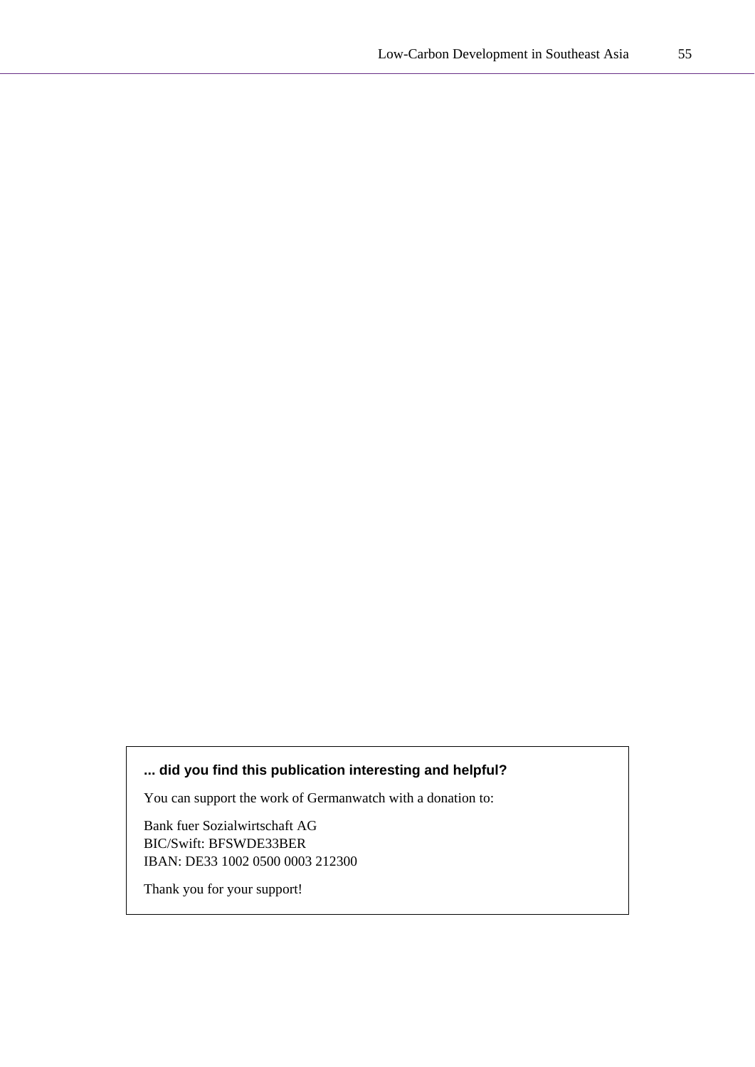**... did you find this publication interesting and helpful?**

You can support the work of Germanwatch with a donation to:

Bank fuer Sozialwirtschaft AG
BIC/Swift: BFSWDE33BER
IBAN: DE33 1002 0500 0003 212300

Thank you for your support!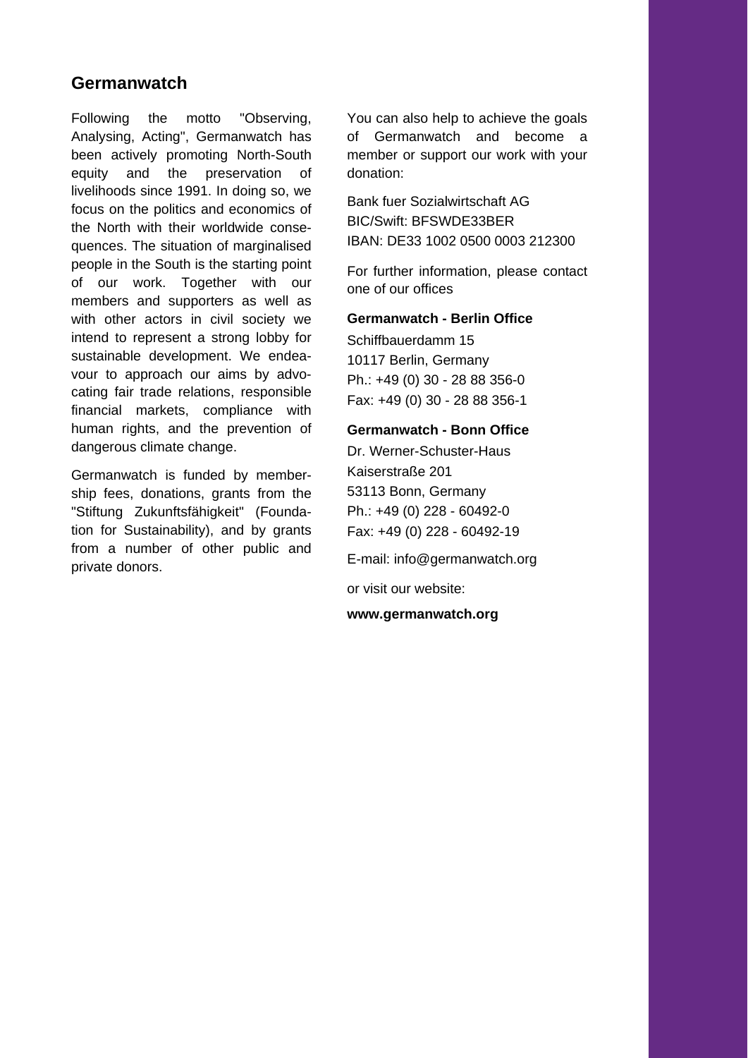## Germanwatch

Following the motto "Observing, Analysing, Acting", Germanwatch has been actively promoting North-South equity and the preservation of livelihoods since 1991. In doing so, we focus on the politics and economics of the North with their worldwide consequences. The situation of marginalised people in the South is the starting point of our work. Together with our members and supporters as well as with other actors in civil society we intend to represent a strong lobby for sustainable development. We endeavour to approach our aims by advocating fair trade relations, responsible financial markets, compliance with human rights, and the prevention of dangerous climate change.

Germanwatch is funded by membership fees, donations, grants from the "Stiftung Zukunftsfähigkeit" (Foundation for Sustainability), and by grants from a number of other public and private donors.

You can also help to achieve the goals of Germanwatch and become a member or support our work with your donation:

Bank fuer Sozialwirtschaft AG
BIC/Swift: BFSWDE33BER
IBAN: DE33 1002 0500 0003 212300

For further information, please contact one of our offices

**Germanwatch - Berlin Office**

Schiffbauerdamm 15
10117 Berlin, Germany
Ph.: +49 (0) 30 - 28 88 356-0
Fax: +49 (0) 30 - 28 88 356-1

**Germanwatch - Bonn Office**

Dr. Werner-Schuster-Haus
Kaiserstraße 201
53113 Bonn, Germany
Ph.: +49 (0) 228 - 60492-0
Fax: +49 (0) 228 - 60492-19

E-mail: info@germanwatch.org

or visit our website:

**www.germanwatch.org**